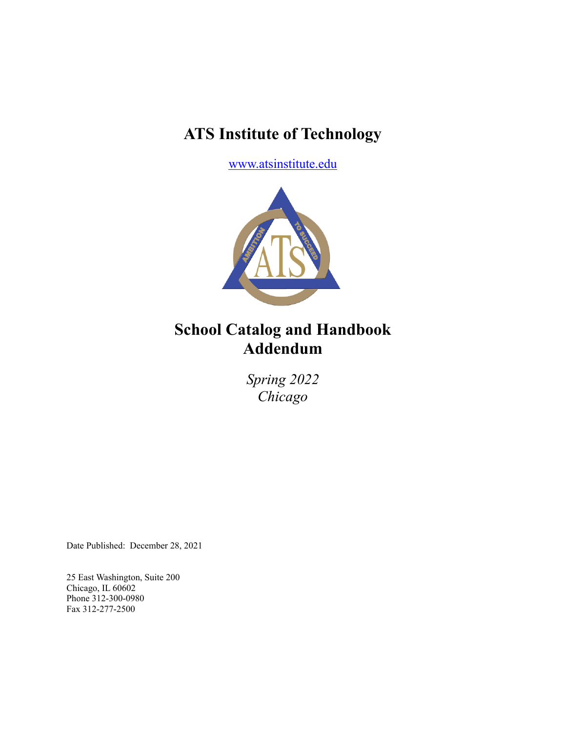# ATS Institute of Technology

www.atsinstitute.edu

# School Catalog and Handbook Addendum

*Spring 2022*
*Chicago*

Date Published: December 28, 2021

25 East Washington, Suite 200
Chicago, IL 60602
Phone 312-300-0980
Fax 312-277-2500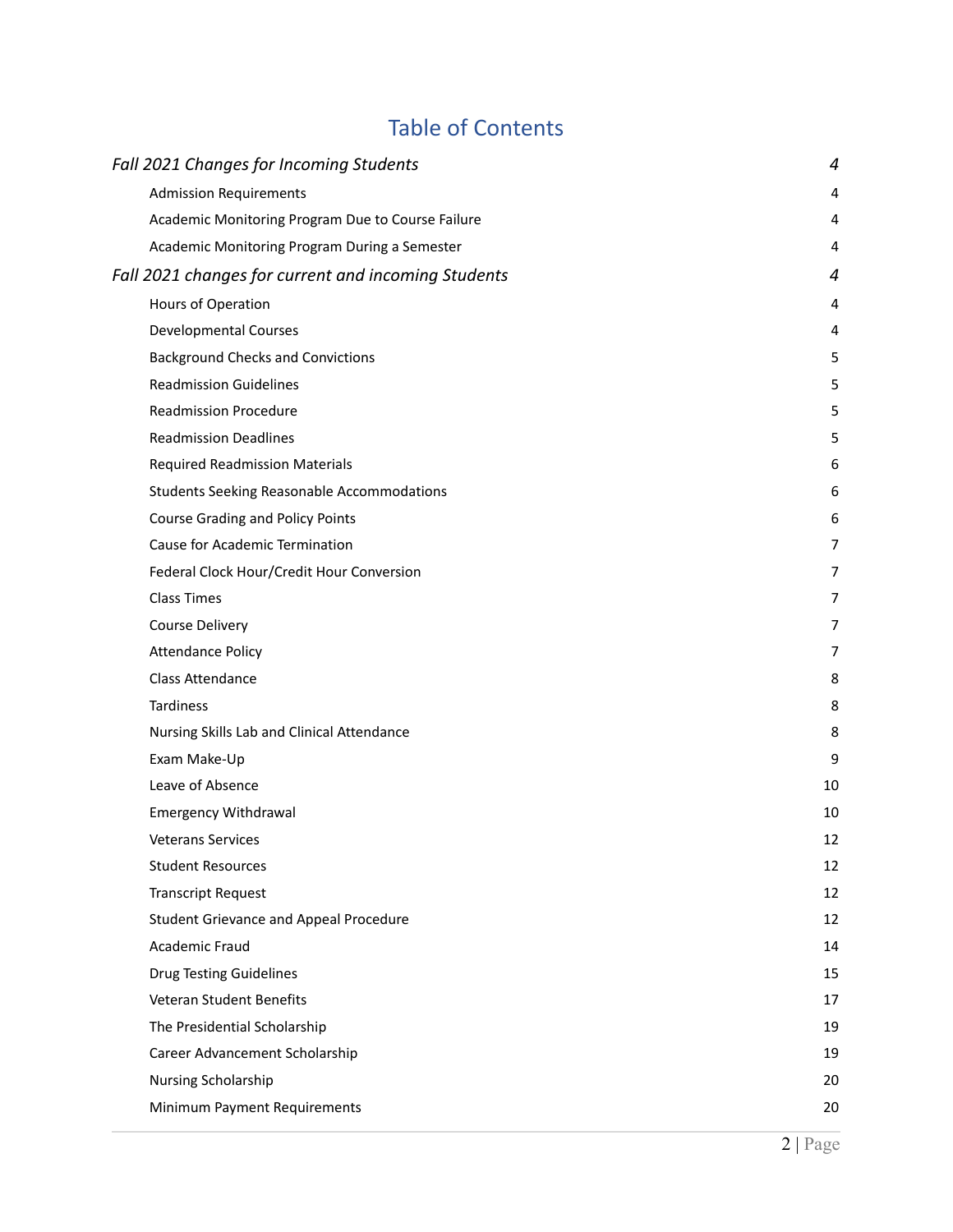# Table of Contents

| | |
|---|---|
| *Fall 2021 Changes for Incoming Students* | *4* |
| Admission Requirements | 4 |
| Academic Monitoring Program Due to Course Failure | 4 |
| Academic Monitoring Program During a Semester | 4 |
| *Fall 2021 changes for current and incoming Students* | *4* |
| Hours of Operation | 4 |
| Developmental Courses | 4 |
| Background Checks and Convictions | 5 |
| Readmission Guidelines | 5 |
| Readmission Procedure | 5 |
| Readmission Deadlines | 5 |
| Required Readmission Materials | 6 |
| Students Seeking Reasonable Accommodations | 6 |
| Course Grading and Policy Points | 6 |
| Cause for Academic Termination | 7 |
| Federal Clock Hour/Credit Hour Conversion | 7 |
| Class Times | 7 |
| Course Delivery | 7 |
| Attendance Policy | 7 |
| Class Attendance | 8 |
| Tardiness | 8 |
| Nursing Skills Lab and Clinical Attendance | 8 |
| Exam Make-Up | 9 |
| Leave of Absence | 10 |
| Emergency Withdrawal | 10 |
| Veterans Services | 12 |
| Student Resources | 12 |
| Transcript Request | 12 |
| Student Grievance and Appeal Procedure | 12 |
| Academic Fraud | 14 |
| Drug Testing Guidelines | 15 |
| Veteran Student Benefits | 17 |
| The Presidential Scholarship | 19 |
| Career Advancement Scholarship | 19 |
| Nursing Scholarship | 20 |
| Minimum Payment Requirements | 20 |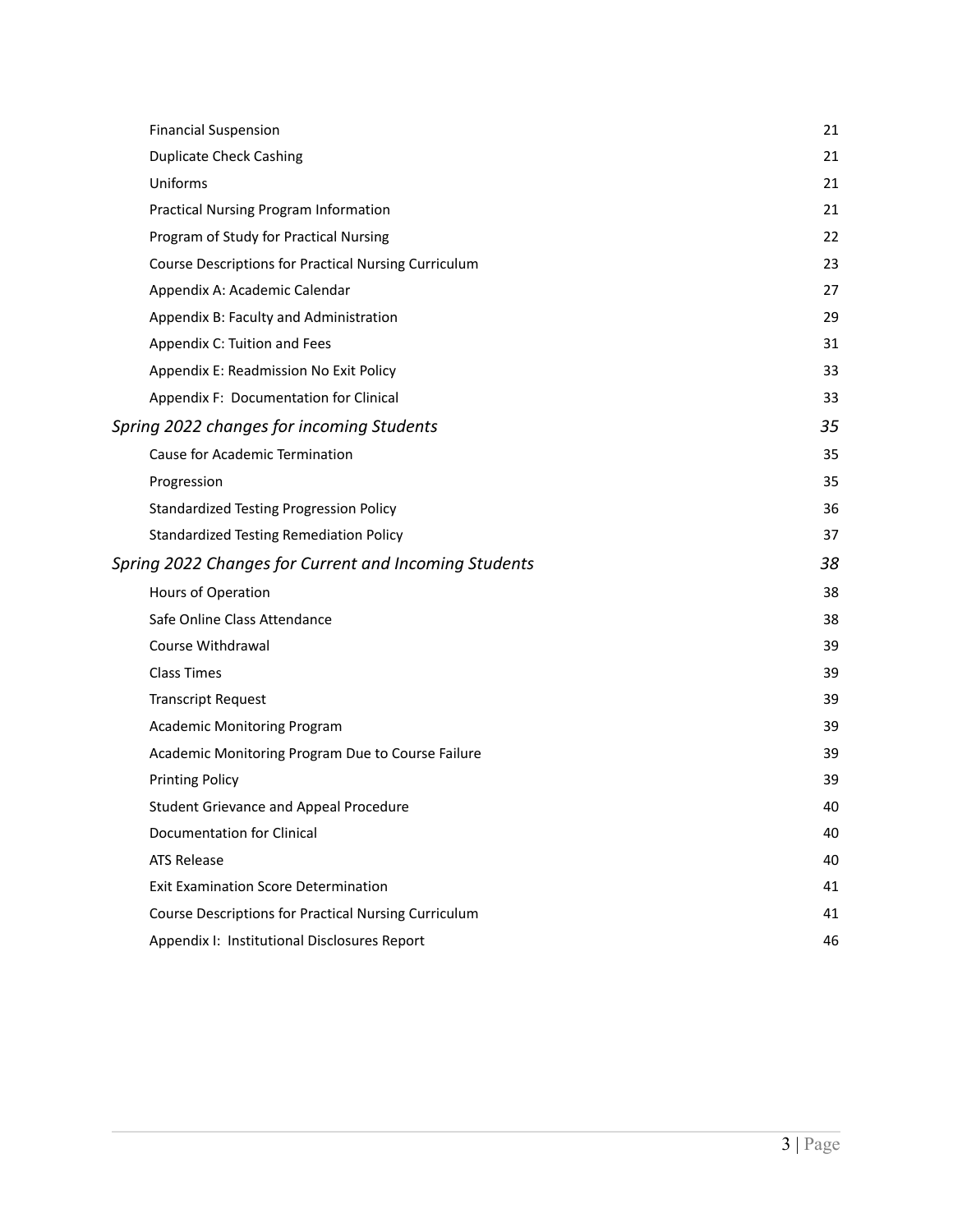| | |
|---|---|
| Financial Suspension | 21 |
| Duplicate Check Cashing | 21 |
| Uniforms | 21 |
| Practical Nursing Program Information | 21 |
| Program of Study for Practical Nursing | 22 |
| Course Descriptions for Practical Nursing Curriculum | 23 |
| Appendix A: Academic Calendar | 27 |
| Appendix B: Faculty and Administration | 29 |
| Appendix C: Tuition and Fees | 31 |
| Appendix E: Readmission No Exit Policy | 33 |
| Appendix F: Documentation for Clinical | 33 |
| *Spring 2022 changes for incoming Students* | *35* |
| Cause for Academic Termination | 35 |
| Progression | 35 |
| Standardized Testing Progression Policy | 36 |
| Standardized Testing Remediation Policy | 37 |
| *Spring 2022 Changes for Current and Incoming Students* | *38* |
| Hours of Operation | 38 |
| Safe Online Class Attendance | 38 |
| Course Withdrawal | 39 |
| Class Times | 39 |
| Transcript Request | 39 |
| Academic Monitoring Program | 39 |
| Academic Monitoring Program Due to Course Failure | 39 |
| Printing Policy | 39 |
| Student Grievance and Appeal Procedure | 40 |
| Documentation for Clinical | 40 |
| ATS Release | 40 |
| Exit Examination Score Determination | 41 |
| Course Descriptions for Practical Nursing Curriculum | 41 |
| Appendix I: Institutional Disclosures Report | 46 |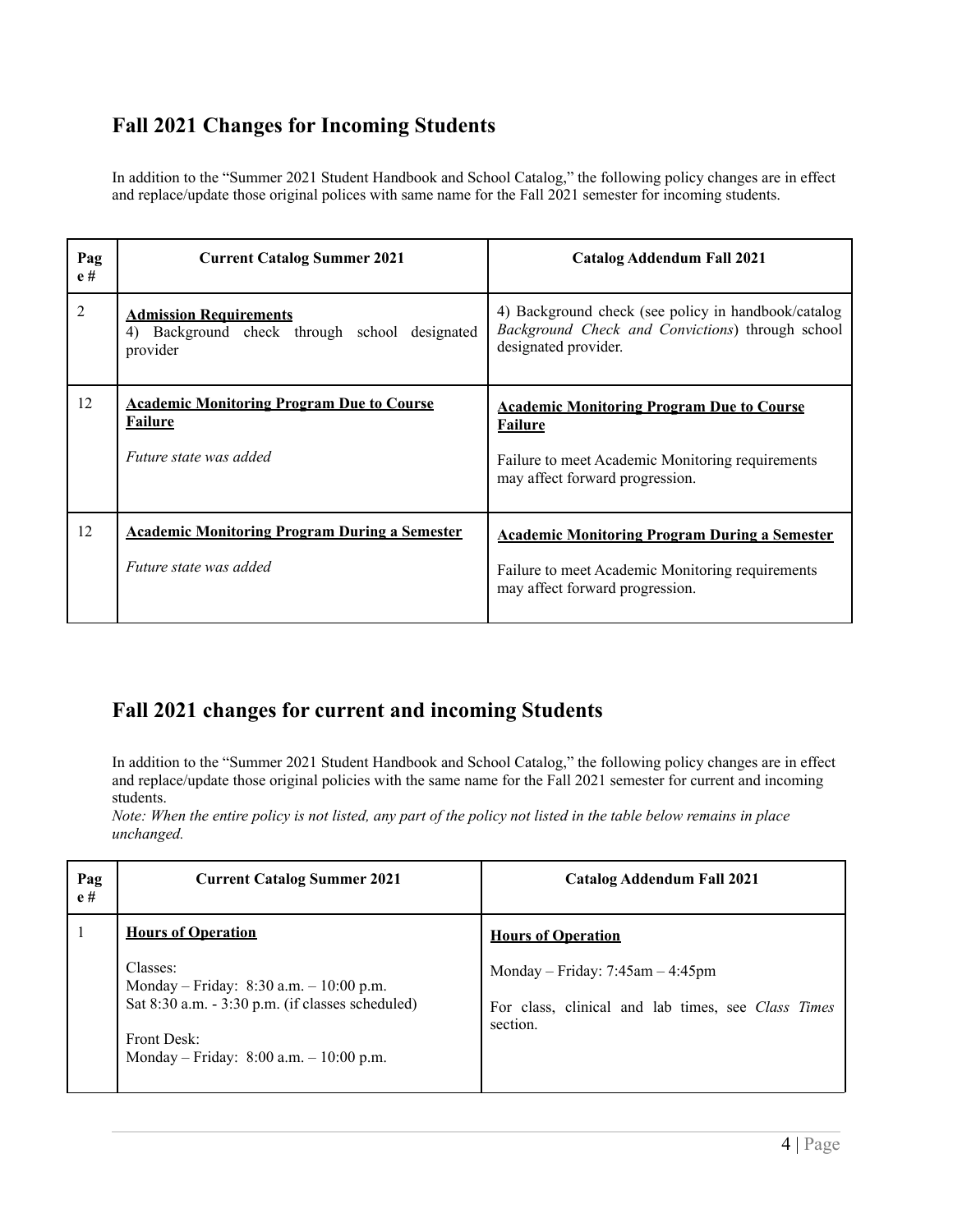## Fall 2021 Changes for Incoming Students

In addition to the "Summer 2021 Student Handbook and School Catalog," the following policy changes are in effect and replace/update those original polices with same name for the Fall 2021 semester for incoming students.

| Page # | Current Catalog Summer 2021 | Catalog Addendum Fall 2021 |
|---|---|---|
| 2 | **Admission Requirements**<br>4) Background check through school designated provider | 4) Background check (see policy in handbook/catalog *Background Check and Convictions*) through school designated provider. |
| 12 | **Academic Monitoring Program Due to Course Failure**<br><br>*Future state was added* | **Academic Monitoring Program Due to Course Failure**<br><br>Failure to meet Academic Monitoring requirements may affect forward progression. |
| 12 | **Academic Monitoring Program During a Semester**<br><br>*Future state was added* | **Academic Monitoring Program During a Semester**<br><br>Failure to meet Academic Monitoring requirements may affect forward progression. |

## Fall 2021 changes for current and incoming Students

In addition to the "Summer 2021 Student Handbook and School Catalog," the following policy changes are in effect and replace/update those original policies with the same name for the Fall 2021 semester for current and incoming students.
*Note: When the entire policy is not listed, any part of the policy not listed in the table below remains in place unchanged.*

| Page # | Current Catalog Summer 2021 | Catalog Addendum Fall 2021 |
|---|---|---|
| 1 | **Hours of Operation**<br><br>Classes:<br>Monday – Friday: 8:30 a.m. – 10:00 p.m.<br>Sat 8:30 a.m. - 3:30 p.m. (if classes scheduled)<br><br>Front Desk:<br>Monday – Friday: 8:00 a.m. – 10:00 p.m. | **Hours of Operation**<br><br>Monday – Friday: 7:45am – 4:45pm<br><br>For class, clinical and lab times, see *Class Times* section. |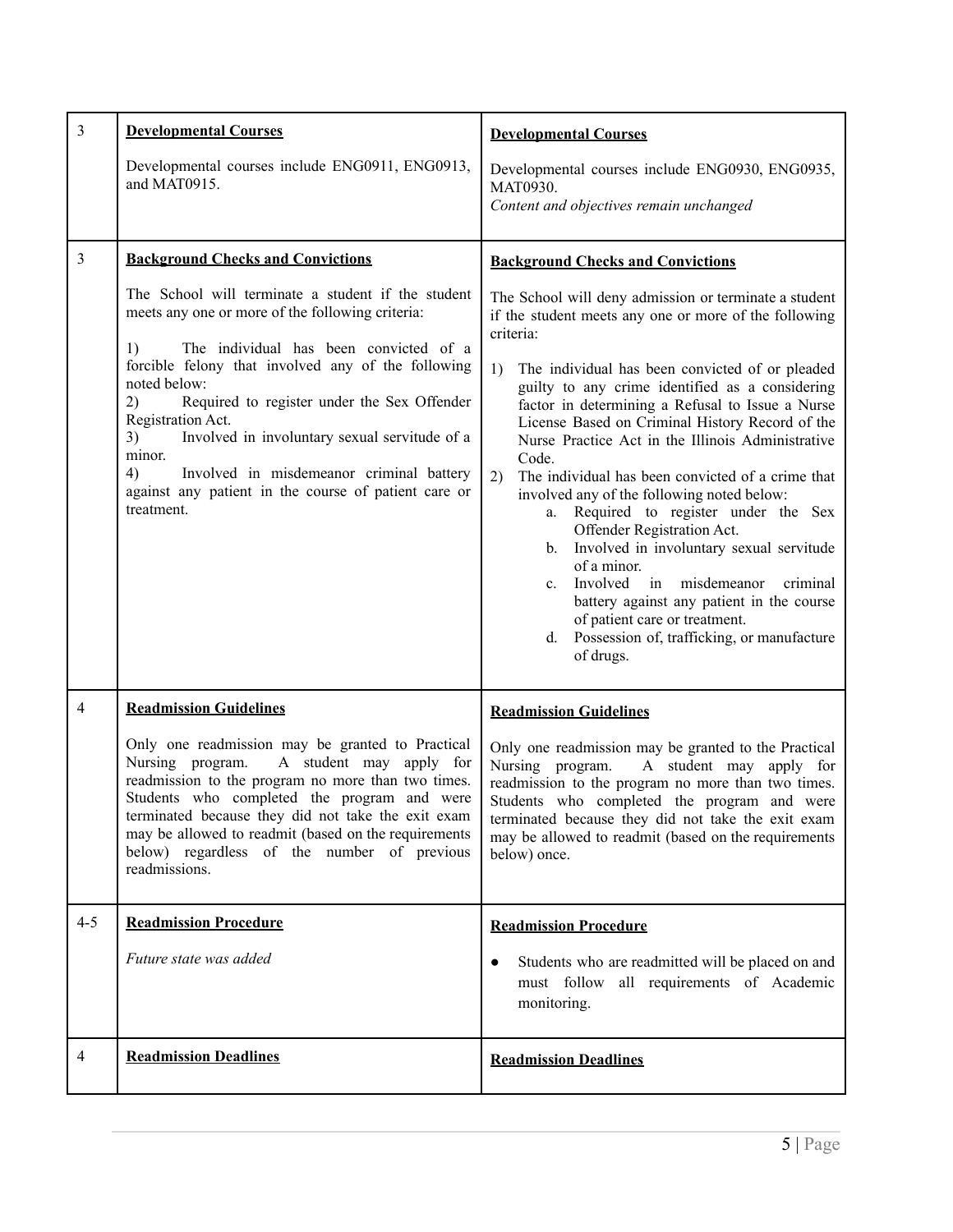| 3 | **Developmental Courses**<br><br>Developmental courses include ENG0911, ENG0913, and MAT0915. | **Developmental Courses**<br><br>Developmental courses include ENG0930, ENG0935, MAT0930.<br>*Content and objectives remain unchanged* |
|---|---|---|
| 3 | **Background Checks and Convictions**<br><br>The School will terminate a student if the student meets any one or more of the following criteria:<br><br>1) The individual has been convicted of a forcible felony that involved any of the following noted below:<br>2) Required to register under the Sex Offender Registration Act.<br>3) Involved in involuntary sexual servitude of a minor.<br>4) Involved in misdemeanor criminal battery against any patient in the course of patient care or treatment. | **Background Checks and Convictions**<br><br>The School will deny admission or terminate a student if the student meets any one or more of the following criteria:<br><br>1) The individual has been convicted of or pleaded guilty to any crime identified as a considering factor in determining a Refusal to Issue a Nurse License Based on Criminal History Record of the Nurse Practice Act in the Illinois Administrative Code.<br>2) The individual has been convicted of a crime that involved any of the following noted below:<br>a. Required to register under the Sex Offender Registration Act.<br>b. Involved in involuntary sexual servitude of a minor.<br>c. Involved in misdemeanor criminal battery against any patient in the course of patient care or treatment.<br>d. Possession of, trafficking, or manufacture of drugs. |
| 4 | **Readmission Guidelines**<br><br>Only one readmission may be granted to Practical Nursing program. A student may apply for readmission to the program no more than two times. Students who completed the program and were terminated because they did not take the exit exam may be allowed to readmit (based on the requirements below) regardless of the number of previous readmissions. | **Readmission Guidelines**<br><br>Only one readmission may be granted to the Practical Nursing program. A student may apply for readmission to the program no more than two times. Students who completed the program and were terminated because they did not take the exit exam may be allowed to readmit (based on the requirements below) once. |
| 4-5 | **Readmission Procedure**<br><br>*Future state was added* | **Readmission Procedure**<br><br>• Students who are readmitted will be placed on and must follow all requirements of Academic monitoring. |
| 4 | **Readmission Deadlines** | **Readmission Deadlines** |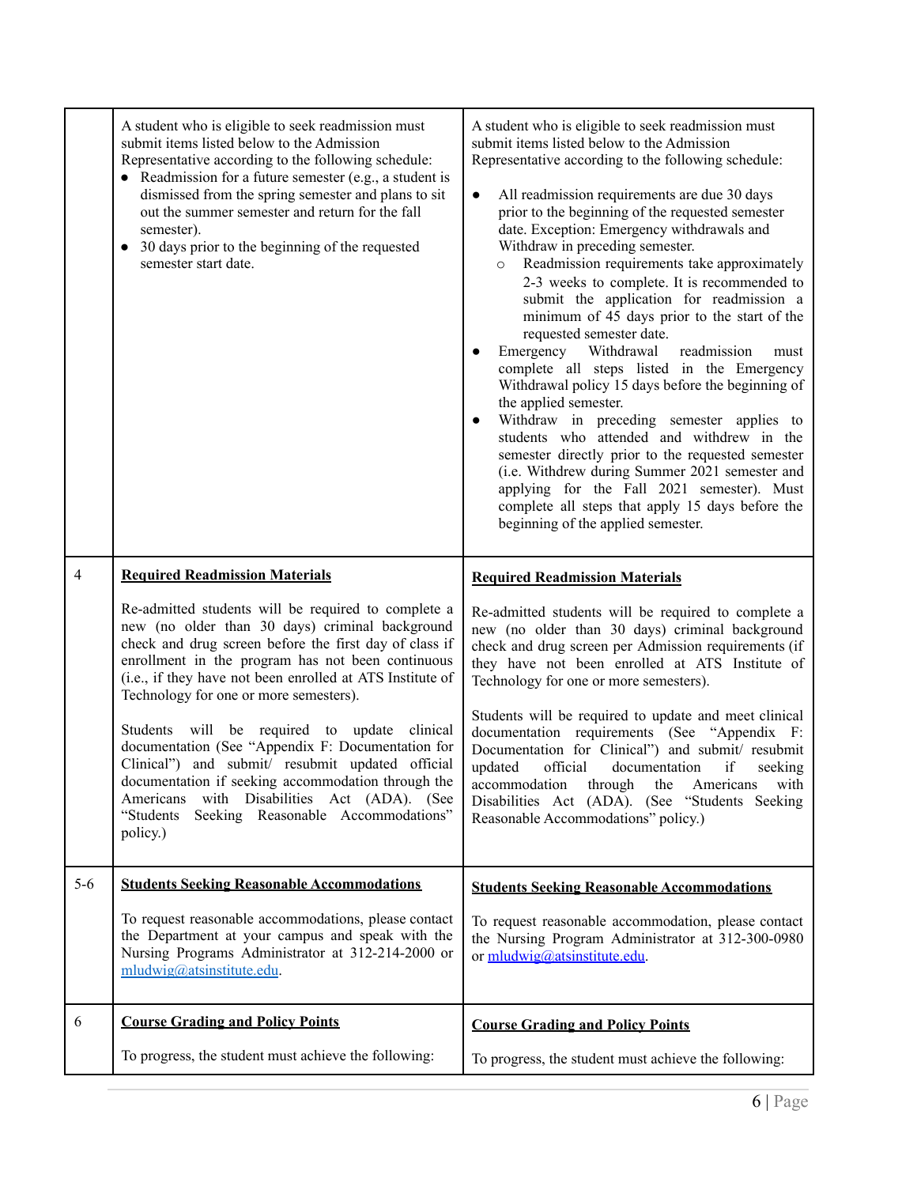| | | |
|---|---|---|
| | A student who is eligible to seek readmission must submit items listed below to the Admission Representative according to the following schedule:<br>• Readmission for a future semester (e.g., a student is dismissed from the spring semester and plans to sit out the summer semester and return for the fall semester).<br>• 30 days prior to the beginning of the requested semester start date. | A student who is eligible to seek readmission must submit items listed below to the Admission Representative according to the following schedule:<br><br>• All readmission requirements are due 30 days prior to the beginning of the requested semester date. Exception: Emergency withdrawals and Withdraw in preceding semester.<br>&nbsp;&nbsp;&nbsp;&nbsp;○ Readmission requirements take approximately 2-3 weeks to complete. It is recommended to submit the application for readmission a minimum of 45 days prior to the start of the requested semester date.<br>• Emergency Withdrawal readmission must complete all steps listed in the Emergency Withdrawal policy 15 days before the beginning of the applied semester.<br>• Withdraw in preceding semester applies to students who attended and withdrew in the semester directly prior to the requested semester (i.e. Withdrew during Summer 2021 semester and applying for the Fall 2021 semester). Must complete all steps that apply 15 days before the beginning of the applied semester. |
| 4 | **Required Readmission Materials**<br><br>Re-admitted students will be required to complete a new (no older than 30 days) criminal background check and drug screen before the first day of class if enrollment in the program has not been continuous (i.e., if they have not been enrolled at ATS Institute of Technology for one or more semesters).<br><br>Students will be required to update clinical documentation (See "Appendix F: Documentation for Clinical") and submit/ resubmit updated official documentation if seeking accommodation through the Americans with Disabilities Act (ADA). (See "Students Seeking Reasonable Accommodations" policy.) | **Required Readmission Materials**<br><br>Re-admitted students will be required to complete a new (no older than 30 days) criminal background check and drug screen per Admission requirements (if they have not been enrolled at ATS Institute of Technology for one or more semesters).<br><br>Students will be required to update and meet clinical documentation requirements (See "Appendix F: Documentation for Clinical") and submit/ resubmit updated official documentation if seeking accommodation through the Americans with Disabilities Act (ADA). (See "Students Seeking Reasonable Accommodations" policy.) |
| 5-6 | **Students Seeking Reasonable Accommodations**<br><br>To request reasonable accommodations, please contact the Department at your campus and speak with the Nursing Programs Administrator at 312-214-2000 or mludwig@atsinstitute.edu. | **Students Seeking Reasonable Accommodations**<br><br>To request reasonable accommodation, please contact the Nursing Program Administrator at 312-300-0980 or mludwig@atsinstitute.edu. |
| 6 | **Course Grading and Policy Points**<br><br>To progress, the student must achieve the following: | **Course Grading and Policy Points**<br><br>To progress, the student must achieve the following: |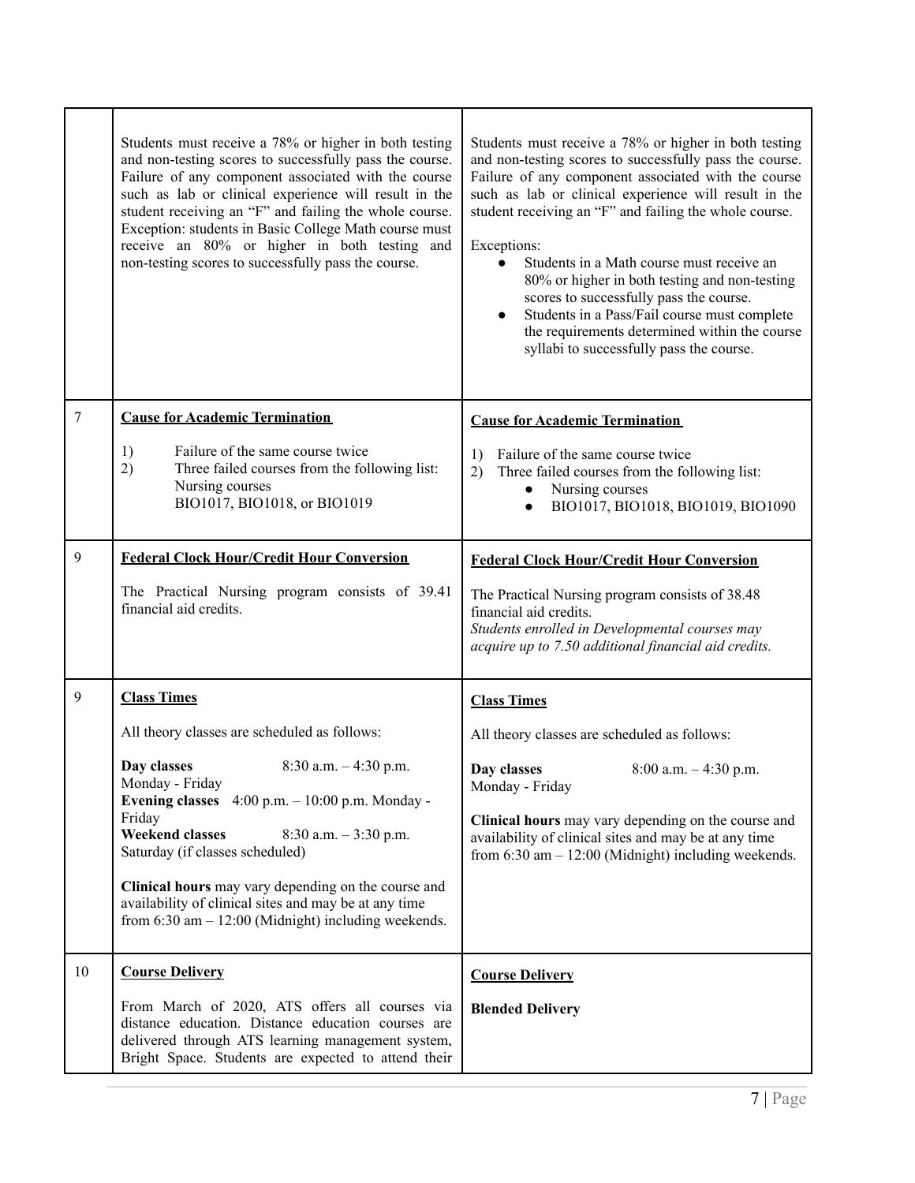| | | |
|---|---|---|
| | Students must receive a 78% or higher in both testing and non-testing scores to successfully pass the course. Failure of any component associated with the course such as lab or clinical experience will result in the student receiving an "F" and failing the whole course. Exception: students in Basic College Math course must receive an 80% or higher in both testing and non-testing scores to successfully pass the course. | Students must receive a 78% or higher in both testing and non-testing scores to successfully pass the course. Failure of any component associated with the course such as lab or clinical experience will result in the student receiving an "F" and failing the whole course.<br><br>Exceptions:<br>• Students in a Math course must receive an 80% or higher in both testing and non-testing scores to successfully pass the course.<br>• Students in a Pass/Fail course must complete the requirements determined within the course syllabi to successfully pass the course. |
| 7 | **Cause for Academic Termination**<br><br>1) Failure of the same course twice<br>2) Three failed courses from the following list: Nursing courses BIO1017, BIO1018, or BIO1019 | **Cause for Academic Termination**<br><br>1) Failure of the same course twice<br>2) Three failed courses from the following list:<br>• Nursing courses<br>• BIO1017, BIO1018, BIO1019, BIO1090 |
| 9 | **Federal Clock Hour/Credit Hour Conversion**<br><br>The Practical Nursing program consists of 39.41 financial aid credits. | **Federal Clock Hour/Credit Hour Conversion**<br><br>The Practical Nursing program consists of 38.48 financial aid credits.<br>*Students enrolled in Developmental courses may acquire up to 7.50 additional financial aid credits.* |
| 9 | **Class Times**<br><br>All theory classes are scheduled as follows:<br><br>**Day classes** 8:30 a.m. – 4:30 p.m. Monday - Friday<br>**Evening classes** 4:00 p.m. – 10:00 p.m. Monday - Friday<br>**Weekend classes** 8:30 a.m. – 3:30 p.m. Saturday (if classes scheduled)<br><br>**Clinical hours** may vary depending on the course and availability of clinical sites and may be at any time from 6:30 am – 12:00 (Midnight) including weekends. | **Class Times**<br><br>All theory classes are scheduled as follows:<br><br>**Day classes** 8:00 a.m. – 4:30 p.m. Monday - Friday<br><br>**Clinical hours** may vary depending on the course and availability of clinical sites and may be at any time from 6:30 am – 12:00 (Midnight) including weekends. |
| 10 | **Course Delivery**<br><br>From March of 2020, ATS offers all courses via distance education. Distance education courses are delivered through ATS learning management system, Bright Space. Students are expected to attend their | **Course Delivery**<br><br>**Blended Delivery** |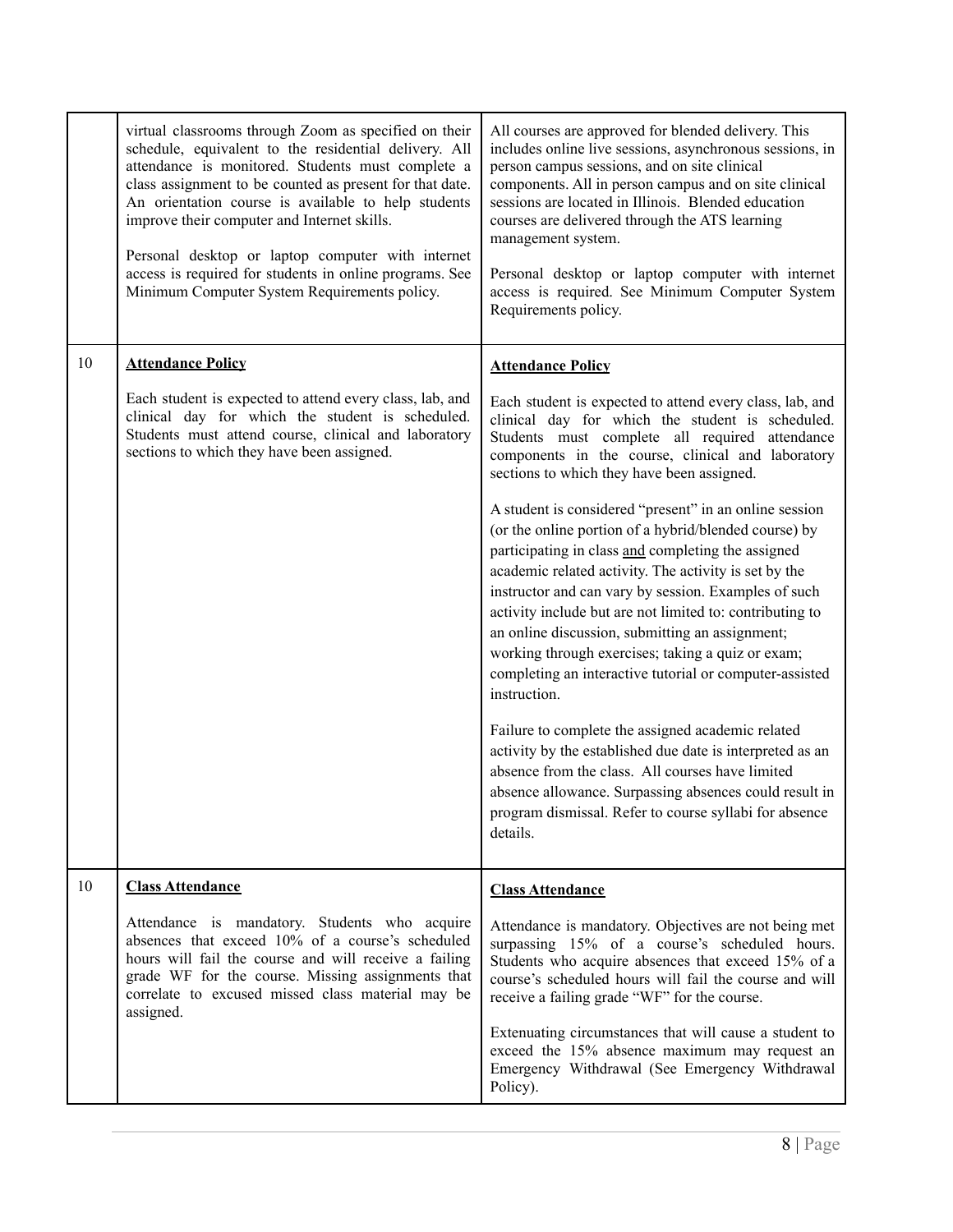| | | |
|---|---|---|
| | virtual classrooms through Zoom as specified on their schedule, equivalent to the residential delivery. All attendance is monitored. Students must complete a class assignment to be counted as present for that date. An orientation course is available to help students improve their computer and Internet skills.<br><br>Personal desktop or laptop computer with internet access is required for students in online programs. See Minimum Computer System Requirements policy. | All courses are approved for blended delivery. This includes online live sessions, asynchronous sessions, in person campus sessions, and on site clinical components. All in person campus and on site clinical sessions are located in Illinois. Blended education courses are delivered through the ATS learning management system.<br><br>Personal desktop or laptop computer with internet access is required. See Minimum Computer System Requirements policy. |
| 10 | **Attendance Policy**<br><br>Each student is expected to attend every class, lab, and clinical day for which the student is scheduled. Students must attend course, clinical and laboratory sections to which they have been assigned. | **Attendance Policy**<br><br>Each student is expected to attend every class, lab, and clinical day for which the student is scheduled. Students must complete all required attendance components in the course, clinical and laboratory sections to which they have been assigned.<br><br>A student is considered "present" in an online session (or the online portion of a hybrid/blended course) by participating in class and completing the assigned academic related activity. The activity is set by the instructor and can vary by session. Examples of such activity include but are not limited to: contributing to an online discussion, submitting an assignment; working through exercises; taking a quiz or exam; completing an interactive tutorial or computer-assisted instruction.<br><br>Failure to complete the assigned academic related activity by the established due date is interpreted as an absence from the class. All courses have limited absence allowance. Surpassing absences could result in program dismissal. Refer to course syllabi for absence details. |
| 10 | **Class Attendance**<br><br>Attendance is mandatory. Students who acquire absences that exceed 10% of a course's scheduled hours will fail the course and will receive a failing grade WF for the course. Missing assignments that correlate to excused missed class material may be assigned. | **Class Attendance**<br><br>Attendance is mandatory. Objectives are not being met surpassing 15% of a course's scheduled hours. Students who acquire absences that exceed 15% of a course's scheduled hours will fail the course and will receive a failing grade "WF" for the course.<br><br>Extenuating circumstances that will cause a student to exceed the 15% absence maximum may request an Emergency Withdrawal (See Emergency Withdrawal Policy). |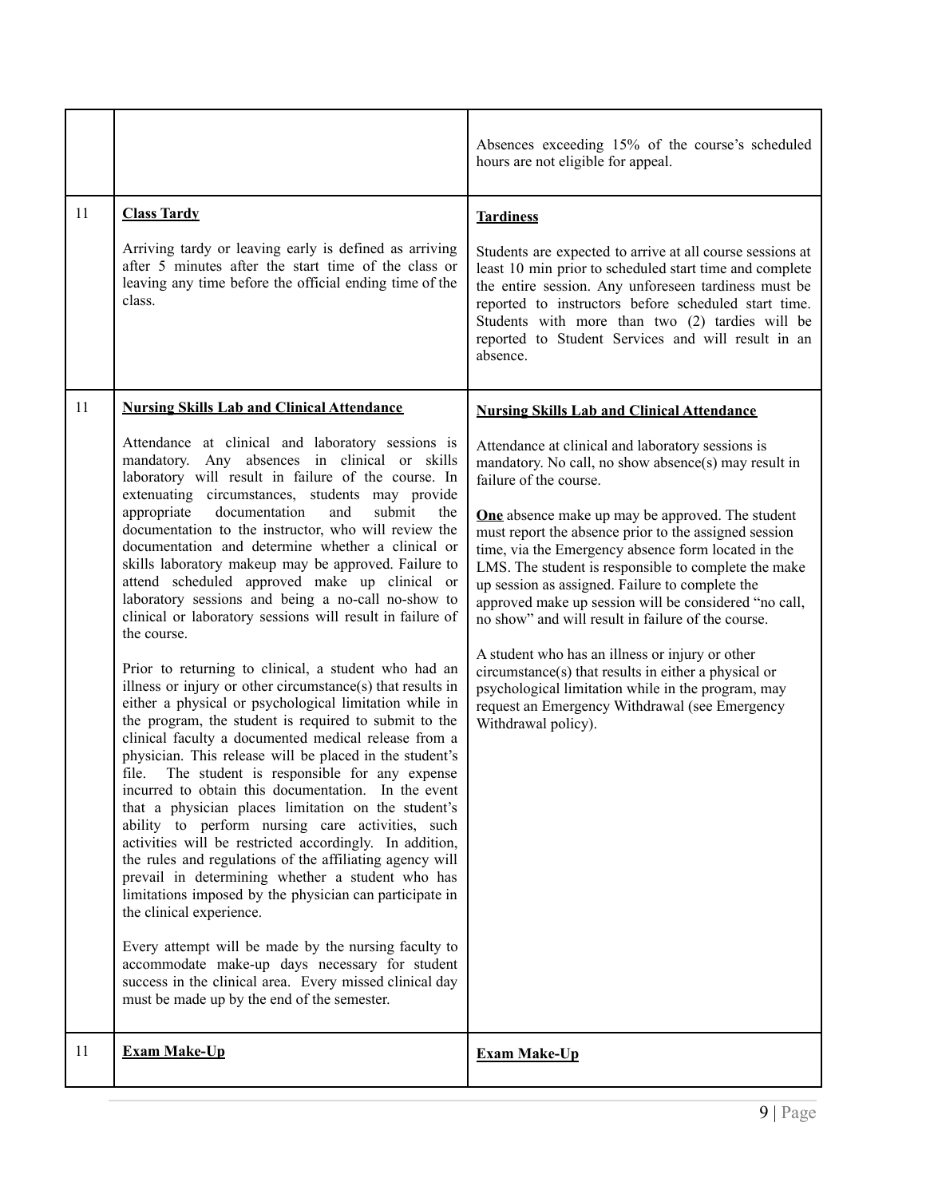| | | |
|---|---|---|
| | | Absences exceeding 15% of the course's scheduled hours are not eligible for appeal. |
| 11 | **Class Tardy**<br><br>Arriving tardy or leaving early is defined as arriving after 5 minutes after the start time of the class or leaving any time before the official ending time of the class. | **Tardiness**<br><br>Students are expected to arrive at all course sessions at least 10 min prior to scheduled start time and complete the entire session. Any unforeseen tardiness must be reported to instructors before scheduled start time. Students with more than two (2) tardies will be reported to Student Services and will result in an absence. |
| 11 | **Nursing Skills Lab and Clinical Attendance**<br><br>Attendance at clinical and laboratory sessions is mandatory. Any absences in clinical or skills laboratory will result in failure of the course. In extenuating circumstances, students may provide appropriate documentation and submit the documentation to the instructor, who will review the documentation and determine whether a clinical or skills laboratory makeup may be approved. Failure to attend scheduled approved make up clinical or laboratory sessions and being a no-call no-show to clinical or laboratory sessions will result in failure of the course.<br><br>Prior to returning to clinical, a student who had an illness or injury or other circumstance(s) that results in either a physical or psychological limitation while in the program, the student is required to submit to the clinical faculty a documented medical release from a physician. This release will be placed in the student's file. The student is responsible for any expense incurred to obtain this documentation. In the event that a physician places limitation on the student's ability to perform nursing care activities, such activities will be restricted accordingly. In addition, the rules and regulations of the affiliating agency will prevail in determining whether a student who has limitations imposed by the physician can participate in the clinical experience.<br><br>Every attempt will be made by the nursing faculty to accommodate make-up days necessary for student success in the clinical area. Every missed clinical day must be made up by the end of the semester. | **Nursing Skills Lab and Clinical Attendance**<br><br>Attendance at clinical and laboratory sessions is mandatory. No call, no show absence(s) may result in failure of the course.<br><br>**One** absence make up may be approved. The student must report the absence prior to the assigned session time, via the Emergency absence form located in the LMS. The student is responsible to complete the make up session as assigned. Failure to complete the approved make up session will be considered "no call, no show" and will result in failure of the course.<br><br>A student who has an illness or injury or other circumstance(s) that results in either a physical or psychological limitation while in the program, may request an Emergency Withdrawal (see Emergency Withdrawal policy). |
| 11 | **Exam Make-Up** | **Exam Make-Up** |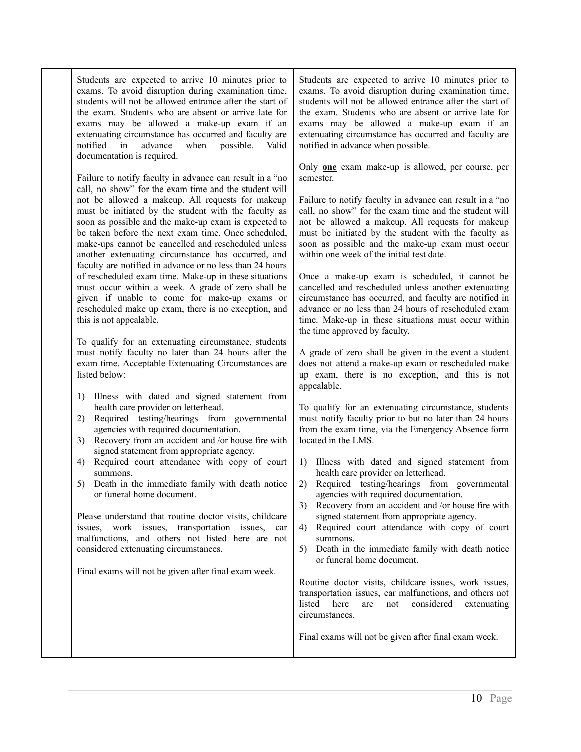| | | |
|---|---|---|
| | Students are expected to arrive 10 minutes prior to exams. To avoid disruption during examination time, students will not be allowed entrance after the start of the exam. Students who are absent or arrive late for exams may be allowed a make-up exam if an extenuating circumstance has occurred and faculty are notified in advance when possible. Valid documentation is required.<br><br>Failure to notify faculty in advance can result in a "no call, no show" for the exam time and the student will not be allowed a makeup. All requests for makeup must be initiated by the student with the faculty as soon as possible and the make-up exam is expected to be taken before the next exam time. Once scheduled, make-ups cannot be cancelled and rescheduled unless another extenuating circumstance has occurred, and faculty are notified in advance or no less than 24 hours of rescheduled exam time. Make-up in these situations must occur within a week. A grade of zero shall be given if unable to come for make-up exams or rescheduled make up exam, there is no exception, and this is not appealable.<br><br>To qualify for an extenuating circumstance, students must notify faculty no later than 24 hours after the exam time. Acceptable Extenuating Circumstances are listed below:<br><br>1) Illness with dated and signed statement from health care provider on letterhead.<br>2) Required testing/hearings from governmental agencies with required documentation.<br>3) Recovery from an accident and /or house fire with signed statement from appropriate agency.<br>4) Required court attendance with copy of court summons.<br>5) Death in the immediate family with death notice or funeral home document.<br><br>Please understand that routine doctor visits, childcare issues, work issues, transportation issues, car malfunctions, and others not listed here are not considered extenuating circumstances.<br><br>Final exams will not be given after final exam week. | Students are expected to arrive 10 minutes prior to exams. To avoid disruption during examination time, students will not be allowed entrance after the start of the exam. Students who are absent or arrive late for exams may be allowed a make-up exam if an extenuating circumstance has occurred and faculty are notified in advance when possible.<br><br>Only **<u>one</u>** exam make-up is allowed, per course, per semester.<br><br>Failure to notify faculty in advance can result in a "no call, no show" for the exam time and the student will not be allowed a makeup. All requests for makeup must be initiated by the student with the faculty as soon as possible and the make-up exam must occur within one week of the initial test date.<br><br>Once a make-up exam is scheduled, it cannot be cancelled and rescheduled unless another extenuating circumstance has occurred, and faculty are notified in advance or no less than 24 hours of rescheduled exam time. Make-up in these situations must occur within the time approved by faculty.<br><br>A grade of zero shall be given in the event a student does not attend a make-up exam or rescheduled make up exam, there is no exception, and this is not appealable.<br><br>To qualify for an extenuating circumstance, students must notify faculty prior to but no later than 24 hours from the exam time, via the Emergency Absence form located in the LMS.<br><br>1) Illness with dated and signed statement from health care provider on letterhead.<br>2) Required testing/hearings from governmental agencies with required documentation.<br>3) Recovery from an accident and /or house fire with signed statement from appropriate agency.<br>4) Required court attendance with copy of court summons.<br>5) Death in the immediate family with death notice or funeral home document.<br><br>Routine doctor visits, childcare issues, work issues, transportation issues, car malfunctions, and others not listed here are not considered extenuating circumstances.<br><br>Final exams will not be given after final exam week. |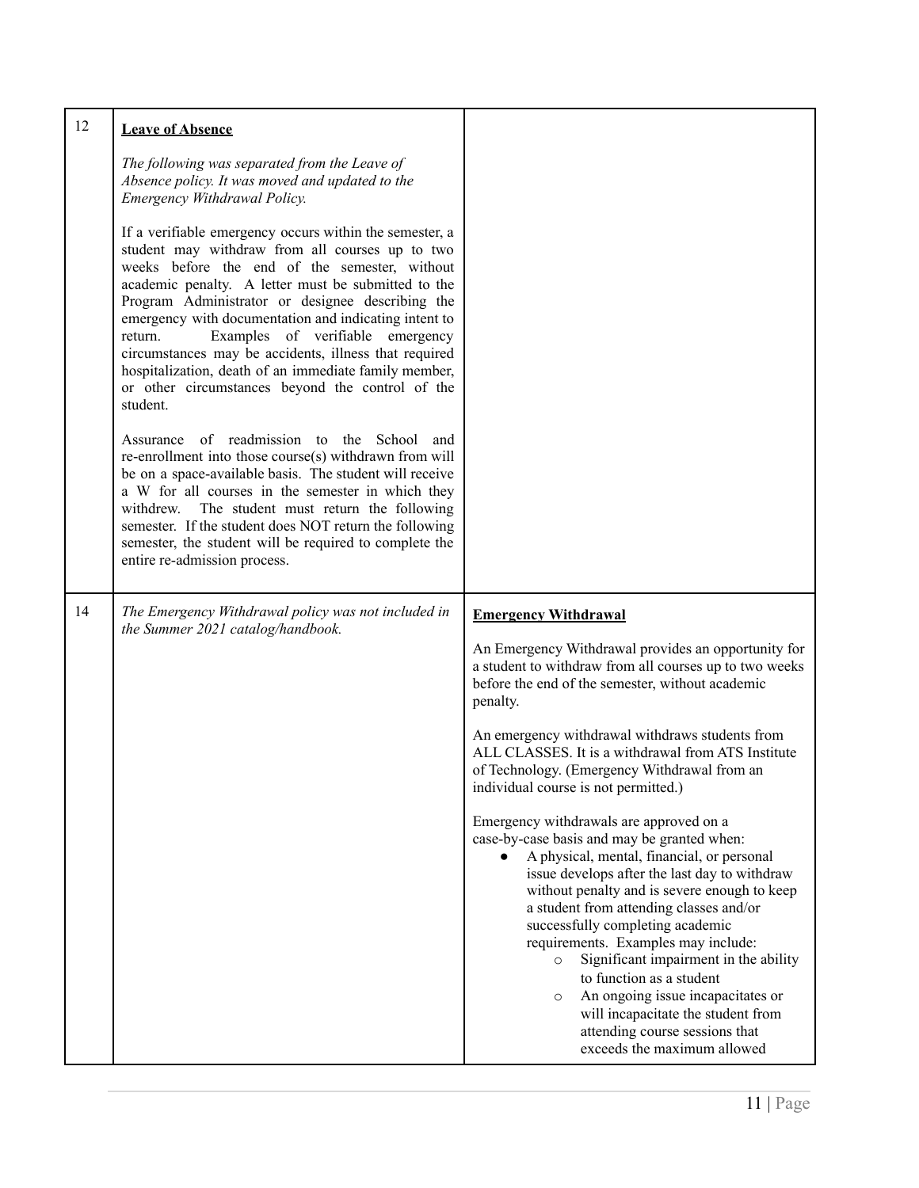| | | |
|---|---|---|
| 12 | **Leave of Absence**<br><br>*The following was separated from the Leave of Absence policy. It was moved and updated to the Emergency Withdrawal Policy.*<br><br>If a verifiable emergency occurs within the semester, a student may withdraw from all courses up to two weeks before the end of the semester, without academic penalty. A letter must be submitted to the Program Administrator or designee describing the emergency with documentation and indicating intent to return. Examples of verifiable emergency circumstances may be accidents, illness that required hospitalization, death of an immediate family member, or other circumstances beyond the control of the student.<br><br>Assurance of readmission to the School and re-enrollment into those course(s) withdrawn from will be on a space-available basis. The student will receive a W for all courses in the semester in which they withdrew. The student must return the following semester. If the student does NOT return the following semester, the student will be required to complete the entire re-admission process. | |
| 14 | *The Emergency Withdrawal policy was not included in the Summer 2021 catalog/handbook.* | **Emergency Withdrawal**<br><br>An Emergency Withdrawal provides an opportunity for a student to withdraw from all courses up to two weeks before the end of the semester, without academic penalty.<br><br>An emergency withdrawal withdraws students from ALL CLASSES. It is a withdrawal from ATS Institute of Technology. (Emergency Withdrawal from an individual course is not permitted.)<br><br>Emergency withdrawals are approved on a case-by-case basis and may be granted when:<br>● A physical, mental, financial, or personal issue develops after the last day to withdraw without penalty and is severe enough to keep a student from attending classes and/or successfully completing academic requirements. Examples may include:<br>&nbsp;&nbsp;&nbsp;&nbsp;○ Significant impairment in the ability to function as a student<br>&nbsp;&nbsp;&nbsp;&nbsp;○ An ongoing issue incapacitates or will incapacitate the student from attending course sessions that exceeds the maximum allowed |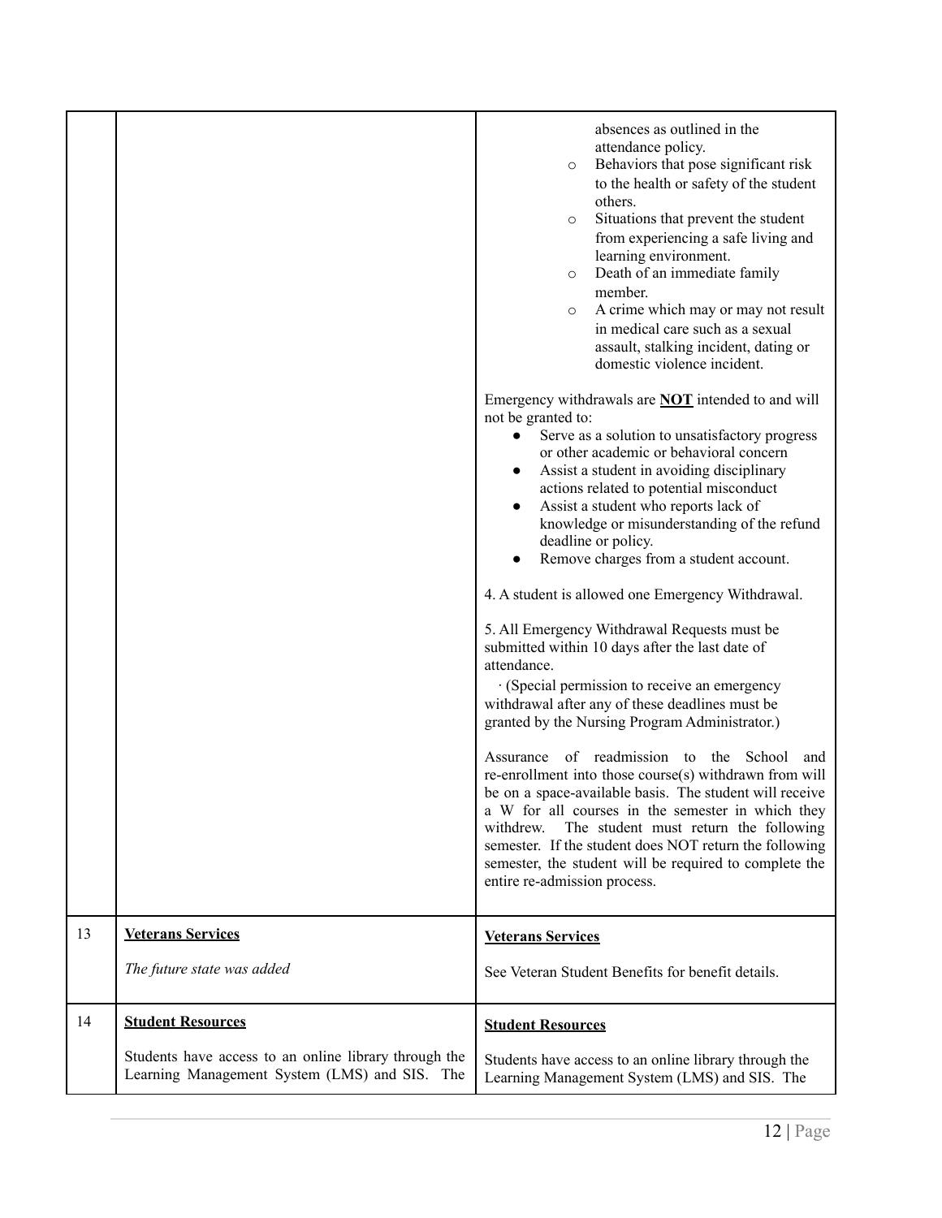| | | |
|---|---|---|
| | | absences as outlined in the attendance policy.<br>○ Behaviors that pose significant risk to the health or safety of the student others.<br>○ Situations that prevent the student from experiencing a safe living and learning environment.<br>○ Death of an immediate family member.<br>○ A crime which may or may not result in medical care such as a sexual assault, stalking incident, dating or domestic violence incident.<br><br>Emergency withdrawals are **NOT** intended to and will not be granted to:<br>● Serve as a solution to unsatisfactory progress or other academic or behavioral concern<br>● Assist a student in avoiding disciplinary actions related to potential misconduct<br>● Assist a student who reports lack of knowledge or misunderstanding of the refund deadline or policy.<br>● Remove charges from a student account.<br><br>4. A student is allowed one Emergency Withdrawal.<br><br>5. All Emergency Withdrawal Requests must be submitted within 10 days after the last date of attendance.<br>· (Special permission to receive an emergency withdrawal after any of these deadlines must be granted by the Nursing Program Administrator.)<br><br>Assurance of readmission to the School and re-enrollment into those course(s) withdrawn from will be on a space-available basis. The student will receive a W for all courses in the semester in which they withdrew. The student must return the following semester. If the student does NOT return the following semester, the student will be required to complete the entire re-admission process. |
| 13 | **Veterans Services**<br><br>*The future state was added* | **Veterans Services**<br><br>See Veteran Student Benefits for benefit details. |
| 14 | **Student Resources**<br><br>Students have access to an online library through the Learning Management System (LMS) and SIS. The | **Student Resources**<br><br>Students have access to an online library through the Learning Management System (LMS) and SIS. The |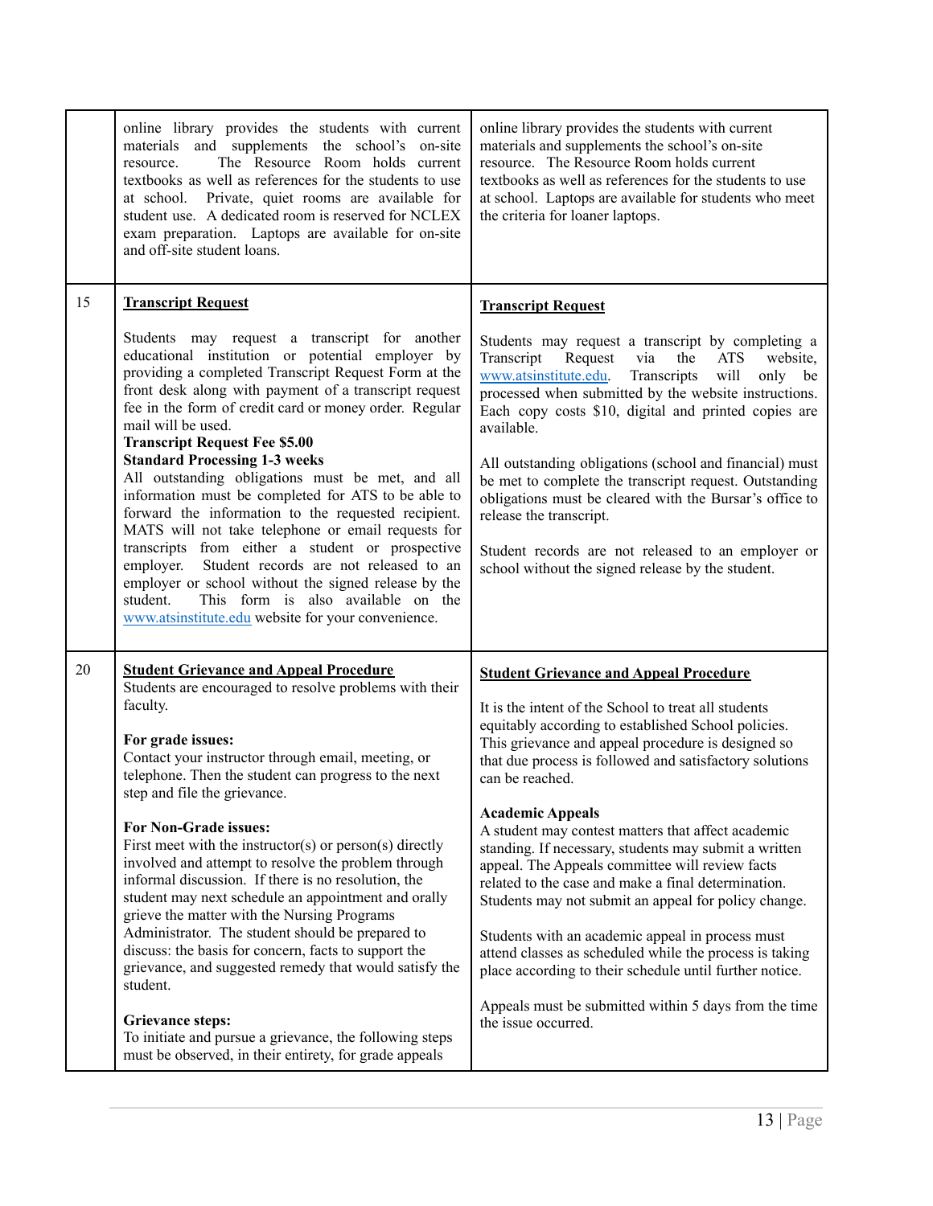| | | |
|---|---|---|
| | online library provides the students with current materials and supplements the school's on-site resource. The Resource Room holds current textbooks as well as references for the students to use at school. Private, quiet rooms are available for student use. A dedicated room is reserved for NCLEX exam preparation. Laptops are available for on-site and off-site student loans. | online library provides the students with current materials and supplements the school's on-site resource. The Resource Room holds current textbooks as well as references for the students to use at school. Laptops are available for students who meet the criteria for loaner laptops. |
| 15 | **<u>Transcript Request</u>**<br><br>Students may request a transcript for another educational institution or potential employer by providing a completed Transcript Request Form at the front desk along with payment of a transcript request fee in the form of credit card or money order. Regular mail will be used.<br>**Transcript Request Fee $5.00**<br>**Standard Processing 1-3 weeks**<br>All outstanding obligations must be met, and all information must be completed for ATS to be able to forward the information to the requested recipient. MATS will not take telephone or email requests for transcripts from either a student or prospective employer. Student records are not released to an employer or school without the signed release by the student. This form is also available on the www.atsinstitute.edu website for your convenience. | **<u>Transcript Request</u>**<br><br>Students may request a transcript by completing a Transcript Request via the ATS website, www.atsinstitute.edu. Transcripts will only be processed when submitted by the website instructions. Each copy costs $10, digital and printed copies are available.<br><br>All outstanding obligations (school and financial) must be met to complete the transcript request. Outstanding obligations must be cleared with the Bursar's office to release the transcript.<br><br>Student records are not released to an employer or school without the signed release by the student. |
| 20 | **<u>Student Grievance and Appeal Procedure</u>**<br>Students are encouraged to resolve problems with their faculty.<br><br>**For grade issues:**<br>Contact your instructor through email, meeting, or telephone. Then the student can progress to the next step and file the grievance.<br><br>**For Non-Grade issues:**<br>First meet with the instructor(s) or person(s) directly involved and attempt to resolve the problem through informal discussion. If there is no resolution, the student may next schedule an appointment and orally grieve the matter with the Nursing Programs Administrator. The student should be prepared to discuss: the basis for concern, facts to support the grievance, and suggested remedy that would satisfy the student.<br><br>**Grievance steps:**<br>To initiate and pursue a grievance, the following steps must be observed, in their entirety, for grade appeals | **<u>Student Grievance and Appeal Procedure</u>**<br><br>It is the intent of the School to treat all students equitably according to established School policies. This grievance and appeal procedure is designed so that due process is followed and satisfactory solutions can be reached.<br><br>**Academic Appeals**<br>A student may contest matters that affect academic standing. If necessary, students may submit a written appeal. The Appeals committee will review facts related to the case and make a final determination. Students may not submit an appeal for policy change.<br><br>Students with an academic appeal in process must attend classes as scheduled while the process is taking place according to their schedule until further notice.<br><br>Appeals must be submitted within 5 days from the time the issue occurred. |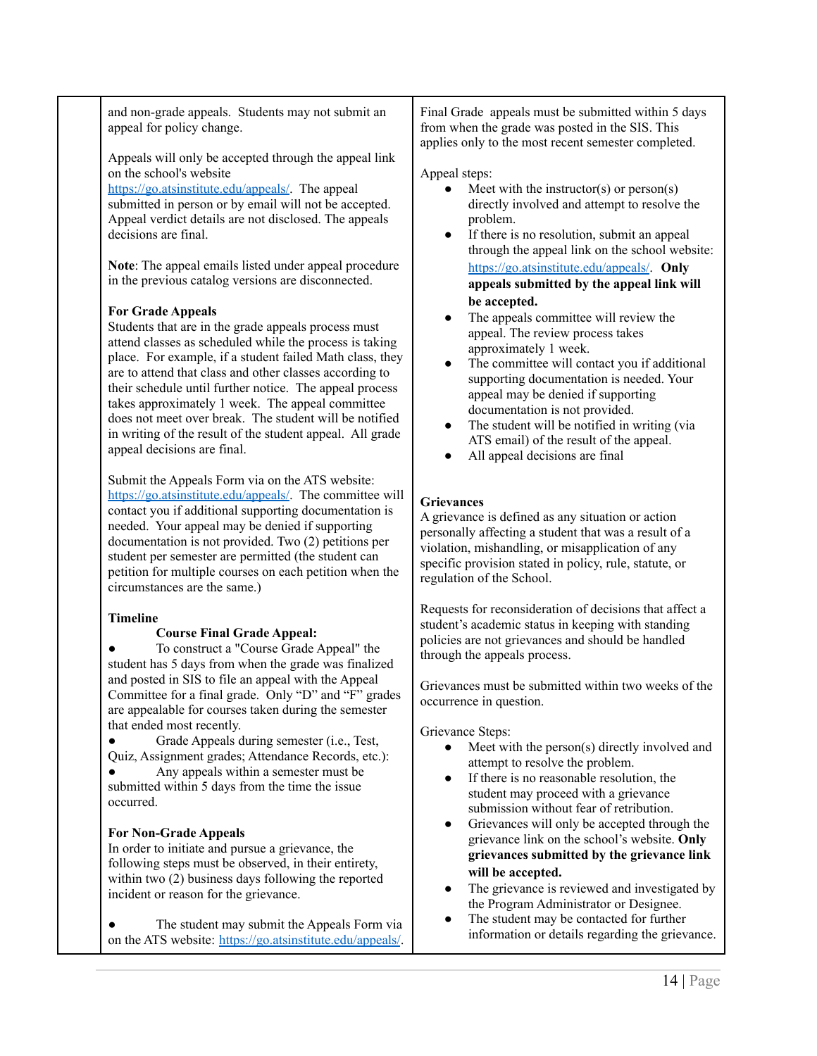and non-grade appeals. Students may not submit an appeal for policy change.

Appeals will only be accepted through the appeal link on the school's website https://go.atsinstitute.edu/appeals/. The appeal submitted in person or by email will not be accepted. Appeal verdict details are not disclosed. The appeals decisions are final.

**Note**: The appeal emails listed under appeal procedure in the previous catalog versions are disconnected.

**For Grade Appeals**

Students that are in the grade appeals process must attend classes as scheduled while the process is taking place. For example, if a student failed Math class, they are to attend that class and other classes according to their schedule until further notice. The appeal process takes approximately 1 week. The appeal committee does not meet over break. The student will be notified in writing of the result of the student appeal. All grade appeal decisions are final.

Submit the Appeals Form via on the ATS website: https://go.atsinstitute.edu/appeals/. The committee will contact you if additional supporting documentation is needed. Your appeal may be denied if supporting documentation is not provided. Two (2) petitions per student per semester are permitted (the student can petition for multiple courses on each petition when the circumstances are the same.)

**Timeline**

**Course Final Grade Appeal:**

- To construct a "Course Grade Appeal" the student has 5 days from when the grade was finalized and posted in SIS to file an appeal with the Appeal Committee for a final grade. Only "D" and "F" grades are appealable for courses taken during the semester that ended most recently.
- Grade Appeals during semester (i.e., Test, Quiz, Assignment grades; Attendance Records, etc.):
- Any appeals within a semester must be submitted within 5 days from the time the issue occurred.

**For Non-Grade Appeals**

In order to initiate and pursue a grievance, the following steps must be observed, in their entirety, within two (2) business days following the reported incident or reason for the grievance.

- The student may submit the Appeals Form via on the ATS website: https://go.atsinstitute.edu/appeals/.

Final Grade appeals must be submitted within 5 days from when the grade was posted in the SIS. This applies only to the most recent semester completed.

Appeal steps:

- Meet with the instructor(s) or person(s) directly involved and attempt to resolve the problem.
- If there is no resolution, submit an appeal through the appeal link on the school website: https://go.atsinstitute.edu/appeals/. **Only appeals submitted by the appeal link will be accepted.**
- The appeals committee will review the appeal. The review process takes approximately 1 week.
- The committee will contact you if additional supporting documentation is needed. Your appeal may be denied if supporting documentation is not provided.
- The student will be notified in writing (via ATS email) of the result of the appeal.
- All appeal decisions are final

**Grievances**

A grievance is defined as any situation or action personally affecting a student that was a result of a violation, mishandling, or misapplication of any specific provision stated in policy, rule, statute, or regulation of the School.

Requests for reconsideration of decisions that affect a student's academic status in keeping with standing policies are not grievances and should be handled through the appeals process.

Grievances must be submitted within two weeks of the occurrence in question.

Grievance Steps:

- Meet with the person(s) directly involved and attempt to resolve the problem.
- If there is no reasonable resolution, the student may proceed with a grievance submission without fear of retribution.
- Grievances will only be accepted through the grievance link on the school's website. **Only grievances submitted by the grievance link will be accepted.**
- The grievance is reviewed and investigated by the Program Administrator or Designee.
- The student may be contacted for further information or details regarding the grievance.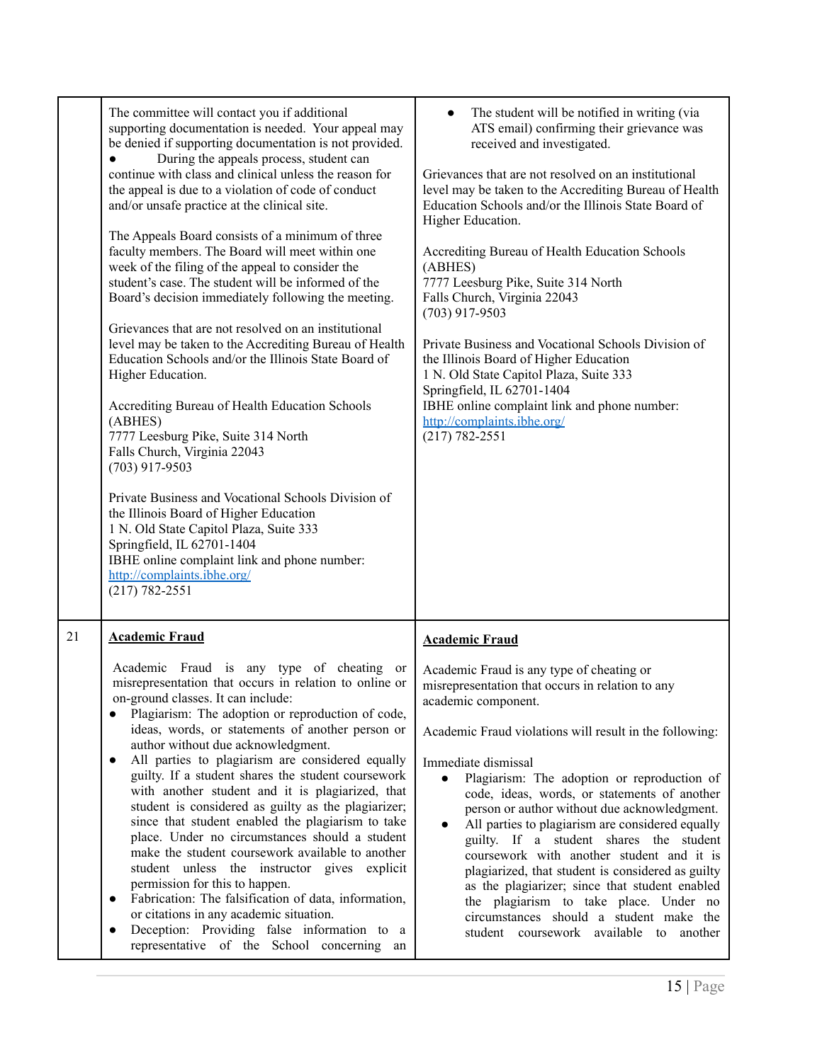| | | |
|---|---|---|
| | The committee will contact you if additional supporting documentation is needed. Your appeal may be denied if supporting documentation is not provided.<br>● During the appeals process, student can continue with class and clinical unless the reason for the appeal is due to a violation of code of conduct and/or unsafe practice at the clinical site.<br><br>The Appeals Board consists of a minimum of three faculty members. The Board will meet within one week of the filing of the appeal to consider the student's case. The student will be informed of the Board's decision immediately following the meeting.<br><br>Grievances that are not resolved on an institutional level may be taken to the Accrediting Bureau of Health Education Schools and/or the Illinois State Board of Higher Education.<br><br>Accrediting Bureau of Health Education Schools (ABHES)<br>7777 Leesburg Pike, Suite 314 North<br>Falls Church, Virginia 22043<br>(703) 917-9503<br><br>Private Business and Vocational Schools Division of the Illinois Board of Higher Education<br>1 N. Old State Capitol Plaza, Suite 333<br>Springfield, IL 62701-1404<br>IBHE online complaint link and phone number:<br>[http://complaints.ibhe.org/](http://complaints.ibhe.org/)<br>(217) 782-2551 | ● The student will be notified in writing (via ATS email) confirming their grievance was received and investigated.<br><br>Grievances that are not resolved on an institutional level may be taken to the Accrediting Bureau of Health Education Schools and/or the Illinois State Board of Higher Education.<br><br>Accrediting Bureau of Health Education Schools (ABHES)<br>7777 Leesburg Pike, Suite 314 North<br>Falls Church, Virginia 22043<br>(703) 917-9503<br><br>Private Business and Vocational Schools Division of the Illinois Board of Higher Education<br>1 N. Old State Capitol Plaza, Suite 333<br>Springfield, IL 62701-1404<br>IBHE online complaint link and phone number:<br>[http://complaints.ibhe.org/](http://complaints.ibhe.org/)<br>(217) 782-2551 |
| 21 | **Academic Fraud**<br><br>Academic Fraud is any type of cheating or misrepresentation that occurs in relation to online or on-ground classes. It can include:<br>● Plagiarism: The adoption or reproduction of code, ideas, words, or statements of another person or author without due acknowledgment.<br>● All parties to plagiarism are considered equally guilty. If a student shares the student coursework with another student and it is plagiarized, that student is considered as guilty as the plagiarizer; since that student enabled the plagiarism to take place. Under no circumstances should a student make the student coursework available to another student unless the instructor gives explicit permission for this to happen.<br>● Fabrication: The falsification of data, information, or citations in any academic situation.<br>● Deception: Providing false information to a representative of the School concerning an | **Academic Fraud**<br><br>Academic Fraud is any type of cheating or misrepresentation that occurs in relation to any academic component.<br><br>Academic Fraud violations will result in the following:<br><br>Immediate dismissal<br>● Plagiarism: The adoption or reproduction of code, ideas, words, or statements of another person or author without due acknowledgment.<br>● All parties to plagiarism are considered equally guilty. If a student shares the student coursework with another student and it is plagiarized, that student is considered as guilty as the plagiarizer; since that student enabled the plagiarism to take place. Under no circumstances should a student make the student coursework available to another |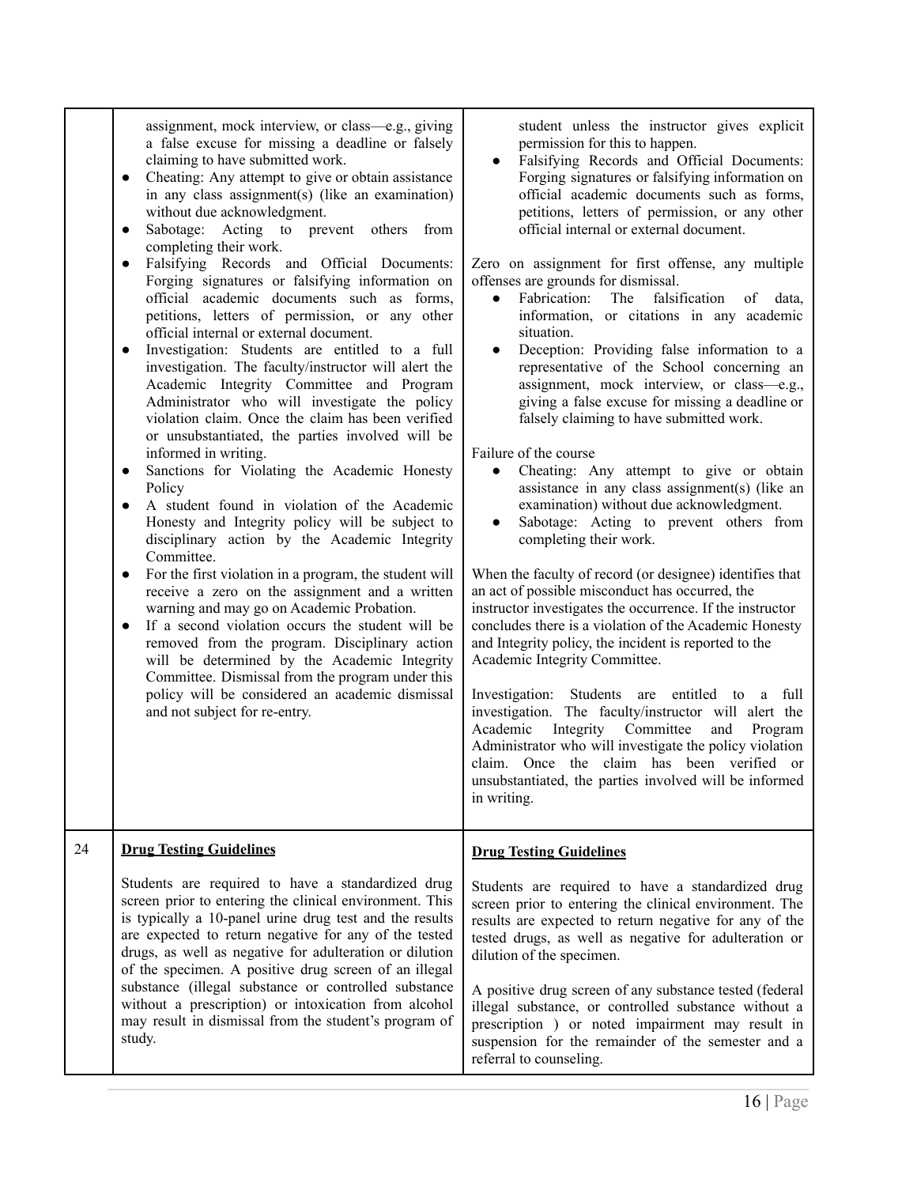| | | |
|---|---|---|
| | assignment, mock interview, or class—e.g., giving a false excuse for missing a deadline or falsely claiming to have submitted work.<br>● Cheating: Any attempt to give or obtain assistance in any class assignment(s) (like an examination) without due acknowledgment.<br>● Sabotage: Acting to prevent others from completing their work.<br>● Falsifying Records and Official Documents: Forging signatures or falsifying information on official academic documents such as forms, petitions, letters of permission, or any other official internal or external document.<br>● Investigation: Students are entitled to a full investigation. The faculty/instructor will alert the Academic Integrity Committee and Program Administrator who will investigate the policy violation claim. Once the claim has been verified or unsubstantiated, the parties involved will be informed in writing.<br>● Sanctions for Violating the Academic Honesty Policy<br>● A student found in violation of the Academic Honesty and Integrity policy will be subject to disciplinary action by the Academic Integrity Committee.<br>● For the first violation in a program, the student will receive a zero on the assignment and a written warning and may go on Academic Probation.<br>● If a second violation occurs the student will be removed from the program. Disciplinary action will be determined by the Academic Integrity Committee. Dismissal from the program under this policy will be considered an academic dismissal and not subject for re-entry. | student unless the instructor gives explicit permission for this to happen.<br>● Falsifying Records and Official Documents: Forging signatures or falsifying information on official academic documents such as forms, petitions, letters of permission, or any other official internal or external document.<br><br>Zero on assignment for first offense, any multiple offenses are grounds for dismissal.<br>● Fabrication: The falsification of data, information, or citations in any academic situation.<br>● Deception: Providing false information to a representative of the School concerning an assignment, mock interview, or class—e.g., giving a false excuse for missing a deadline or falsely claiming to have submitted work.<br><br>Failure of the course<br>● Cheating: Any attempt to give or obtain assistance in any class assignment(s) (like an examination) without due acknowledgment.<br>● Sabotage: Acting to prevent others from completing their work.<br><br>When the faculty of record (or designee) identifies that an act of possible misconduct has occurred, the instructor investigates the occurrence. If the instructor concludes there is a violation of the Academic Honesty and Integrity policy, the incident is reported to the Academic Integrity Committee.<br><br>Investigation: Students are entitled to a full investigation. The faculty/instructor will alert the Academic Integrity Committee and Program Administrator who will investigate the policy violation claim. Once the claim has been verified or unsubstantiated, the parties involved will be informed in writing. |
| 24 | **Drug Testing Guidelines**<br><br>Students are required to have a standardized drug screen prior to entering the clinical environment. This is typically a 10-panel urine drug test and the results are expected to return negative for any of the tested drugs, as well as negative for adulteration or dilution of the specimen. A positive drug screen of an illegal substance (illegal substance or controlled substance without a prescription) or intoxication from alcohol may result in dismissal from the student's program of study. | **Drug Testing Guidelines**<br><br>Students are required to have a standardized drug screen prior to entering the clinical environment. The results are expected to return negative for any of the tested drugs, as well as negative for adulteration or dilution of the specimen.<br><br>A positive drug screen of any substance tested (federal illegal substance, or controlled substance without a prescription ) or noted impairment may result in suspension for the remainder of the semester and a referral to counseling. |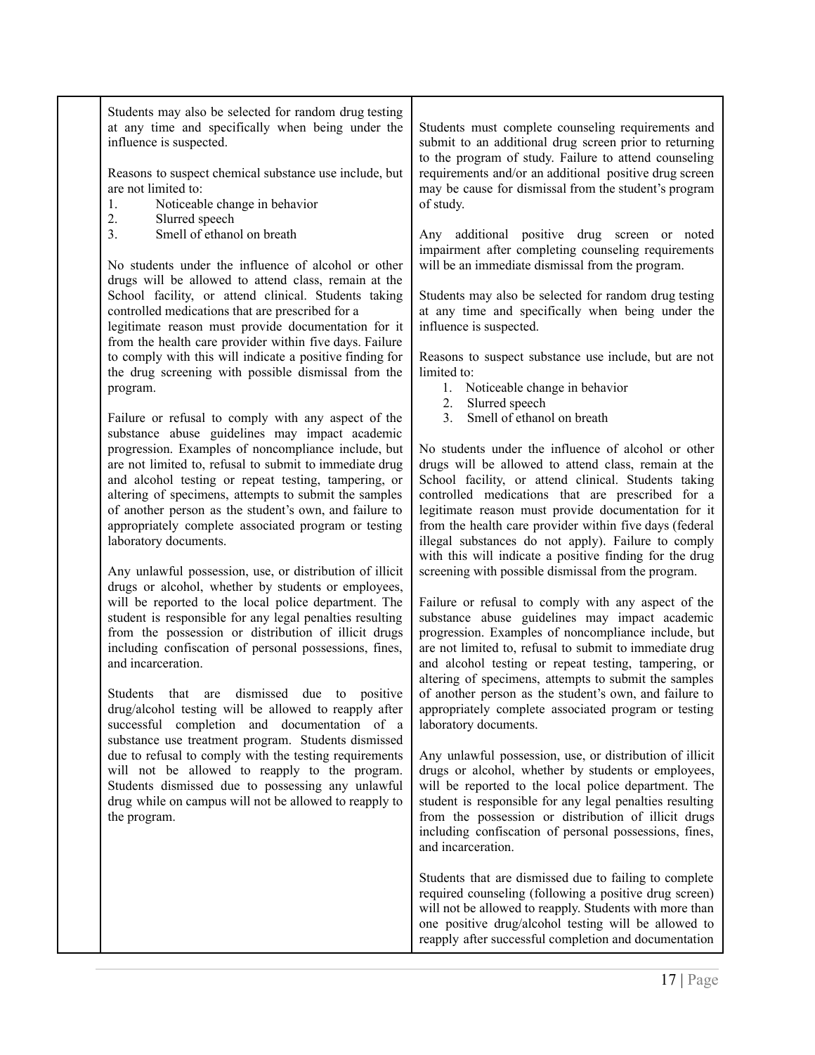| | | |
|---|---|---|
| | Students may also be selected for random drug testing at any time and specifically when being under the influence is suspected.<br><br>Reasons to suspect chemical substance use include, but are not limited to:<br>1. Noticeable change in behavior<br>2. Slurred speech<br>3. Smell of ethanol on breath<br><br>No students under the influence of alcohol or other drugs will be allowed to attend class, remain at the School facility, or attend clinical. Students taking controlled medications that are prescribed for a legitimate reason must provide documentation for it from the health care provider within five days. Failure to comply with this will indicate a positive finding for the drug screening with possible dismissal from the program.<br><br>Failure or refusal to comply with any aspect of the substance abuse guidelines may impact academic progression. Examples of noncompliance include, but are not limited to, refusal to submit to immediate drug and alcohol testing or repeat testing, tampering, or altering of specimens, attempts to submit the samples of another person as the student's own, and failure to appropriately complete associated program or testing laboratory documents.<br><br>Any unlawful possession, use, or distribution of illicit drugs or alcohol, whether by students or employees, will be reported to the local police department. The student is responsible for any legal penalties resulting from the possession or distribution of illicit drugs including confiscation of personal possessions, fines, and incarceration.<br><br>Students that are dismissed due to positive drug/alcohol testing will be allowed to reapply after successful completion and documentation of a substance use treatment program. Students dismissed due to refusal to comply with the testing requirements will not be allowed to reapply to the program. Students dismissed due to possessing any unlawful drug while on campus will not be allowed to reapply to the program. | Students must complete counseling requirements and submit to an additional drug screen prior to returning to the program of study. Failure to attend counseling requirements and/or an additional positive drug screen may be cause for dismissal from the student's program of study.<br><br>Any additional positive drug screen or noted impairment after completing counseling requirements will be an immediate dismissal from the program.<br><br>Students may also be selected for random drug testing at any time and specifically when being under the influence is suspected.<br><br>Reasons to suspect substance use include, but are not limited to:<br>1. Noticeable change in behavior<br>2. Slurred speech<br>3. Smell of ethanol on breath<br><br>No students under the influence of alcohol or other drugs will be allowed to attend class, remain at the School facility, or attend clinical. Students taking controlled medications that are prescribed for a legitimate reason must provide documentation for it from the health care provider within five days (federal illegal substances do not apply). Failure to comply with this will indicate a positive finding for the drug screening with possible dismissal from the program.<br><br>Failure or refusal to comply with any aspect of the substance abuse guidelines may impact academic progression. Examples of noncompliance include, but are not limited to, refusal to submit to immediate drug and alcohol testing or repeat testing, tampering, or altering of specimens, attempts to submit the samples of another person as the student's own, and failure to appropriately complete associated program or testing laboratory documents.<br><br>Any unlawful possession, use, or distribution of illicit drugs or alcohol, whether by students or employees, will be reported to the local police department. The student is responsible for any legal penalties resulting from the possession or distribution of illicit drugs including confiscation of personal possessions, fines, and incarceration.<br><br>Students that are dismissed due to failing to complete required counseling (following a positive drug screen) will not be allowed to reapply. Students with more than one positive drug/alcohol testing will be allowed to reapply after successful completion and documentation |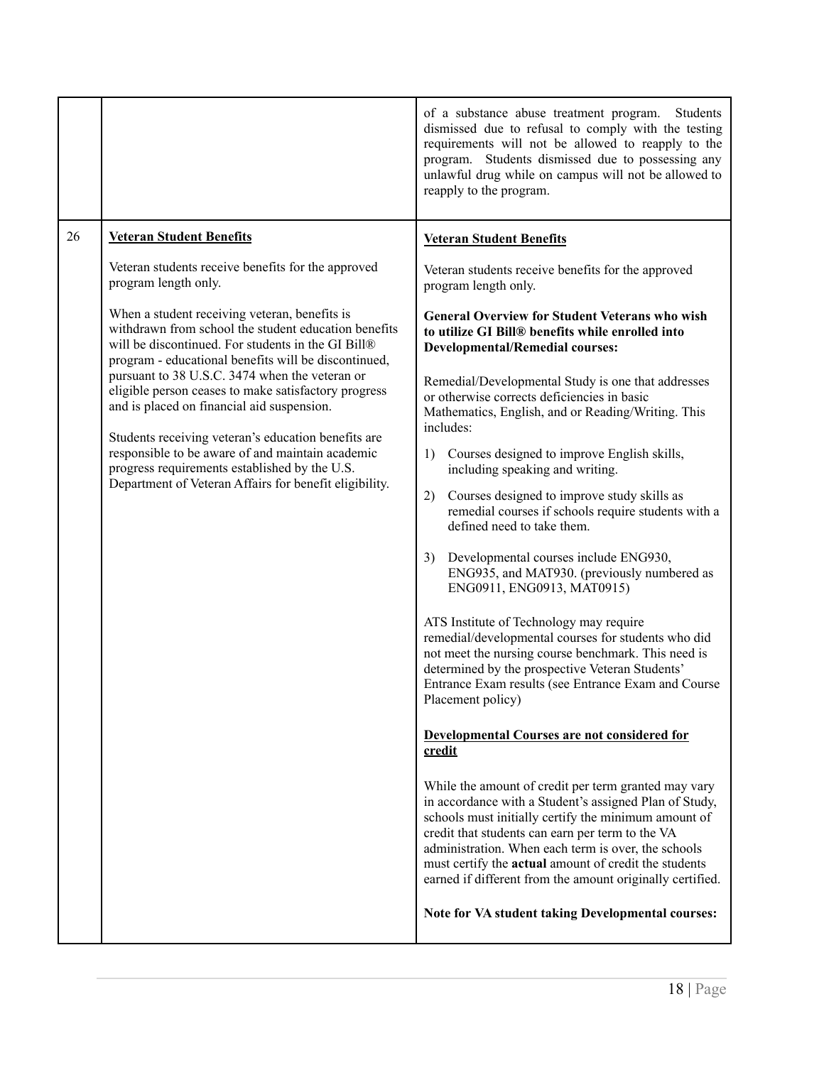| | | |
|---|---|---|
| | | of a substance abuse treatment program. Students dismissed due to refusal to comply with the testing requirements will not be allowed to reapply to the program. Students dismissed due to possessing any unlawful drug while on campus will not be allowed to reapply to the program. |
| 26 | <u>**Veteran Student Benefits**</u><br><br>Veteran students receive benefits for the approved program length only.<br><br>When a student receiving veteran, benefits is withdrawn from school the student education benefits will be discontinued. For students in the GI Bill® program - educational benefits will be discontinued, pursuant to 38 U.S.C. 3474 when the veteran or eligible person ceases to make satisfactory progress and is placed on financial aid suspension.<br><br>Students receiving veteran's education benefits are responsible to be aware of and maintain academic progress requirements established by the U.S. Department of Veteran Affairs for benefit eligibility. | <u>**Veteran Student Benefits**</u><br><br>Veteran students receive benefits for the approved program length only.<br><br>**General Overview for Student Veterans who wish to utilize GI Bill® benefits while enrolled into Developmental/Remedial courses:**<br><br>Remedial/Developmental Study is one that addresses or otherwise corrects deficiencies in basic Mathematics, English, and or Reading/Writing. This includes:<br><br>1) Courses designed to improve English skills, including speaking and writing.<br><br>2) Courses designed to improve study skills as remedial courses if schools require students with a defined need to take them.<br><br>3) Developmental courses include ENG930, ENG935, and MAT930. (previously numbered as ENG0911, ENG0913, MAT0915)<br><br>ATS Institute of Technology may require remedial/developmental courses for students who did not meet the nursing course benchmark. This need is determined by the prospective Veteran Students' Entrance Exam results (see Entrance Exam and Course Placement policy)<br><br><u>**Developmental Courses are not considered for credit**</u><br><br>While the amount of credit per term granted may vary in accordance with a Student's assigned Plan of Study, schools must initially certify the minimum amount of credit that students can earn per term to the VA administration. When each term is over, the schools must certify the **actual** amount of credit the students earned if different from the amount originally certified.<br><br>**Note for VA student taking Developmental courses:** |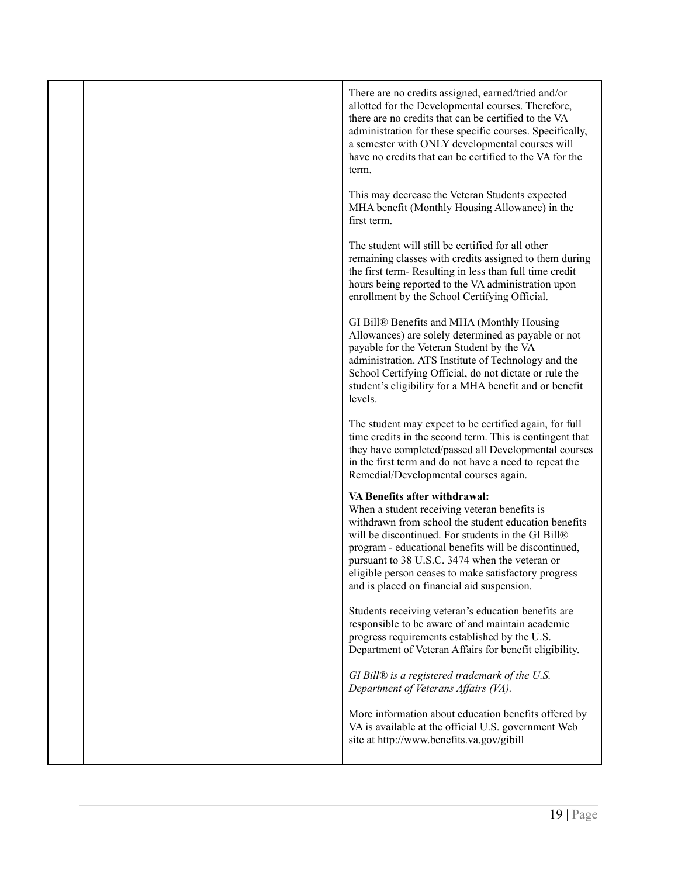| | | |
|---|---|---|
| | | There are no credits assigned, earned/tried and/or allotted for the Developmental courses. Therefore, there are no credits that can be certified to the VA administration for these specific courses. Specifically, a semester with ONLY developmental courses will have no credits that can be certified to the VA for the term.<br><br>This may decrease the Veteran Students expected MHA benefit (Monthly Housing Allowance) in the first term.<br><br>The student will still be certified for all other remaining classes with credits assigned to them during the first term- Resulting in less than full time credit hours being reported to the VA administration upon enrollment by the School Certifying Official.<br><br>GI Bill® Benefits and MHA (Monthly Housing Allowances) are solely determined as payable or not payable for the Veteran Student by the VA administration. ATS Institute of Technology and the School Certifying Official, do not dictate or rule the student's eligibility for a MHA benefit and or benefit levels.<br><br>The student may expect to be certified again, for full time credits in the second term. This is contingent that they have completed/passed all Developmental courses in the first term and do not have a need to repeat the Remedial/Developmental courses again.<br><br>**VA Benefits after withdrawal:**<br>When a student receiving veteran benefits is withdrawn from school the student education benefits will be discontinued. For students in the GI Bill® program - educational benefits will be discontinued, pursuant to 38 U.S.C. 3474 when the veteran or eligible person ceases to make satisfactory progress and is placed on financial aid suspension.<br><br>Students receiving veteran's education benefits are responsible to be aware of and maintain academic progress requirements established by the U.S. Department of Veteran Affairs for benefit eligibility.<br><br>*GI Bill® is a registered trademark of the U.S. Department of Veterans Affairs (VA).*<br><br>More information about education benefits offered by VA is available at the official U.S. government Web site at http://www.benefits.va.gov/gibill |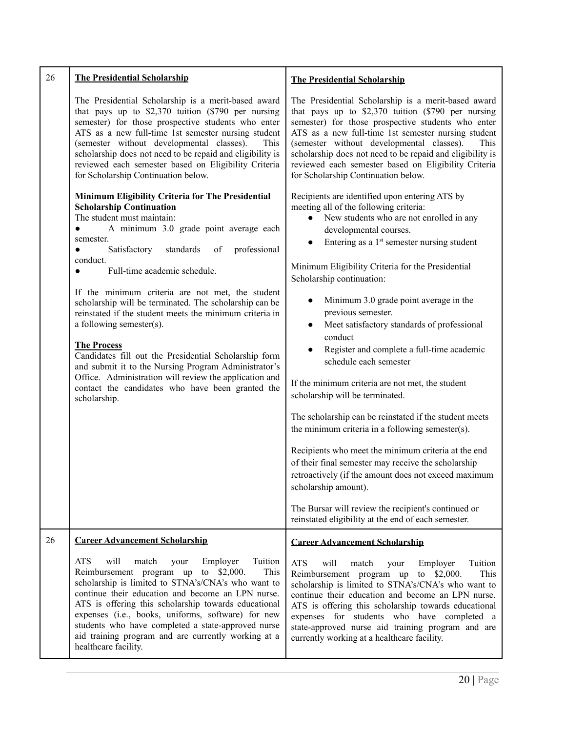| | | |
|---|---|---|
| 26 | **<u>The Presidential Scholarship</u>**<br><br>The Presidential Scholarship is a merit-based award that pays up to $2,370 tuition ($790 per nursing semester) for those prospective students who enter ATS as a new full-time 1st semester nursing student (semester without developmental classes). This scholarship does not need to be repaid and eligibility is reviewed each semester based on Eligibility Criteria for Scholarship Continuation below.<br><br>**Minimum Eligibility Criteria for The Presidential Scholarship Continuation**<br>The student must maintain:<br>● A minimum 3.0 grade point average each semester.<br>● Satisfactory standards of professional conduct.<br>● Full-time academic schedule.<br><br>If the minimum criteria are not met, the student scholarship will be terminated. The scholarship can be reinstated if the student meets the minimum criteria in a following semester(s).<br><br>**<u>The Process</u>**<br>Candidates fill out the Presidential Scholarship form and submit it to the Nursing Program Administrator's Office. Administration will review the application and contact the candidates who have been granted the scholarship. | **<u>The Presidential Scholarship</u>**<br><br>The Presidential Scholarship is a merit-based award that pays up to $2,370 tuition ($790 per nursing semester) for those prospective students who enter ATS as a new full-time 1st semester nursing student (semester without developmental classes). This scholarship does not need to be repaid and eligibility is reviewed each semester based on Eligibility Criteria for Scholarship Continuation below.<br><br>Recipients are identified upon entering ATS by meeting all of the following criteria:<br>● New students who are not enrolled in any developmental courses.<br>● Entering as a 1st semester nursing student<br><br>Minimum Eligibility Criteria for the Presidential Scholarship continuation:<br><br>● Minimum 3.0 grade point average in the previous semester.<br>● Meet satisfactory standards of professional conduct<br>● Register and complete a full-time academic schedule each semester<br><br>If the minimum criteria are not met, the student scholarship will be terminated.<br><br>The scholarship can be reinstated if the student meets the minimum criteria in a following semester(s).<br><br>Recipients who meet the minimum criteria at the end of their final semester may receive the scholarship retroactively (if the amount does not exceed maximum scholarship amount).<br><br>The Bursar will review the recipient's continued or reinstated eligibility at the end of each semester. |
| 26 | **<u>Career Advancement Scholarship</u>**<br><br>ATS will match your Employer Tuition Reimbursement program up to $2,000. This scholarship is limited to STNA's/CNA's who want to continue their education and become an LPN nurse. ATS is offering this scholarship towards educational expenses (i.e., books, uniforms, software) for new students who have completed a state-approved nurse aid training program and are currently working at a healthcare facility. | **<u>Career Advancement Scholarship</u>**<br><br>ATS will match your Employer Tuition Reimbursement program up to $2,000. This scholarship is limited to STNA's/CNA's who want to continue their education and become an LPN nurse. ATS is offering this scholarship towards educational expenses for students who have completed a state-approved nurse aid training program and are currently working at a healthcare facility. |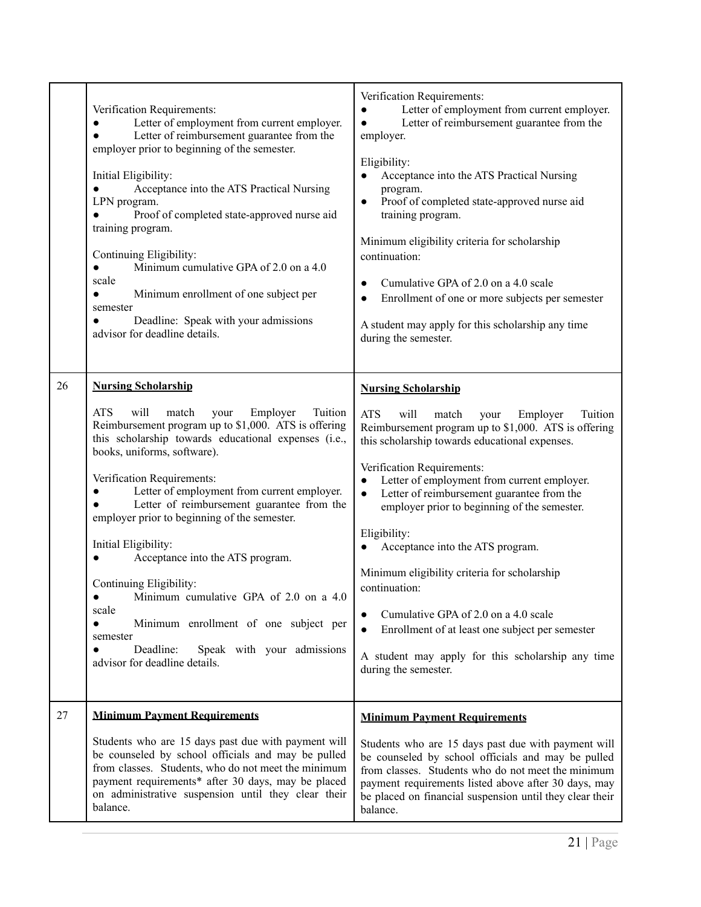| | | |
|---|---|---|
| | Verification Requirements:<br>● Letter of employment from current employer.<br>● Letter of reimbursement guarantee from the employer prior to beginning of the semester.<br><br>Initial Eligibility:<br>● Acceptance into the ATS Practical Nursing LPN program.<br>● Proof of completed state-approved nurse aid training program.<br><br>Continuing Eligibility:<br>● Minimum cumulative GPA of 2.0 on a 4.0 scale<br>● Minimum enrollment of one subject per semester<br>● Deadline: Speak with your admissions advisor for deadline details. | Verification Requirements:<br>● Letter of employment from current employer.<br>● Letter of reimbursement guarantee from the employer.<br><br>Eligibility:<br>● Acceptance into the ATS Practical Nursing program.<br>● Proof of completed state-approved nurse aid training program.<br><br>Minimum eligibility criteria for scholarship continuation:<br><br>● Cumulative GPA of 2.0 on a 4.0 scale<br>● Enrollment of one or more subjects per semester<br><br>A student may apply for this scholarship any time during the semester. |
| 26 | **Nursing Scholarship**<br><br>ATS will match your Employer Tuition Reimbursement program up to $1,000. ATS is offering this scholarship towards educational expenses (i.e., books, uniforms, software).<br><br>Verification Requirements:<br>● Letter of employment from current employer.<br>● Letter of reimbursement guarantee from the employer prior to beginning of the semester.<br><br>Initial Eligibility:<br>● Acceptance into the ATS program.<br><br>Continuing Eligibility:<br>● Minimum cumulative GPA of 2.0 on a 4.0 scale<br>● Minimum enrollment of one subject per semester<br>● Deadline: Speak with your admissions advisor for deadline details. | **Nursing Scholarship**<br><br>ATS will match your Employer Tuition Reimbursement program up to $1,000. ATS is offering this scholarship towards educational expenses.<br><br>Verification Requirements:<br>● Letter of employment from current employer.<br>● Letter of reimbursement guarantee from the employer prior to beginning of the semester.<br><br>Eligibility:<br>● Acceptance into the ATS program.<br><br>Minimum eligibility criteria for scholarship continuation:<br><br>● Cumulative GPA of 2.0 on a 4.0 scale<br>● Enrollment of at least one subject per semester<br><br>A student may apply for this scholarship any time during the semester. |
| 27 | **Minimum Payment Requirements**<br><br>Students who are 15 days past due with payment will be counseled by school officials and may be pulled from classes. Students, who do not meet the minimum payment requirements* after 30 days, may be placed on administrative suspension until they clear their balance. | **Minimum Payment Requirements**<br><br>Students who are 15 days past due with payment will be counseled by school officials and may be pulled from classes. Students who do not meet the minimum payment requirements listed above after 30 days, may be placed on financial suspension until they clear their balance. |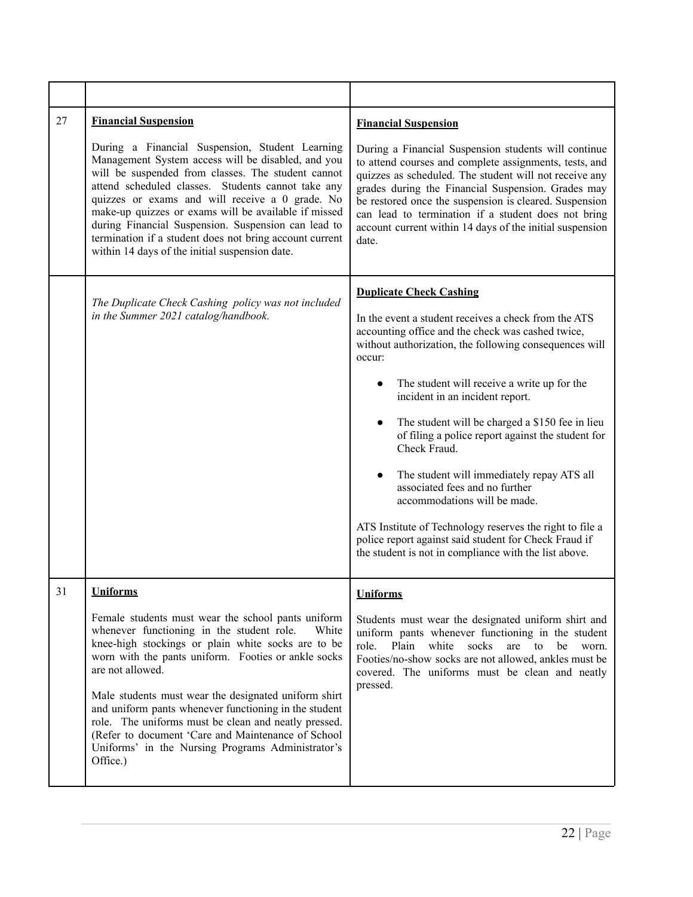| | | |
|---|---|---|
| 27 | **Financial Suspension**<br><br>During a Financial Suspension, Student Learning Management System access will be disabled, and you will be suspended from classes. The student cannot attend scheduled classes. Students cannot take any quizzes or exams and will receive a 0 grade. No make-up quizzes or exams will be available if missed during Financial Suspension. Suspension can lead to termination if a student does not bring account current within 14 days of the initial suspension date. | **Financial Suspension**<br><br>During a Financial Suspension students will continue to attend courses and complete assignments, tests, and quizzes as scheduled. The student will not receive any grades during the Financial Suspension. Grades may be restored once the suspension is cleared. Suspension can lead to termination if a student does not bring account current within 14 days of the initial suspension date. |
| | *The Duplicate Check Cashing policy was not included in the Summer 2021 catalog/handbook.* | **Duplicate Check Cashing**<br><br>In the event a student receives a check from the ATS accounting office and the check was cashed twice, without authorization, the following consequences will occur:<br><br>• The student will receive a write up for the incident in an incident report.<br><br>• The student will be charged a $150 fee in lieu of filing a police report against the student for Check Fraud.<br><br>• The student will immediately repay ATS all associated fees and no further accommodations will be made.<br><br>ATS Institute of Technology reserves the right to file a police report against said student for Check Fraud if the student is not in compliance with the list above. |
| 31 | **Uniforms**<br><br>Female students must wear the school pants uniform whenever functioning in the student role. White knee-high stockings or plain white socks are to be worn with the pants uniform. Footies or ankle socks are not allowed.<br><br>Male students must wear the designated uniform shirt and uniform pants whenever functioning in the student role. The uniforms must be clean and neatly pressed. (Refer to document 'Care and Maintenance of School Uniforms' in the Nursing Programs Administrator's Office.) | **Uniforms**<br><br>Students must wear the designated uniform shirt and uniform pants whenever functioning in the student role. Plain white socks are to be worn. Footies/no-show socks are not allowed, ankles must be covered. The uniforms must be clean and neatly pressed. |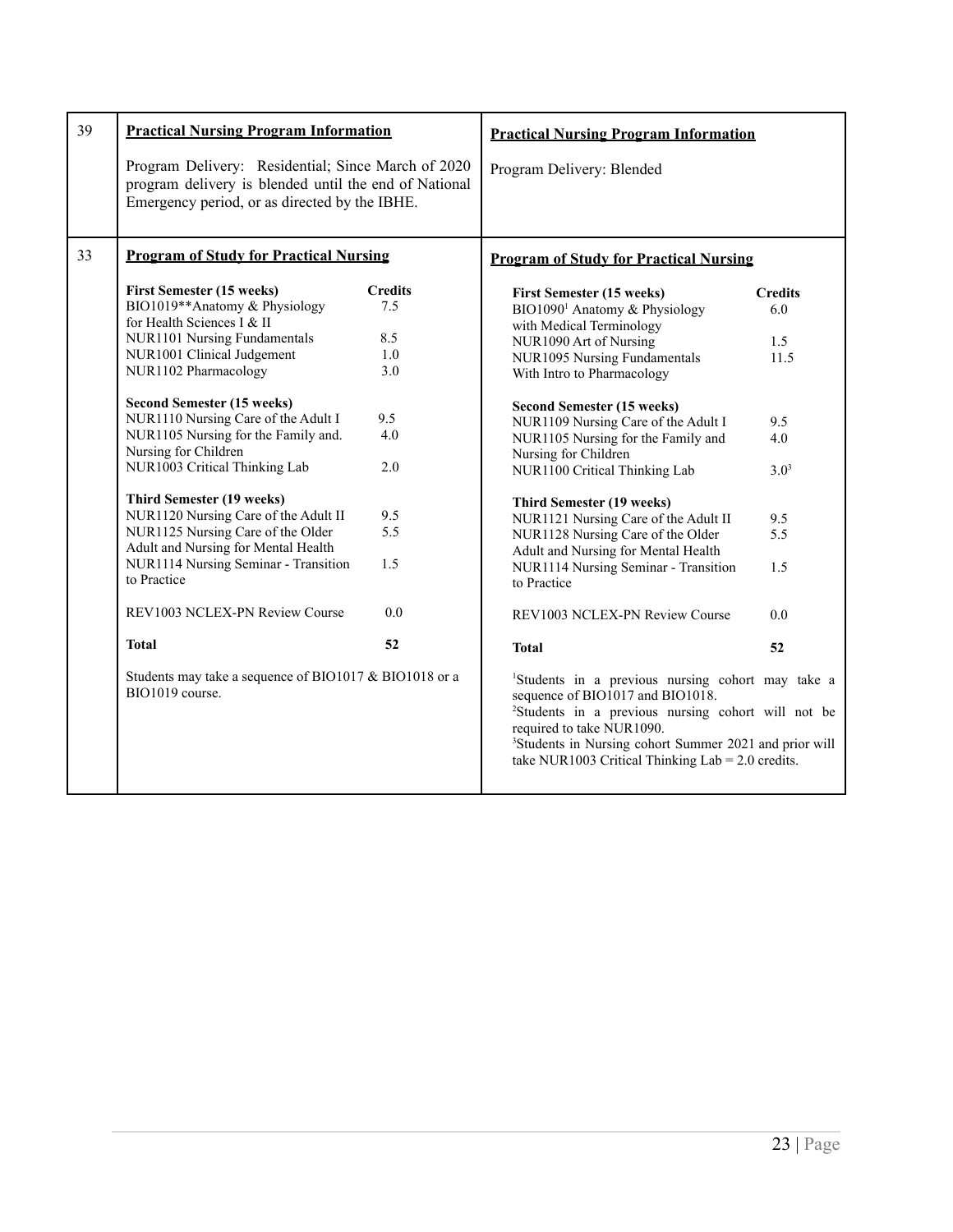| | | |
|---|---|---|
| 39 | **Practical Nursing Program Information**<br><br>Program Delivery: Residential; Since March of 2020 program delivery is blended until the end of National Emergency period, or as directed by the IBHE. | **Practical Nursing Program Information**<br><br>Program Delivery: Blended |
| 33 | **Program of Study for Practical Nursing**<br><br>**First Semester (15 weeks)** — **Credits**<br>BIO1019**Anatomy & Physiology for Health Sciences I & II — 7.5<br>NUR1101 Nursing Fundamentals — 8.5<br>NUR1001 Clinical Judgement — 1.0<br>NUR1102 Pharmacology — 3.0<br><br>**Second Semester (15 weeks)**<br>NUR1110 Nursing Care of the Adult I — 9.5<br>NUR1105 Nursing for the Family and. Nursing for Children — 4.0<br>NUR1003 Critical Thinking Lab — 2.0<br><br>**Third Semester (19 weeks)**<br>NUR1120 Nursing Care of the Adult II — 9.5<br>NUR1125 Nursing Care of the Older Adult and Nursing for Mental Health — 5.5<br>NUR1114 Nursing Seminar - Transition to Practice — 1.5<br><br>REV1003 NCLEX-PN Review Course — 0.0<br><br>**Total** — **52**<br><br>Students may take a sequence of BIO1017 & BIO1018 or a BIO1019 course. | **Program of Study for Practical Nursing**<br><br>**First Semester (15 weeks)** — **Credits**<br>BIO1090[1] Anatomy & Physiology with Medical Terminology — 6.0<br>NUR1090 Art of Nursing — 1.5<br>NUR1095 Nursing Fundamentals With Intro to Pharmacology — 11.5<br><br>**Second Semester (15 weeks)**<br>NUR1109 Nursing Care of the Adult I — 9.5<br>NUR1105 Nursing for the Family and Nursing for Children — 4.0<br>NUR1100 Critical Thinking Lab — 3.0[3]<br><br>**Third Semester (19 weeks)**<br>NUR1121 Nursing Care of the Adult II — 9.5<br>NUR1128 Nursing Care of the Older Adult and Nursing for Mental Health — 5.5<br>NUR1114 Nursing Seminar - Transition to Practice — 1.5<br><br>REV1003 NCLEX-PN Review Course — 0.0<br><br>**Total** — **52**<br><br>[1]Students in a previous nursing cohort may take a sequence of BIO1017 and BIO1018.<br>[2]Students in a previous nursing cohort will not be required to take NUR1090.<br>[3]Students in Nursing cohort Summer 2021 and prior will take NUR1003 Critical Thinking Lab = 2.0 credits. |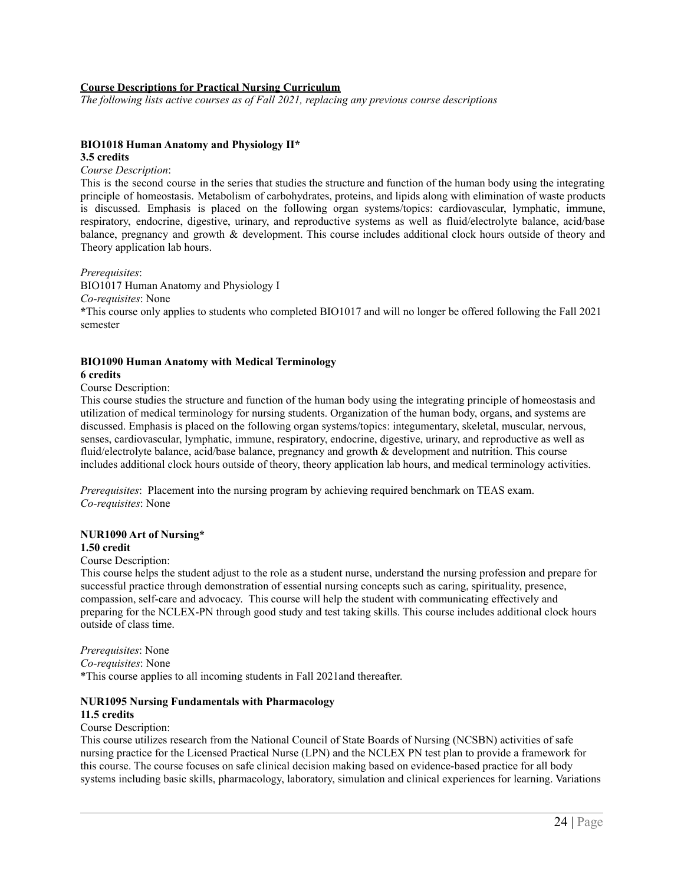**Course Descriptions for Practical Nursing Curriculum**

*The following lists active courses as of Fall 2021, replacing any previous course descriptions*

**BIO1018 Human Anatomy and Physiology II***
**3.5 credits**

*Course Description*:
This is the second course in the series that studies the structure and function of the human body using the integrating principle of homeostasis. Metabolism of carbohydrates, proteins, and lipids along with elimination of waste products is discussed. Emphasis is placed on the following organ systems/topics: cardiovascular, lymphatic, immune, respiratory, endocrine, digestive, urinary, and reproductive systems as well as fluid/electrolyte balance, acid/base balance, pregnancy and growth & development. This course includes additional clock hours outside of theory and Theory application lab hours.

*Prerequisites*:
BIO1017 Human Anatomy and Physiology I
*Co-requisites*: None
*This course only applies to students who completed BIO1017 and will no longer be offered following the Fall 2021 semester

**BIO1090 Human Anatomy with Medical Terminology**
**6 credits**

Course Description:
This course studies the structure and function of the human body using the integrating principle of homeostasis and utilization of medical terminology for nursing students. Organization of the human body, organs, and systems are discussed. Emphasis is placed on the following organ systems/topics: integumentary, skeletal, muscular, nervous, senses, cardiovascular, lymphatic, immune, respiratory, endocrine, digestive, urinary, and reproductive as well as fluid/electrolyte balance, acid/base balance, pregnancy and growth & development and nutrition. This course includes additional clock hours outside of theory, theory application lab hours, and medical terminology activities.

*Prerequisites*: Placement into the nursing program by achieving required benchmark on TEAS exam.
*Co-requisites*: None

**NUR1090 Art of Nursing***
**1.50 credit**

Course Description:
This course helps the student adjust to the role as a student nurse, understand the nursing profession and prepare for successful practice through demonstration of essential nursing concepts such as caring, spirituality, presence, compassion, self-care and advocacy. This course will help the student with communicating effectively and preparing for the NCLEX-PN through good study and test taking skills. This course includes additional clock hours outside of class time.

*Prerequisites*: None
*Co-requisites*: None
*This course applies to all incoming students in Fall 2021and thereafter.

**NUR1095 Nursing Fundamentals with Pharmacology**
**11.5 credits**

Course Description:
This course utilizes research from the National Council of State Boards of Nursing (NCSBN) activities of safe nursing practice for the Licensed Practical Nurse (LPN) and the NCLEX PN test plan to provide a framework for this course. The course focuses on safe clinical decision making based on evidence-based practice for all body systems including basic skills, pharmacology, laboratory, simulation and clinical experiences for learning. Variations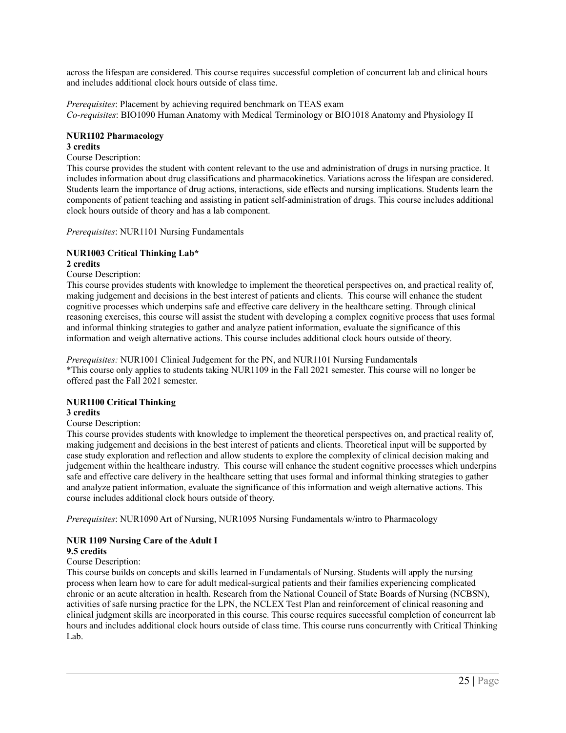across the lifespan are considered. This course requires successful completion of concurrent lab and clinical hours and includes additional clock hours outside of class time.

*Prerequisites*: Placement by achieving required benchmark on TEAS exam
*Co-requisites*: BIO1090 Human Anatomy with Medical Terminology or BIO1018 Anatomy and Physiology II

**NUR1102 Pharmacology**
**3 credits**
Course Description:
This course provides the student with content relevant to the use and administration of drugs in nursing practice. It includes information about drug classifications and pharmacokinetics. Variations across the lifespan are considered. Students learn the importance of drug actions, interactions, side effects and nursing implications. Students learn the components of patient teaching and assisting in patient self-administration of drugs. This course includes additional clock hours outside of theory and has a lab component.

*Prerequisites*: NUR1101 Nursing Fundamentals

**NUR1003 Critical Thinking Lab***
**2 credits**
Course Description:
This course provides students with knowledge to implement the theoretical perspectives on, and practical reality of, making judgement and decisions in the best interest of patients and clients. This course will enhance the student cognitive processes which underpins safe and effective care delivery in the healthcare setting. Through clinical reasoning exercises, this course will assist the student with developing a complex cognitive process that uses formal and informal thinking strategies to gather and analyze patient information, evaluate the significance of this information and weigh alternative actions. This course includes additional clock hours outside of theory.

*Prerequisites:* NUR1001 Clinical Judgement for the PN, and NUR1101 Nursing Fundamentals
*This course only applies to students taking NUR1109 in the Fall 2021 semester. This course will no longer be offered past the Fall 2021 semester.

**NUR1100 Critical Thinking**
**3 credits**
Course Description:
This course provides students with knowledge to implement the theoretical perspectives on, and practical reality of, making judgement and decisions in the best interest of patients and clients. Theoretical input will be supported by case study exploration and reflection and allow students to explore the complexity of clinical decision making and judgement within the healthcare industry. This course will enhance the student cognitive processes which underpins safe and effective care delivery in the healthcare setting that uses formal and informal thinking strategies to gather and analyze patient information, evaluate the significance of this information and weigh alternative actions. This course includes additional clock hours outside of theory.

*Prerequisites*: NUR1090 Art of Nursing, NUR1095 Nursing Fundamentals w/intro to Pharmacology

**NUR 1109 Nursing Care of the Adult I**
**9.5 credits**
Course Description:
This course builds on concepts and skills learned in Fundamentals of Nursing. Students will apply the nursing process when learn how to care for adult medical-surgical patients and their families experiencing complicated chronic or an acute alteration in health. Research from the National Council of State Boards of Nursing (NCBSN), activities of safe nursing practice for the LPN, the NCLEX Test Plan and reinforcement of clinical reasoning and clinical judgment skills are incorporated in this course. This course requires successful completion of concurrent lab hours and includes additional clock hours outside of class time. This course runs concurrently with Critical Thinking Lab.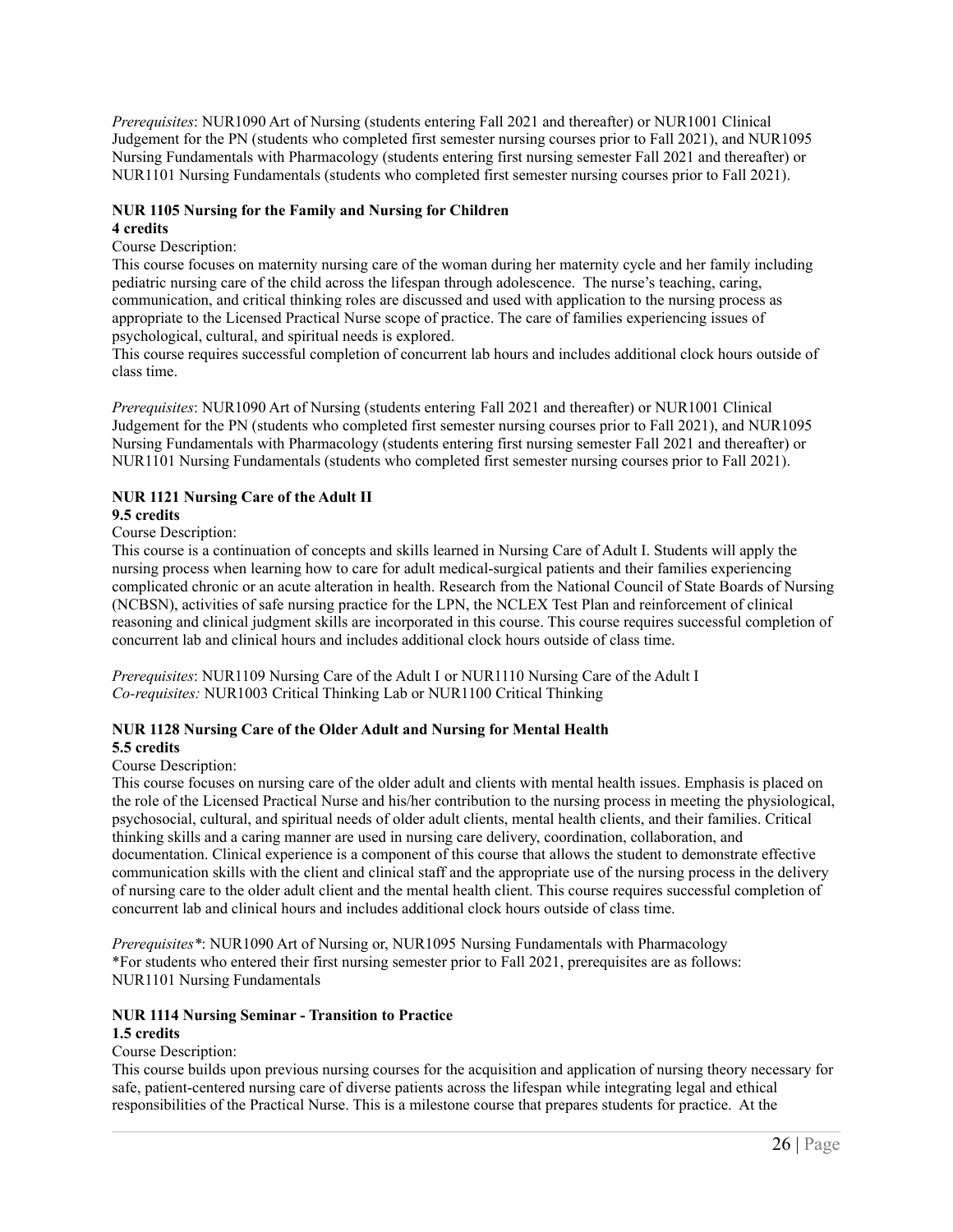*Prerequisites*: NUR1090 Art of Nursing (students entering Fall 2021 and thereafter) or NUR1001 Clinical Judgement for the PN (students who completed first semester nursing courses prior to Fall 2021), and NUR1095 Nursing Fundamentals with Pharmacology (students entering first nursing semester Fall 2021 and thereafter) or NUR1101 Nursing Fundamentals (students who completed first semester nursing courses prior to Fall 2021).

**NUR 1105 Nursing for the Family and Nursing for Children**
**4 credits**

Course Description:

This course focuses on maternity nursing care of the woman during her maternity cycle and her family including pediatric nursing care of the child across the lifespan through adolescence. The nurse's teaching, caring, communication, and critical thinking roles are discussed and used with application to the nursing process as appropriate to the Licensed Practical Nurse scope of practice. The care of families experiencing issues of psychological, cultural, and spiritual needs is explored.

This course requires successful completion of concurrent lab hours and includes additional clock hours outside of class time.

*Prerequisites*: NUR1090 Art of Nursing (students entering Fall 2021 and thereafter) or NUR1001 Clinical Judgement for the PN (students who completed first semester nursing courses prior to Fall 2021), and NUR1095 Nursing Fundamentals with Pharmacology (students entering first nursing semester Fall 2021 and thereafter) or NUR1101 Nursing Fundamentals (students who completed first semester nursing courses prior to Fall 2021).

**NUR 1121 Nursing Care of the Adult II**
**9.5 credits**

Course Description:

This course is a continuation of concepts and skills learned in Nursing Care of Adult I. Students will apply the nursing process when learning how to care for adult medical-surgical patients and their families experiencing complicated chronic or an acute alteration in health. Research from the National Council of State Boards of Nursing (NCBSN), activities of safe nursing practice for the LPN, the NCLEX Test Plan and reinforcement of clinical reasoning and clinical judgment skills are incorporated in this course. This course requires successful completion of concurrent lab and clinical hours and includes additional clock hours outside of class time.

*Prerequisites*: NUR1109 Nursing Care of the Adult I or NUR1110 Nursing Care of the Adult I
*Co-requisites:* NUR1003 Critical Thinking Lab or NUR1100 Critical Thinking

**NUR 1128 Nursing Care of the Older Adult and Nursing for Mental Health**
**5.5 credits**

Course Description:

This course focuses on nursing care of the older adult and clients with mental health issues. Emphasis is placed on the role of the Licensed Practical Nurse and his/her contribution to the nursing process in meeting the physiological, psychosocial, cultural, and spiritual needs of older adult clients, mental health clients, and their families. Critical thinking skills and a caring manner are used in nursing care delivery, coordination, collaboration, and documentation. Clinical experience is a component of this course that allows the student to demonstrate effective communication skills with the client and clinical staff and the appropriate use of the nursing process in the delivery of nursing care to the older adult client and the mental health client. This course requires successful completion of concurrent lab and clinical hours and includes additional clock hours outside of class time.

*Prerequisites\**: NUR1090 Art of Nursing or, NUR1095 Nursing Fundamentals with Pharmacology
\*For students who entered their first nursing semester prior to Fall 2021, prerequisites are as follows:
NUR1101 Nursing Fundamentals

**NUR 1114 Nursing Seminar - Transition to Practice**
**1.5 credits**

Course Description:

This course builds upon previous nursing courses for the acquisition and application of nursing theory necessary for safe, patient-centered nursing care of diverse patients across the lifespan while integrating legal and ethical responsibilities of the Practical Nurse. This is a milestone course that prepares students for practice. At the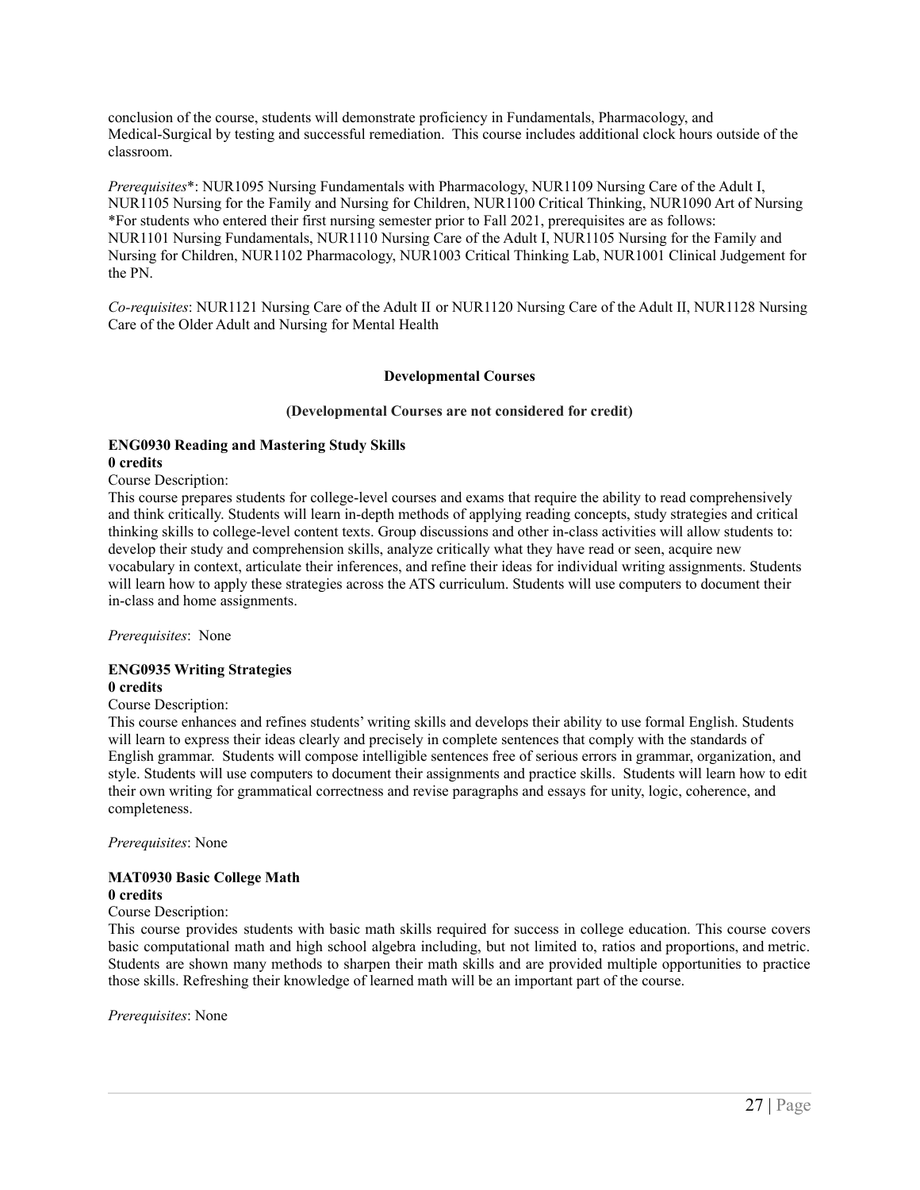conclusion of the course, students will demonstrate proficiency in Fundamentals, Pharmacology, and Medical-Surgical by testing and successful remediation. This course includes additional clock hours outside of the classroom.

*Prerequisites**: NUR1095 Nursing Fundamentals with Pharmacology, NUR1109 Nursing Care of the Adult I, NUR1105 Nursing for the Family and Nursing for Children, NUR1100 Critical Thinking, NUR1090 Art of Nursing
*For students who entered their first nursing semester prior to Fall 2021, prerequisites are as follows: NUR1101 Nursing Fundamentals, NUR1110 Nursing Care of the Adult I, NUR1105 Nursing for the Family and Nursing for Children, NUR1102 Pharmacology, NUR1003 Critical Thinking Lab, NUR1001 Clinical Judgement for the PN.

*Co-requisites*: NUR1121 Nursing Care of the Adult II or NUR1120 Nursing Care of the Adult II, NUR1128 Nursing Care of the Older Adult and Nursing for Mental Health

## Developmental Courses

**(Developmental Courses are not considered for credit)**

### ENG0930 Reading and Mastering Study Skills
**0 credits**

Course Description:
This course prepares students for college-level courses and exams that require the ability to read comprehensively and think critically. Students will learn in-depth methods of applying reading concepts, study strategies and critical thinking skills to college-level content texts. Group discussions and other in-class activities will allow students to: develop their study and comprehension skills, analyze critically what they have read or seen, acquire new vocabulary in context, articulate their inferences, and refine their ideas for individual writing assignments. Students will learn how to apply these strategies across the ATS curriculum. Students will use computers to document their in-class and home assignments.

*Prerequisites*: None

### ENG0935 Writing Strategies
**0 credits**

Course Description:
This course enhances and refines students' writing skills and develops their ability to use formal English. Students will learn to express their ideas clearly and precisely in complete sentences that comply with the standards of English grammar. Students will compose intelligible sentences free of serious errors in grammar, organization, and style. Students will use computers to document their assignments and practice skills. Students will learn how to edit their own writing for grammatical correctness and revise paragraphs and essays for unity, logic, coherence, and completeness.

*Prerequisites*: None

### MAT0930 Basic College Math
**0 credits**

Course Description:
This course provides students with basic math skills required for success in college education. This course covers basic computational math and high school algebra including, but not limited to, ratios and proportions, and metric. Students are shown many methods to sharpen their math skills and are provided multiple opportunities to practice those skills. Refreshing their knowledge of learned math will be an important part of the course.

*Prerequisites*: None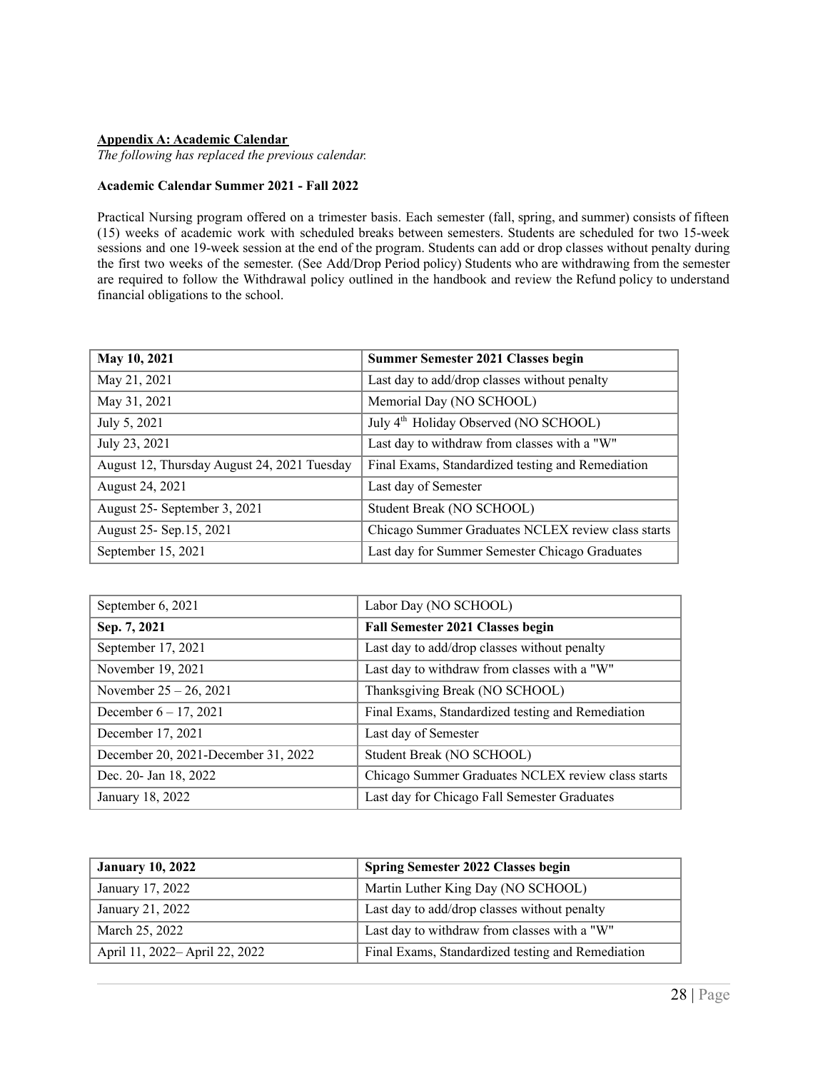**Appendix A: Academic Calendar**

*The following has replaced the previous calendar.*

**Academic Calendar Summer 2021 - Fall 2022**

Practical Nursing program offered on a trimester basis. Each semester (fall, spring, and summer) consists of fifteen (15) weeks of academic work with scheduled breaks between semesters. Students are scheduled for two 15-week sessions and one 19-week session at the end of the program. Students can add or drop classes without penalty during the first two weeks of the semester. (See Add/Drop Period policy) Students who are withdrawing from the semester are required to follow the Withdrawal policy outlined in the handbook and review the Refund policy to understand financial obligations to the school.

| **May 10, 2021** | **Summer Semester 2021 Classes begin** |
|---|---|
| May 21, 2021 | Last day to add/drop classes without penalty |
| May 31, 2021 | Memorial Day (NO SCHOOL) |
| July 5, 2021 | July 4th Holiday Observed (NO SCHOOL) |
| July 23, 2021 | Last day to withdraw from classes with a "W" |
| August 12, Thursday August 24, 2021 Tuesday | Final Exams, Standardized testing and Remediation |
| August 24, 2021 | Last day of Semester |
| August 25- September 3, 2021 | Student Break (NO SCHOOL) |
| August 25- Sep.15, 2021 | Chicago Summer Graduates NCLEX review class starts |
| September 15, 2021 | Last day for Summer Semester Chicago Graduates |

| September 6, 2021 | Labor Day (NO SCHOOL) |
|---|---|
| **Sep. 7, 2021** | **Fall Semester 2021 Classes begin** |
| September 17, 2021 | Last day to add/drop classes without penalty |
| November 19, 2021 | Last day to withdraw from classes with a "W" |
| November 25 – 26, 2021 | Thanksgiving Break (NO SCHOOL) |
| December 6 – 17, 2021 | Final Exams, Standardized testing and Remediation |
| December 17, 2021 | Last day of Semester |
| December 20, 2021-December 31, 2022 | Student Break (NO SCHOOL) |
| Dec. 20- Jan 18, 2022 | Chicago Summer Graduates NCLEX review class starts |
| January 18, 2022 | Last day for Chicago Fall Semester Graduates |

| **January 10, 2022** | **Spring Semester 2022 Classes begin** |
|---|---|
| January 17, 2022 | Martin Luther King Day (NO SCHOOL) |
| January 21, 2022 | Last day to add/drop classes without penalty |
| March 25, 2022 | Last day to withdraw from classes with a "W" |
| April 11, 2022– April 22, 2022 | Final Exams, Standardized testing and Remediation |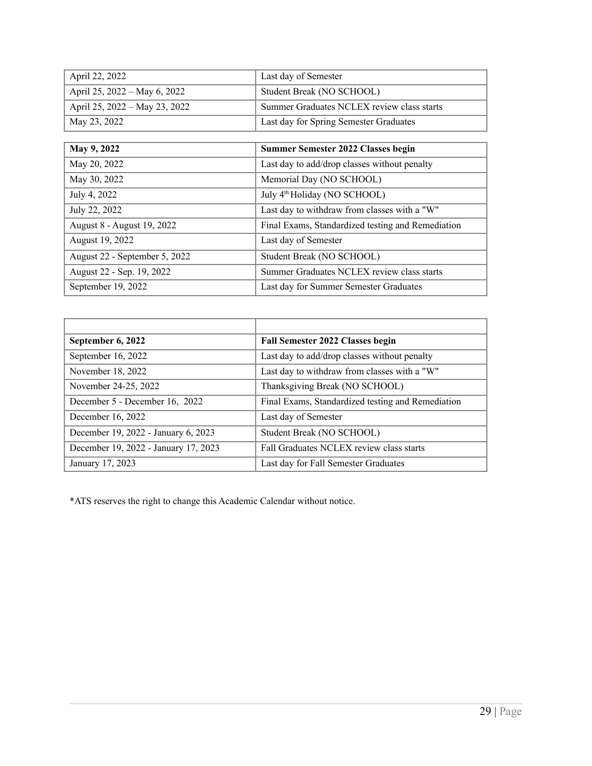| April 22, 2022 | Last day of Semester |
|---|---|
| April 25, 2022 – May 6, 2022 | Student Break (NO SCHOOL) |
| April 25, 2022 – May 23, 2022 | Summer Graduates NCLEX review class starts |
| May 23, 2022 | Last day for Spring Semester Graduates |

| **May 9, 2022** | **Summer Semester 2022 Classes begin** |
|---|---|
| May 20, 2022 | Last day to add/drop classes without penalty |
| May 30, 2022 | Memorial Day (NO SCHOOL) |
| July 4, 2022 | July 4th Holiday (NO SCHOOL) |
| July 22, 2022 | Last day to withdraw from classes with a "W" |
| August 8 - August 19, 2022 | Final Exams, Standardized testing and Remediation |
| August 19, 2022 | Last day of Semester |
| August 22 - September 5, 2022 | Student Break (NO SCHOOL) |
| August 22 - Sep. 19, 2022 | Summer Graduates NCLEX review class starts |
| September 19, 2022 | Last day for Summer Semester Graduates |

| | |
|---|---|
| **September 6, 2022** | **Fall Semester 2022 Classes begin** |
| September 16, 2022 | Last day to add/drop classes without penalty |
| November 18, 2022 | Last day to withdraw from classes with a "W" |
| November 24-25, 2022 | Thanksgiving Break (NO SCHOOL) |
| December 5 - December 16, 2022 | Final Exams, Standardized testing and Remediation |
| December 16, 2022 | Last day of Semester |
| December 19, 2022 - January 6, 2023 | Student Break (NO SCHOOL) |
| December 19, 2022 - January 17, 2023 | Fall Graduates NCLEX review class starts |
| January 17, 2023 | Last day for Fall Semester Graduates |

*ATS reserves the right to change this Academic Calendar without notice.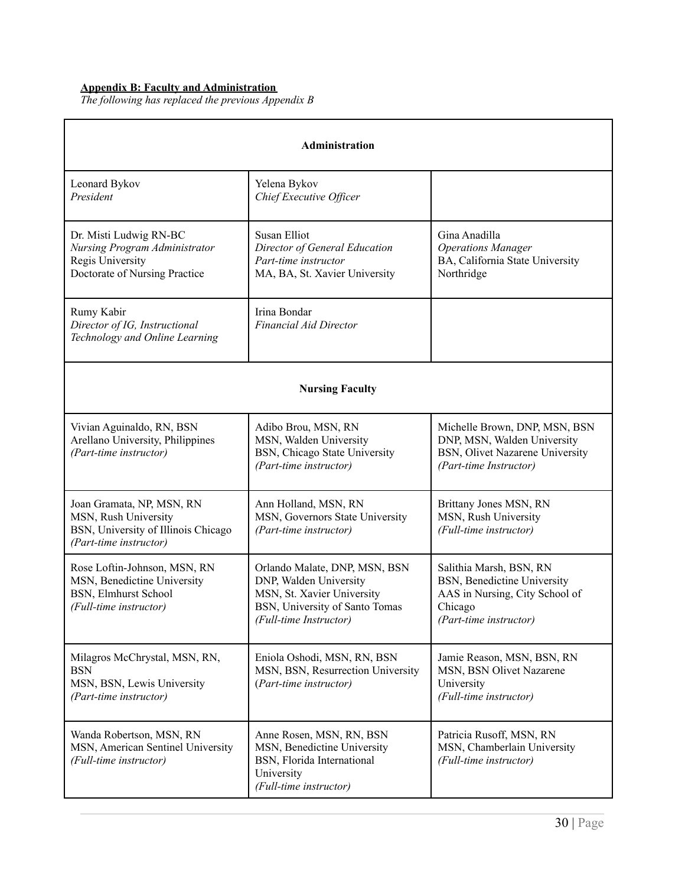**Appendix B: Faculty and Administration**
*The following has replaced the previous Appendix B*

| **Administration** | | |
|---|---|---|
| Leonard Bykov<br>*President* | Yelena Bykov<br>*Chief Executive Officer* | |
| Dr. Misti Ludwig RN-BC<br>*Nursing Program Administrator*<br>Regis University<br>Doctorate of Nursing Practice | Susan Elliot<br>*Director of General Education*<br>*Part-time instructor*<br>MA, BA, St. Xavier University | Gina Anadilla<br>*Operations Manager*<br>BA, California State University Northridge |
| Rumy Kabir<br>*Director of IG, Instructional Technology and Online Learning* | Irina Bondar<br>*Financial Aid Director* | |
| **Nursing Faculty** | | |
| Vivian Aguinaldo, RN, BSN<br>Arellano University, Philippines<br>*(Part-time instructor)* | Adibo Brou, MSN, RN<br>MSN, Walden University<br>BSN, Chicago State University<br>*(Part-time instructor)* | Michelle Brown, DNP, MSN, BSN<br>DNP, MSN, Walden University<br>BSN, Olivet Nazarene University<br>*(Part-time Instructor)* |
| Joan Gramata, NP, MSN, RN<br>MSN, Rush University<br>BSN, University of Illinois Chicago<br>*(Part-time instructor)* | Ann Holland, MSN, RN<br>MSN, Governors State University<br>*(Part-time instructor)* | Brittany Jones MSN, RN<br>MSN, Rush University<br>*(Full-time instructor)* |
| Rose Loftin-Johnson, MSN, RN<br>MSN, Benedictine University<br>BSN, Elmhurst School<br>*(Full-time instructor)* | Orlando Malate, DNP, MSN, BSN<br>DNP, Walden University<br>MSN, St. Xavier University<br>BSN, University of Santo Tomas<br>*(Full-time Instructor)* | Salithia Marsh, BSN, RN<br>BSN, Benedictine University<br>AAS in Nursing, City School of Chicago<br>*(Part-time instructor)* |
| Milagros McChrystal, MSN, RN, BSN<br>MSN, BSN, Lewis University<br>*(Part-time instructor)* | Eniola Oshodi, MSN, RN, BSN<br>MSN, BSN, Resurrection University<br>(*Part-time instructor)* | Jamie Reason, MSN, BSN, RN<br>MSN, BSN Olivet Nazarene University<br>*(Full-time instructor)* |
| Wanda Robertson, MSN, RN<br>MSN, American Sentinel University<br>*(Full-time instructor)* | Anne Rosen, MSN, RN, BSN<br>MSN, Benedictine University<br>BSN, Florida International University<br>*(Full-time instructor)* | Patricia Rusoff, MSN, RN<br>MSN, Chamberlain University<br>*(Full-time instructor)* |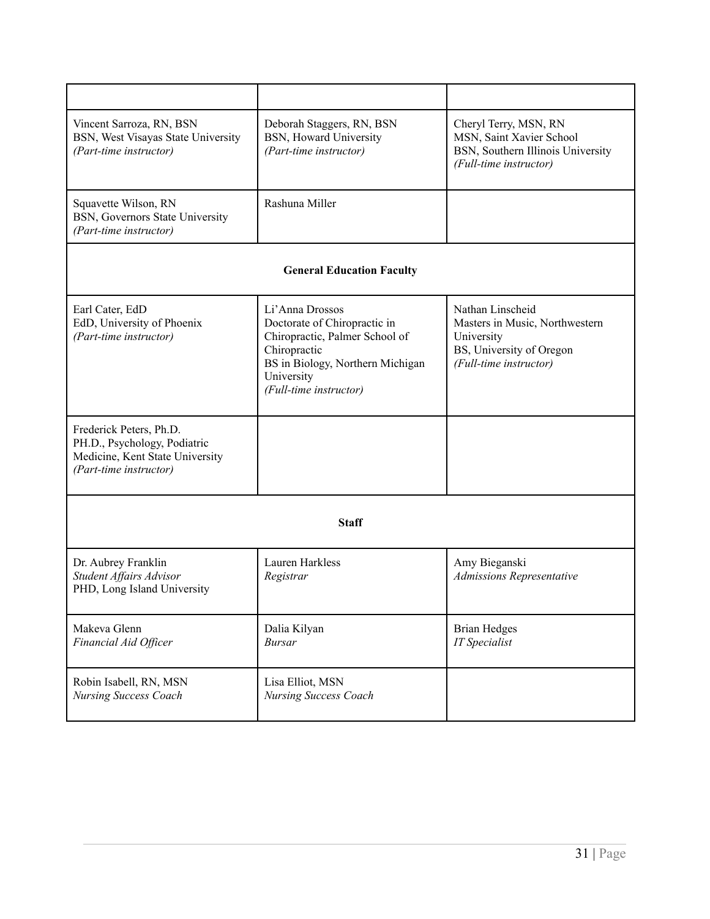| | | |
|---|---|---|
| Vincent Sarroza, RN, BSN<br>BSN, West Visayas State University<br>*(Part-time instructor)* | Deborah Staggers, RN, BSN<br>BSN, Howard University<br>*(Part-time instructor)* | Cheryl Terry, MSN, RN<br>MSN, Saint Xavier School<br>BSN, Southern Illinois University<br>*(Full-time instructor)* |
| Squavette Wilson, RN<br>BSN, Governors State University<br>*(Part-time instructor)* | Rashuna Miller | |
| | **General Education Faculty** | |
| Earl Cater, EdD<br>EdD, University of Phoenix<br>*(Part-time instructor)* | Li'Anna Drossos<br>Doctorate of Chiropractic in Chiropractic, Palmer School of Chiropractic<br>BS in Biology, Northern Michigan University<br>*(Full-time instructor)* | Nathan Linscheid<br>Masters in Music, Northwestern University<br>BS, University of Oregon<br>*(Full-time instructor)* |
| Frederick Peters, Ph.D.<br>PH.D., Psychology, Podiatric Medicine, Kent State University<br>*(Part-time instructor)* | | |
| | **Staff** | |
| Dr. Aubrey Franklin<br>*Student Affairs Advisor*<br>PHD, Long Island University | Lauren Harkless<br>*Registrar* | Amy Bieganski<br>*Admissions Representative* |
| Makeva Glenn<br>*Financial Aid Officer* | Dalia Kilyan<br>*Bursar* | Brian Hedges<br>*IT Specialist* |
| Robin Isabell, RN, MSN<br>*Nursing Success Coach* | Lisa Elliot, MSN<br>*Nursing Success Coach* | |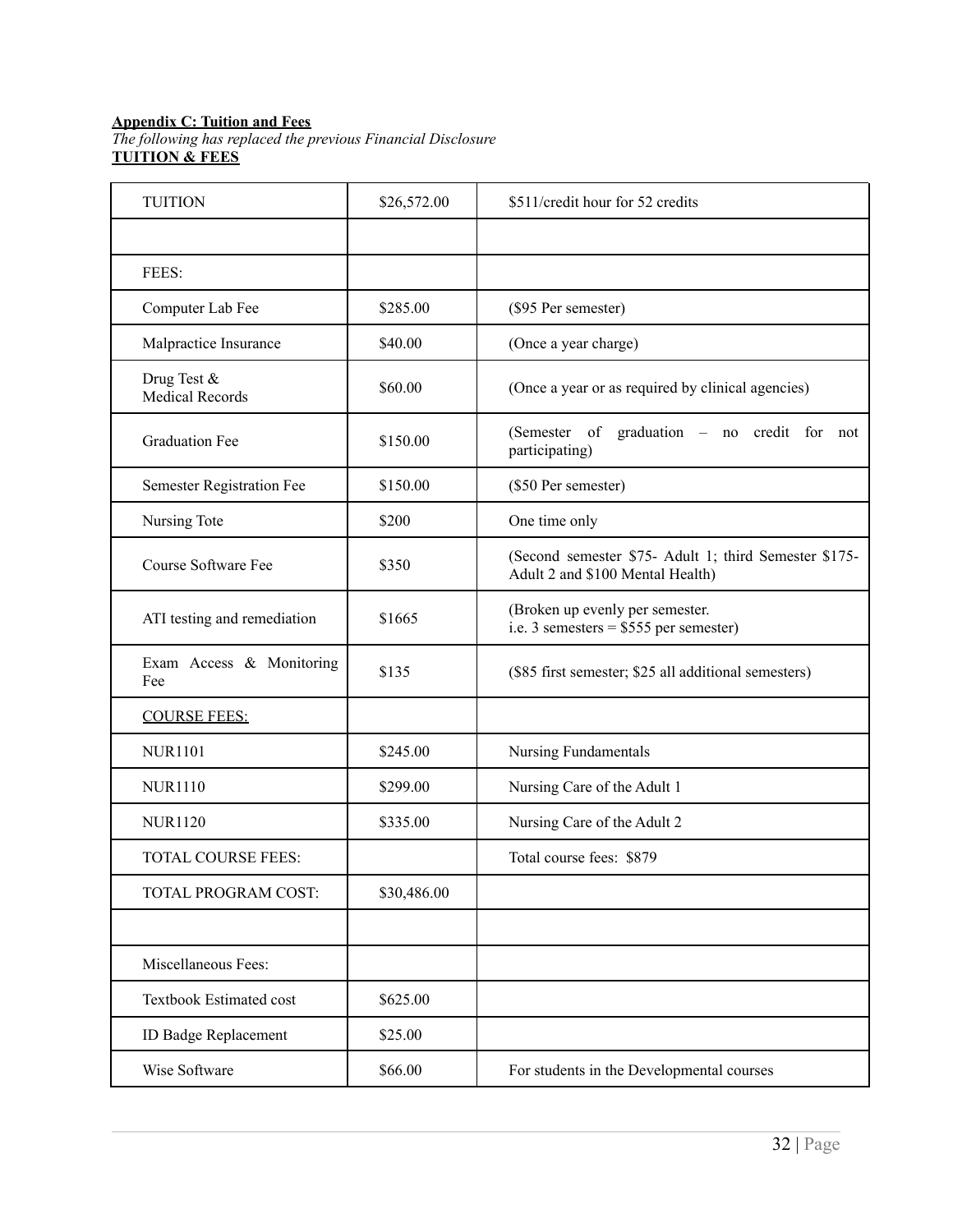**Appendix C: Tuition and Fees**

*The following has replaced the previous Financial Disclosure*

**TUITION & FEES**

| TUITION | $26,572.00 | $511/credit hour for 52 credits |
|---|---|---|
| | | |
| FEES: | | |
| Computer Lab Fee | $285.00 | ($95 Per semester) |
| Malpractice Insurance | $40.00 | (Once a year charge) |
| Drug Test & Medical Records | $60.00 | (Once a year or as required by clinical agencies) |
| Graduation Fee | $150.00 | (Semester of graduation – no credit for not participating) |
| Semester Registration Fee | $150.00 | ($50 Per semester) |
| Nursing Tote | $200 | One time only |
| Course Software Fee | $350 | (Second semester $75- Adult 1; third Semester $175- Adult 2 and $100 Mental Health) |
| ATI testing and remediation | $1665 | (Broken up evenly per semester. i.e. 3 semesters = $555 per semester) |
| Exam Access & Monitoring Fee | $135 | ($85 first semester; $25 all additional semesters) |
| <u>COURSE FEES:</u> | | |
| NUR1101 | $245.00 | Nursing Fundamentals |
| NUR1110 | $299.00 | Nursing Care of the Adult 1 |
| NUR1120 | $335.00 | Nursing Care of the Adult 2 |
| TOTAL COURSE FEES: | | Total course fees: $879 |
| TOTAL PROGRAM COST: | $30,486.00 | |
| | | |
| Miscellaneous Fees: | | |
| Textbook Estimated cost | $625.00 | |
| ID Badge Replacement | $25.00 | |
| Wise Software | $66.00 | For students in the Developmental courses |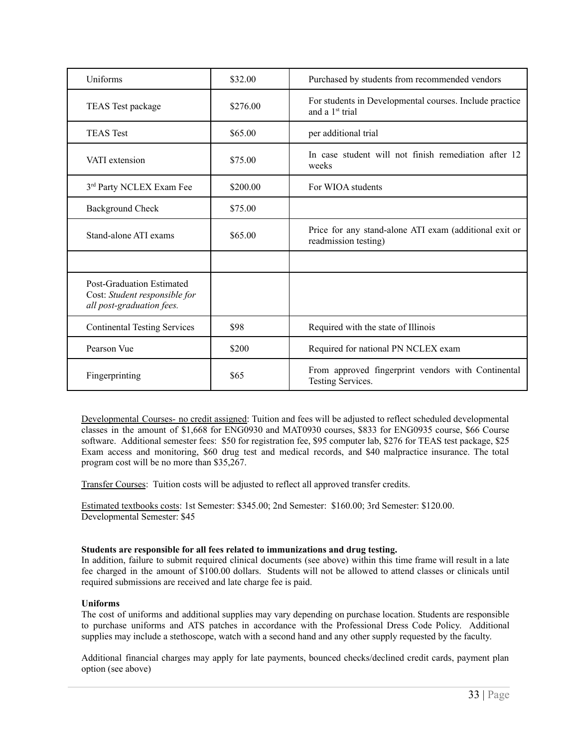| Uniforms | \$32.00 | Purchased by students from recommended vendors |
|---|---|---|
| TEAS Test package | \$276.00 | For students in Developmental courses. Include practice and a 1st trial |
| TEAS Test | \$65.00 | per additional trial |
| VATI extension | \$75.00 | In case student will not finish remediation after 12 weeks |
| 3rd Party NCLEX Exam Fee | \$200.00 | For WIOA students |
| Background Check | \$75.00 | |
| Stand-alone ATI exams | \$65.00 | Price for any stand-alone ATI exam (additional exit or readmission testing) |
| | | |
| Post-Graduation Estimated Cost: *Student responsible for all post-graduation fees.* | | |
| Continental Testing Services | \$98 | Required with the state of Illinois |
| Pearson Vue | \$200 | Required for national PN NCLEX exam |
| Fingerprinting | \$65 | From approved fingerprint vendors with Continental Testing Services. |

<u>Developmental Courses- no credit assigned</u>: Tuition and fees will be adjusted to reflect scheduled developmental classes in the amount of \$1,668 for ENG0930 and MAT0930 courses, \$833 for ENG0935 course, \$66 Course software. Additional semester fees: \$50 for registration fee, \$95 computer lab, \$276 for TEAS test package, \$25 Exam access and monitoring, \$60 drug test and medical records, and \$40 malpractice insurance. The total program cost will be no more than \$35,267.

<u>Transfer Courses</u>: Tuition costs will be adjusted to reflect all approved transfer credits.

<u>Estimated textbooks costs</u>: 1st Semester: \$345.00; 2nd Semester: \$160.00; 3rd Semester: \$120.00.
Developmental Semester: \$45

**Students are responsible for all fees related to immunizations and drug testing.**
In addition, failure to submit required clinical documents (see above) within this time frame will result in a late fee charged in the amount of \$100.00 dollars. Students will not be allowed to attend classes or clinicals until required submissions are received and late charge fee is paid.

**Uniforms**
The cost of uniforms and additional supplies may vary depending on purchase location. Students are responsible to purchase uniforms and ATS patches in accordance with the Professional Dress Code Policy. Additional supplies may include a stethoscope, watch with a second hand and any other supply requested by the faculty.

Additional financial charges may apply for late payments, bounced checks/declined credit cards, payment plan option (see above)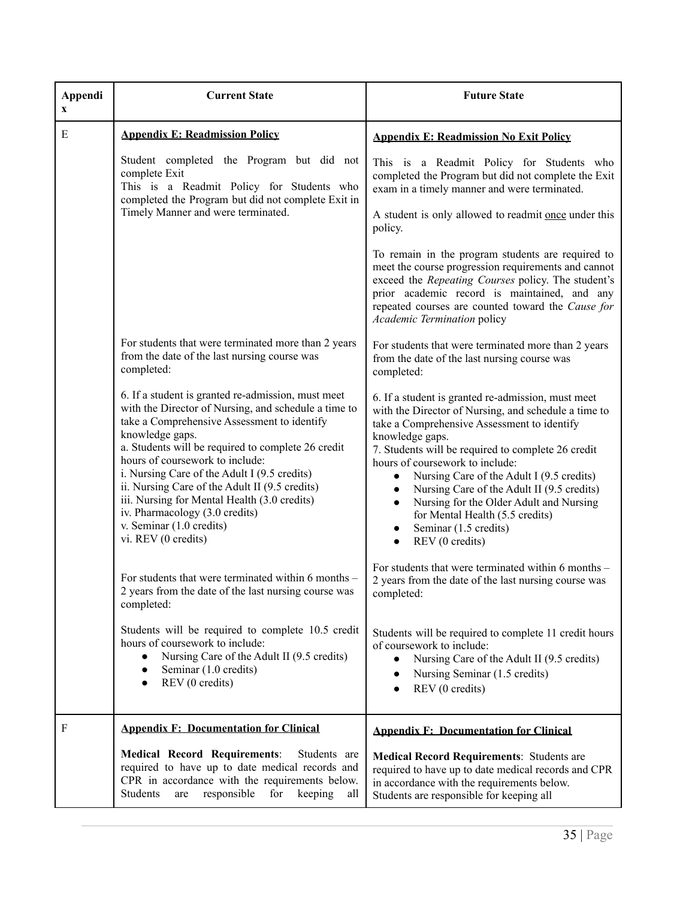| Appendix | Current State | Future State |
|---|---|---|
| E | **Appendix E: Readmission Policy**<br><br>Student completed the Program but did not complete Exit<br>This is a Readmit Policy for Students who completed the Program but did not complete Exit in Timely Manner and were terminated.<br><br>For students that were terminated more than 2 years from the date of the last nursing course was completed:<br><br>6. If a student is granted re-admission, must meet with the Director of Nursing, and schedule a time to take a Comprehensive Assessment to identify knowledge gaps.<br>a. Students will be required to complete 26 credit hours of coursework to include:<br>i. Nursing Care of the Adult I (9.5 credits)<br>ii. Nursing Care of the Adult II (9.5 credits)<br>iii. Nursing for Mental Health (3.0 credits)<br>iv. Pharmacology (3.0 credits)<br>v. Seminar (1.0 credits)<br>vi. REV (0 credits)<br><br>For students that were terminated within 6 months – 2 years from the date of the last nursing course was completed:<br><br>Students will be required to complete 10.5 credit hours of coursework to include:<br>• Nursing Care of the Adult II (9.5 credits)<br>• Seminar (1.0 credits)<br>• REV (0 credits) | **Appendix E: Readmission No Exit Policy**<br><br>This is a Readmit Policy for Students who completed the Program but did not complete the Exit exam in a timely manner and were terminated.<br><br>A student is only allowed to readmit once under this policy.<br><br>To remain in the program students are required to meet the course progression requirements and cannot exceed the *Repeating Courses* policy. The student's prior academic record is maintained, and any repeated courses are counted toward the *Cause for Academic Termination* policy<br><br>For students that were terminated more than 2 years from the date of the last nursing course was completed:<br><br>6. If a student is granted re-admission, must meet with the Director of Nursing, and schedule a time to take a Comprehensive Assessment to identify knowledge gaps.<br>7. Students will be required to complete 26 credit hours of coursework to include:<br>• Nursing Care of the Adult I (9.5 credits)<br>• Nursing Care of the Adult II (9.5 credits)<br>• Nursing for the Older Adult and Nursing for Mental Health (5.5 credits)<br>• Seminar (1.5 credits)<br>• REV (0 credits)<br><br>For students that were terminated within 6 months – 2 years from the date of the last nursing course was completed:<br><br>Students will be required to complete 11 credit hours of coursework to include:<br>• Nursing Care of the Adult II (9.5 credits)<br>• Nursing Seminar (1.5 credits)<br>• REV (0 credits) |
| F | **Appendix F: Documentation for Clinical**<br><br>**Medical Record Requirements**: Students are required to have up to date medical records and CPR in accordance with the requirements below. Students are responsible for keeping all | **Appendix F: Documentation for Clinical**<br><br>**Medical Record Requirements**: Students are required to have up to date medical records and CPR in accordance with the requirements below. Students are responsible for keeping all |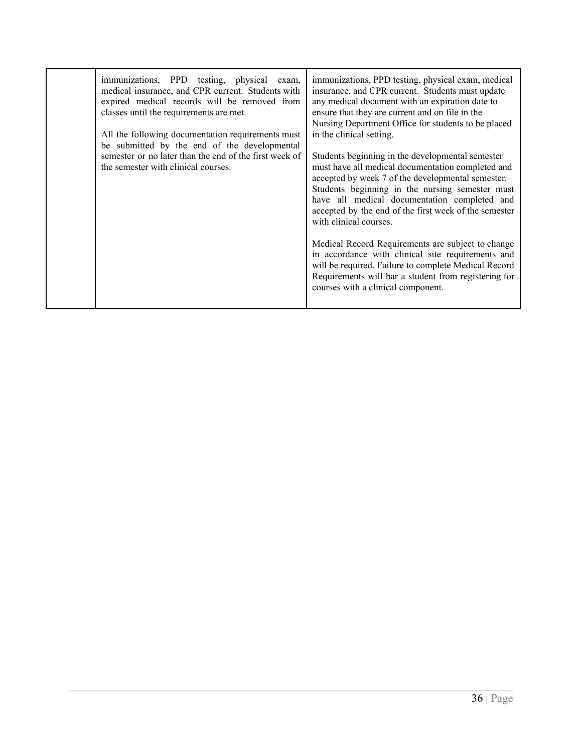| | | |
|---|---|---|
| | immunizations, PPD testing, physical exam, medical insurance, and CPR current. Students with expired medical records will be removed from classes until the requirements are met.<br><br>All the following documentation requirements must be submitted by the end of the developmental semester or no later than the end of the first week of the semester with clinical courses. | immunizations, PPD testing, physical exam, medical insurance, and CPR current. Students must update any medical document with an expiration date to ensure that they are current and on file in the Nursing Department Office for students to be placed in the clinical setting.<br><br>Students beginning in the developmental semester must have all medical documentation completed and accepted by week 7 of the developmental semester. Students beginning in the nursing semester must have all medical documentation completed and accepted by the end of the first week of the semester with clinical courses.<br><br>Medical Record Requirements are subject to change in accordance with clinical site requirements and will be required. Failure to complete Medical Record Requirements will bar a student from registering for courses with a clinical component. |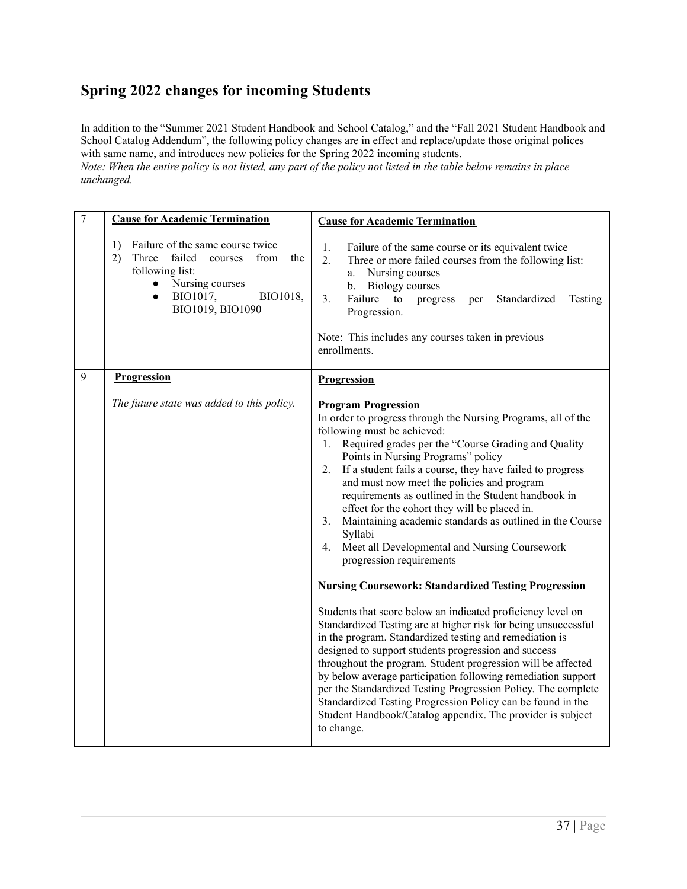## Spring 2022 changes for incoming Students

In addition to the "Summer 2021 Student Handbook and School Catalog," and the "Fall 2021 Student Handbook and School Catalog Addendum", the following policy changes are in effect and replace/update those original polices with same name, and introduces new policies for the Spring 2022 incoming students.

*Note: When the entire policy is not listed, any part of the policy not listed in the table below remains in place unchanged.*

| | | |
|---|---|---|
| 7 | **Cause for Academic Termination**<br><br>1) Failure of the same course twice<br>2) Three failed courses from the following list:<br>• Nursing courses<br>• BIO1017, BIO1018, BIO1019, BIO1090 | **Cause for Academic Termination**<br><br>1. Failure of the same course or its equivalent twice<br>2. Three or more failed courses from the following list:<br>a. Nursing courses<br>b. Biology courses<br>3. Failure to progress per Standardized Testing Progression.<br><br>Note: This includes any courses taken in previous enrollments. |
| 9 | **Progression**<br><br>*The future state was added to this policy.* | **Progression**<br><br>**Program Progression**<br>In order to progress through the Nursing Programs, all of the following must be achieved:<br>1. Required grades per the "Course Grading and Quality Points in Nursing Programs" policy<br>2. If a student fails a course, they have failed to progress and must now meet the policies and program requirements as outlined in the Student handbook in effect for the cohort they will be placed in.<br>3. Maintaining academic standards as outlined in the Course Syllabi<br>4. Meet all Developmental and Nursing Coursework progression requirements<br><br>**Nursing Coursework: Standardized Testing Progression**<br><br>Students that score below an indicated proficiency level on Standardized Testing are at higher risk for being unsuccessful in the program. Standardized testing and remediation is designed to support students progression and success throughout the program. Student progression will be affected by below average participation following remediation support per the Standardized Testing Progression Policy. The complete Standardized Testing Progression Policy can be found in the Student Handbook/Catalog appendix. The provider is subject to change. |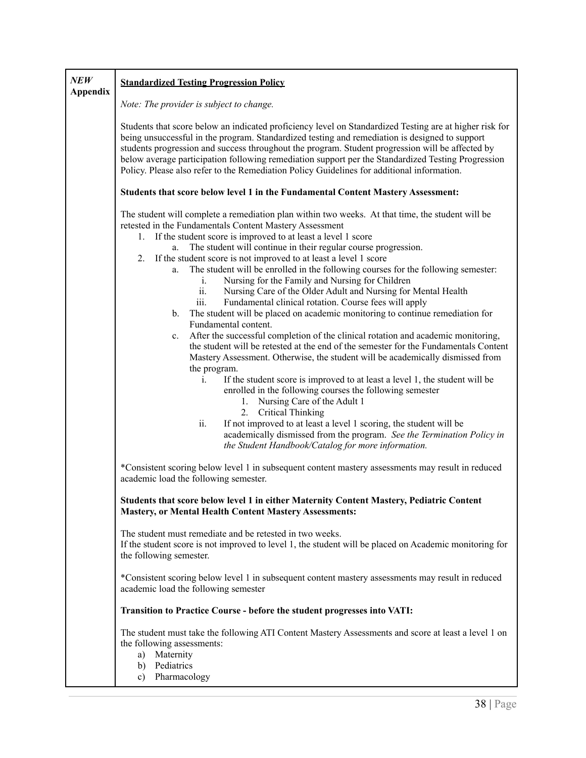| *NEW* **Appendix** | **Standardized Testing Progression Policy** |
| --- | --- |

***NEW* Appendix**

## <u>Standardized Testing Progression Policy</u>

*Note: The provider is subject to change.*

Students that score below an indicated proficiency level on Standardized Testing are at higher risk for being unsuccessful in the program. Standardized testing and remediation is designed to support students progression and success throughout the program. Student progression will be affected by below average participation following remediation support per the Standardized Testing Progression Policy. Please also refer to the Remediation Policy Guidelines for additional information.

**Students that score below level 1 in the Fundamental Content Mastery Assessment:**

The student will complete a remediation plan within two weeks. At that time, the student will be retested in the Fundamentals Content Mastery Assessment

1. If the student score is improved to at least a level 1 score
    a. The student will continue in their regular course progression.
2. If the student score is not improved to at least a level 1 score
    a. The student will be enrolled in the following courses for the following semester:
        i. Nursing for the Family and Nursing for Children
        ii. Nursing Care of the Older Adult and Nursing for Mental Health
        iii. Fundamental clinical rotation. Course fees will apply
    b. The student will be placed on academic monitoring to continue remediation for Fundamental content.
    c. After the successful completion of the clinical rotation and academic monitoring, the student will be retested at the end of the semester for the Fundamentals Content Mastery Assessment. Otherwise, the student will be academically dismissed from the program.
        i. If the student score is improved to at least a level 1, the student will be enrolled in the following courses the following semester
            1. Nursing Care of the Adult 1
            2. Critical Thinking
        ii. If not improved to at least a level 1 scoring, the student will be academically dismissed from the program. *See the Termination Policy in the Student Handbook/Catalog for more information.*

*Consistent scoring below level 1 in subsequent content mastery assessments may result in reduced academic load the following semester.

**Students that score below level 1 in either Maternity Content Mastery, Pediatric Content Mastery, or Mental Health Content Mastery Assessments:**

The student must remediate and be retested in two weeks.
If the student score is not improved to level 1, the student will be placed on Academic monitoring for the following semester.

*Consistent scoring below level 1 in subsequent content mastery assessments may result in reduced academic load the following semester

**Transition to Practice Course - before the student progresses into VATI:**

The student must take the following ATI Content Mastery Assessments and score at least a level 1 on the following assessments:

a) Maternity
b) Pediatrics
c) Pharmacology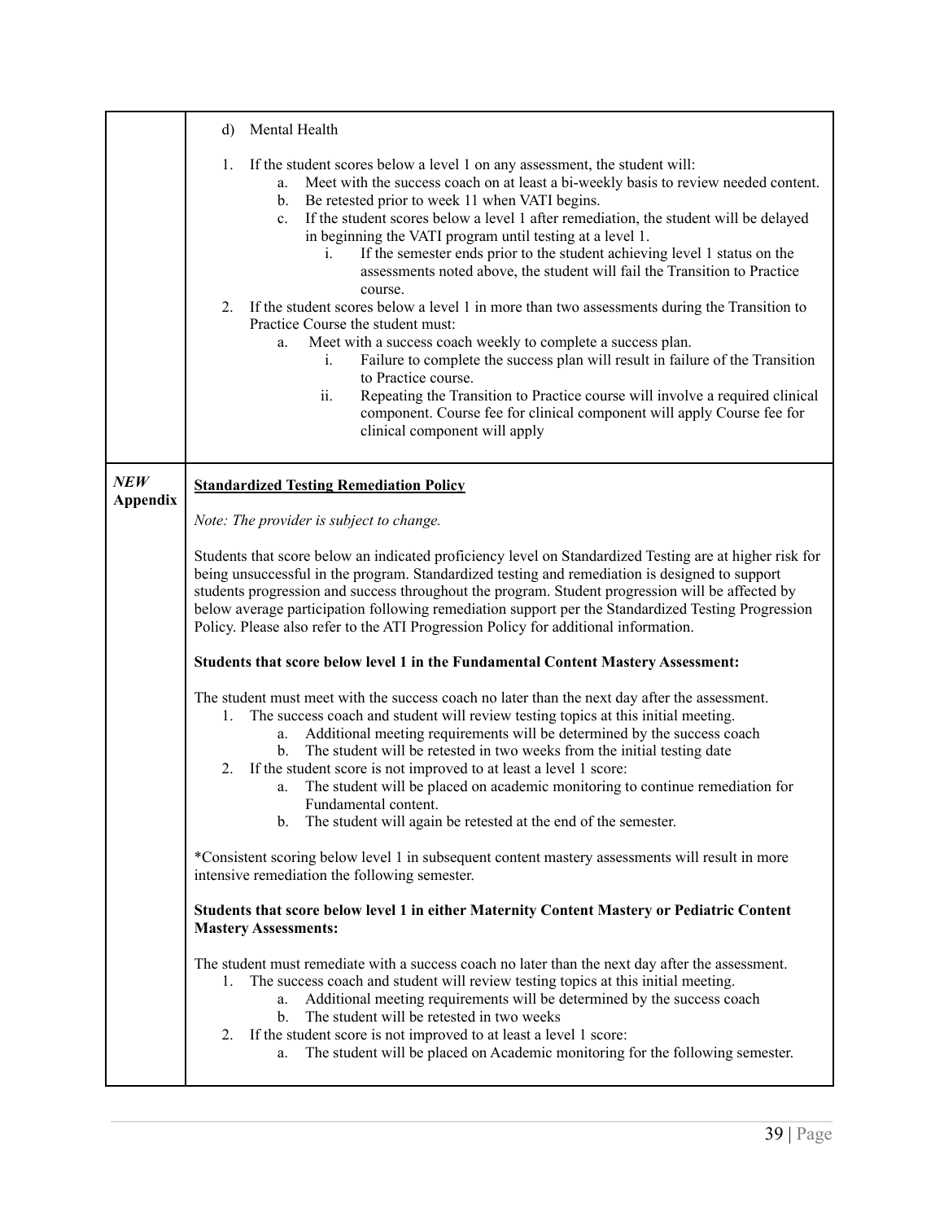| | |
|---|---|
| | d) Mental Health<br><br>1. If the student scores below a level 1 on any assessment, the student will:<br>&nbsp;&nbsp;&nbsp;&nbsp;a. Meet with the success coach on at least a bi-weekly basis to review needed content.<br>&nbsp;&nbsp;&nbsp;&nbsp;b. Be retested prior to week 11 when VATI begins.<br>&nbsp;&nbsp;&nbsp;&nbsp;c. If the student scores below a level 1 after remediation, the student will be delayed in beginning the VATI program until testing at a level 1.<br>&nbsp;&nbsp;&nbsp;&nbsp;&nbsp;&nbsp;&nbsp;&nbsp;i. If the semester ends prior to the student achieving level 1 status on the assessments noted above, the student will fail the Transition to Practice course.<br>2. If the student scores below a level 1 in more than two assessments during the Transition to Practice Course the student must:<br>&nbsp;&nbsp;&nbsp;&nbsp;a. Meet with a success coach weekly to complete a success plan.<br>&nbsp;&nbsp;&nbsp;&nbsp;&nbsp;&nbsp;&nbsp;&nbsp;i. Failure to complete the success plan will result in failure of the Transition to Practice course.<br>&nbsp;&nbsp;&nbsp;&nbsp;&nbsp;&nbsp;&nbsp;&nbsp;ii. Repeating the Transition to Practice course will involve a required clinical component. Course fee for clinical component will apply Course fee for clinical component will apply |
| ***NEW* Appendix** | <u>**Standardized Testing Remediation Policy**</u><br><br>*Note: The provider is subject to change.*<br><br>Students that score below an indicated proficiency level on Standardized Testing are at higher risk for being unsuccessful in the program. Standardized testing and remediation is designed to support students progression and success throughout the program. Student progression will be affected by below average participation following remediation support per the Standardized Testing Progression Policy. Please also refer to the ATI Progression Policy for additional information.<br><br>**Students that score below level 1 in the Fundamental Content Mastery Assessment:**<br><br>The student must meet with the success coach no later than the next day after the assessment.<br>1. The success coach and student will review testing topics at this initial meeting.<br>&nbsp;&nbsp;&nbsp;&nbsp;a. Additional meeting requirements will be determined by the success coach<br>&nbsp;&nbsp;&nbsp;&nbsp;b. The student will be retested in two weeks from the initial testing date<br>2. If the student score is not improved to at least a level 1 score:<br>&nbsp;&nbsp;&nbsp;&nbsp;a. The student will be placed on academic monitoring to continue remediation for Fundamental content.<br>&nbsp;&nbsp;&nbsp;&nbsp;b. The student will again be retested at the end of the semester.<br><br>*Consistent scoring below level 1 in subsequent content mastery assessments will result in more intensive remediation the following semester.<br><br>**Students that score below level 1 in either Maternity Content Mastery or Pediatric Content Mastery Assessments:**<br><br>The student must remediate with a success coach no later than the next day after the assessment.<br>1. The success coach and student will review testing topics at this initial meeting.<br>&nbsp;&nbsp;&nbsp;&nbsp;a. Additional meeting requirements will be determined by the success coach<br>&nbsp;&nbsp;&nbsp;&nbsp;b. The student will be retested in two weeks<br>2. If the student score is not improved to at least a level 1 score:<br>&nbsp;&nbsp;&nbsp;&nbsp;a. The student will be placed on Academic monitoring for the following semester. |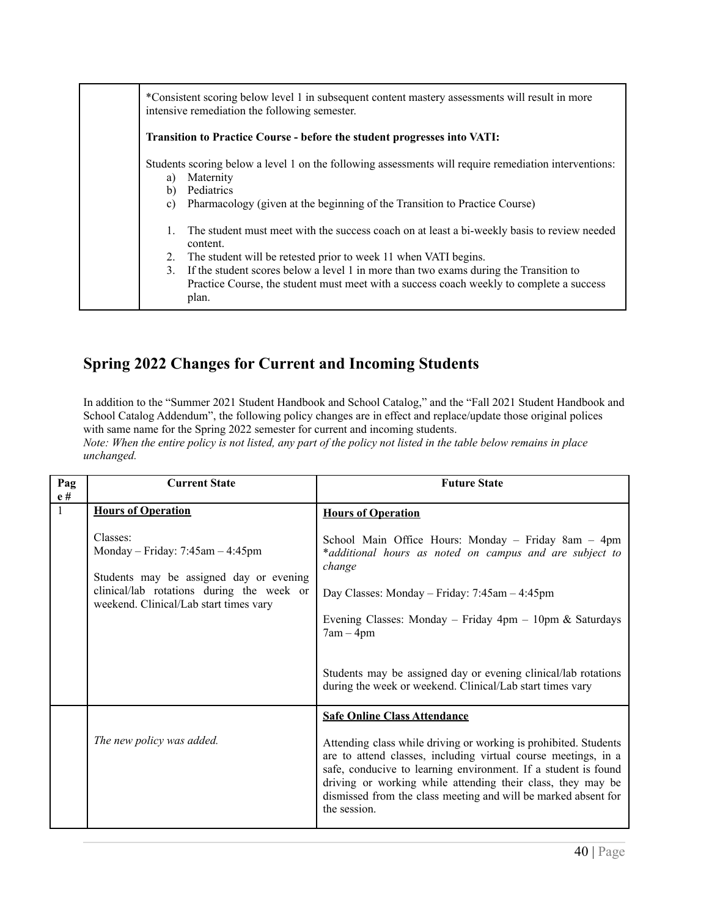| | *Consistent scoring below level 1 in subsequent content mastery assessments will result in more intensive remediation the following semester.<br><br>**Transition to Practice Course - before the student progresses into VATI:**<br><br>Students scoring below a level 1 on the following assessments will require remediation interventions:<br>a) Maternity<br>b) Pediatrics<br>c) Pharmacology (given at the beginning of the Transition to Practice Course)<br><br>1. The student must meet with the success coach on at least a bi-weekly basis to review needed content.<br>2. The student will be retested prior to week 11 when VATI begins.<br>3. If the student scores below a level 1 in more than two exams during the Transition to Practice Course, the student must meet with a success coach weekly to complete a success plan. |
|---|---|

## Spring 2022 Changes for Current and Incoming Students

In addition to the "Summer 2021 Student Handbook and School Catalog," and the "Fall 2021 Student Handbook and School Catalog Addendum", the following policy changes are in effect and replace/update those original polices with same name for the Spring 2022 semester for current and incoming students.
*Note: When the entire policy is not listed, any part of the policy not listed in the table below remains in place unchanged.*

| Page # | Current State | Future State |
|---|---|---|
| 1 | **Hours of Operation**<br><br>Classes:<br>Monday – Friday: 7:45am – 4:45pm<br><br>Students may be assigned day or evening clinical/lab rotations during the week or weekend. Clinical/Lab start times vary | **Hours of Operation**<br><br>School Main Office Hours: Monday – Friday 8am – 4pm *\*additional hours as noted on campus and are subject to change*<br><br>Day Classes: Monday – Friday: 7:45am – 4:45pm<br><br>Evening Classes: Monday – Friday 4pm – 10pm & Saturdays 7am – 4pm<br><br>Students may be assigned day or evening clinical/lab rotations during the week or weekend. Clinical/Lab start times vary |
| | *The new policy was added.* | **Safe Online Class Attendance**<br><br>Attending class while driving or working is prohibited. Students are to attend classes, including virtual course meetings, in a safe, conducive to learning environment. If a student is found driving or working while attending their class, they may be dismissed from the class meeting and will be marked absent for the session. |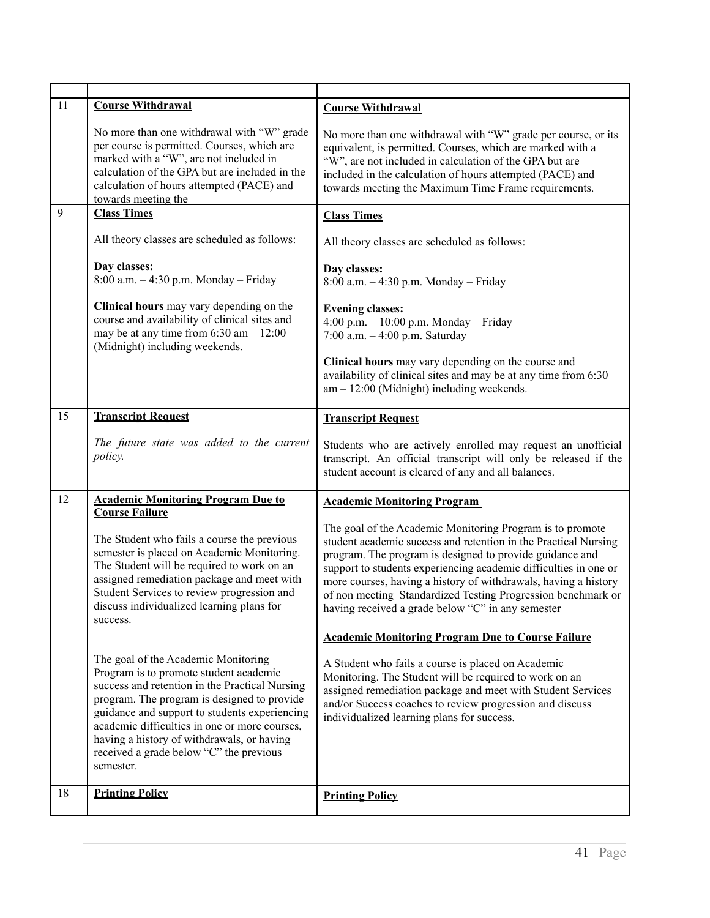| | | |
|---|---|---|
| 11 | **Course Withdrawal**<br><br>No more than one withdrawal with "W" grade per course is permitted. Courses, which are marked with a "W", are not included in calculation of the GPA but are included in the calculation of hours attempted (PACE) and towards meeting the | **Course Withdrawal**<br><br>No more than one withdrawal with "W" grade per course, or its equivalent, is permitted. Courses, which are marked with a "W", are not included in calculation of the GPA but are included in the calculation of hours attempted (PACE) and towards meeting the Maximum Time Frame requirements. |
| 9 | **Class Times**<br><br>All theory classes are scheduled as follows:<br><br>**Day classes:**<br>8:00 a.m. – 4:30 p.m. Monday – Friday<br><br>**Clinical hours** may vary depending on the course and availability of clinical sites and may be at any time from 6:30 am – 12:00 (Midnight) including weekends. | **Class Times**<br><br>All theory classes are scheduled as follows:<br><br>**Day classes:**<br>8:00 a.m. – 4:30 p.m. Monday – Friday<br><br>**Evening classes:**<br>4:00 p.m. – 10:00 p.m. Monday – Friday<br>7:00 a.m. – 4:00 p.m. Saturday<br><br>**Clinical hours** may vary depending on the course and availability of clinical sites and may be at any time from 6:30 am – 12:00 (Midnight) including weekends. |
| 15 | **Transcript Request**<br><br>*The future state was added to the current policy.* | **Transcript Request**<br><br>Students who are actively enrolled may request an unofficial transcript. An official transcript will only be released if the student account is cleared of any and all balances. |
| 12 | **Academic Monitoring Program Due to Course Failure**<br><br>The Student who fails a course the previous semester is placed on Academic Monitoring. The Student will be required to work on an assigned remediation package and meet with Student Services to review progression and discuss individualized learning plans for success.<br><br>The goal of the Academic Monitoring Program is to promote student academic success and retention in the Practical Nursing program. The program is designed to provide guidance and support to students experiencing academic difficulties in one or more courses, having a history of withdrawals, or having received a grade below "C" the previous semester. | **Academic Monitoring Program**<br><br>The goal of the Academic Monitoring Program is to promote student academic success and retention in the Practical Nursing program. The program is designed to provide guidance and support to students experiencing academic difficulties in one or more courses, having a history of withdrawals, having a history of non meeting Standardized Testing Progression benchmark or having received a grade below "C" in any semester<br><br>**Academic Monitoring Program Due to Course Failure**<br><br>A Student who fails a course is placed on Academic Monitoring. The Student will be required to work on an assigned remediation package and meet with Student Services and/or Success coaches to review progression and discuss individualized learning plans for success. |
| 18 | **Printing Policy** | **Printing Policy** |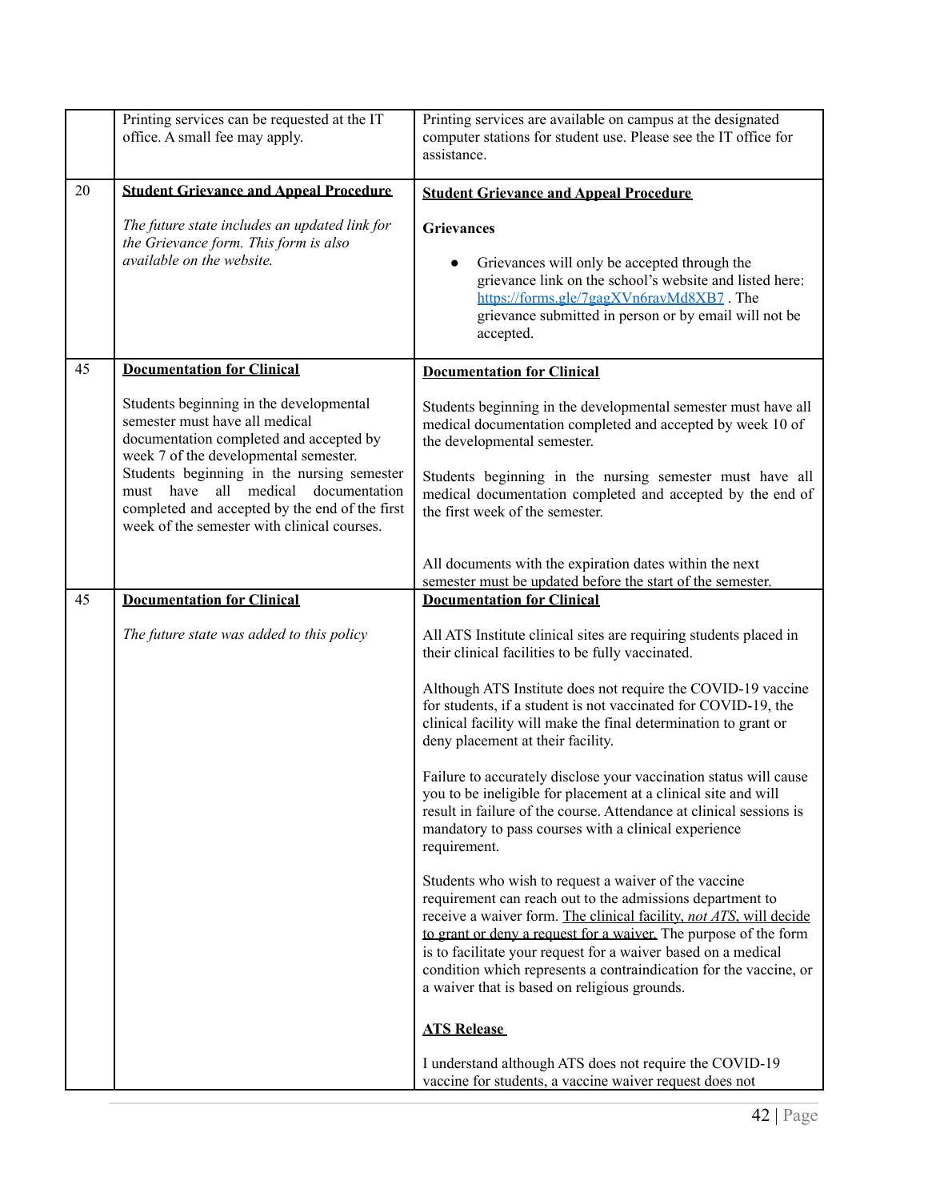| | | |
|---|---|---|
| | Printing services can be requested at the IT office. A small fee may apply. | Printing services are available on campus at the designated computer stations for student use. Please see the IT office for assistance. |
| 20 | **Student Grievance and Appeal Procedure**<br><br>*The future state includes an updated link for the Grievance form. This form is also available on the website.* | **Student Grievance and Appeal Procedure**<br><br>**Grievances**<br><br>- Grievances will only be accepted through the grievance link on the school's website and listed here: https://forms.gle/7gagXVn6ravMd8XB7 . The grievance submitted in person or by email will not be accepted. |
| 45 | **Documentation for Clinical**<br><br>Students beginning in the developmental semester must have all medical documentation completed and accepted by week 7 of the developmental semester.<br>Students beginning in the nursing semester must have all medical documentation completed and accepted by the end of the first week of the semester with clinical courses. | **Documentation for Clinical**<br><br>Students beginning in the developmental semester must have all medical documentation completed and accepted by week 10 of the developmental semester.<br><br>Students beginning in the nursing semester must have all medical documentation completed and accepted by the end of the first week of the semester.<br><br>All documents with the expiration dates within the next semester must be updated before the start of the semester. |
| 45 | **Documentation for Clinical**<br><br>*The future state was added to this policy* | **Documentation for Clinical**<br><br>All ATS Institute clinical sites are requiring students placed in their clinical facilities to be fully vaccinated.<br><br>Although ATS Institute does not require the COVID-19 vaccine for students, if a student is not vaccinated for COVID-19, the clinical facility will make the final determination to grant or deny placement at their facility.<br><br>Failure to accurately disclose your vaccination status will cause you to be ineligible for placement at a clinical site and will result in failure of the course. Attendance at clinical sessions is mandatory to pass courses with a clinical experience requirement.<br><br>Students who wish to request a waiver of the vaccine requirement can reach out to the admissions department to receive a waiver form. The clinical facility, *not ATS*, will decide to grant or deny a request for a waiver. The purpose of the form is to facilitate your request for a waiver based on a medical condition which represents a contraindication for the vaccine, or a waiver that is based on religious grounds.<br><br>**ATS Release**<br><br>I understand although ATS does not require the COVID-19 vaccine for students, a vaccine waiver request does not |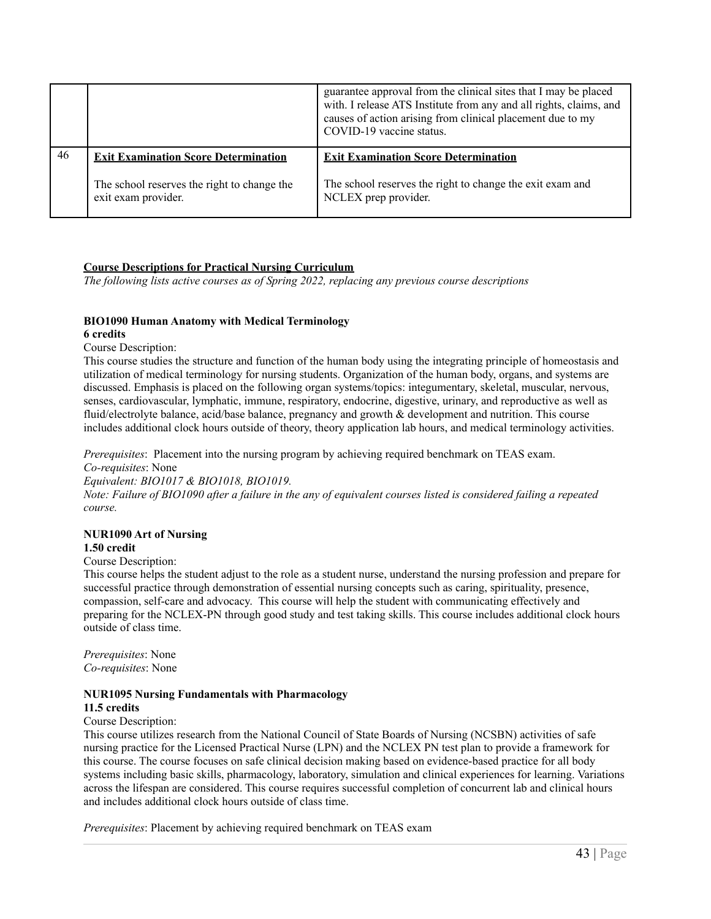| | | |
|---|---|---|
| | | guarantee approval from the clinical sites that I may be placed with. I release ATS Institute from any and all rights, claims, and causes of action arising from clinical placement due to my COVID-19 vaccine status. |
| 46 | **Exit Examination Score Determination**<br><br>The school reserves the right to change the exit exam provider. | **Exit Examination Score Determination**<br><br>The school reserves the right to change the exit exam and NCLEX prep provider. |

**Course Descriptions for Practical Nursing Curriculum**

*The following lists active courses as of Spring 2022, replacing any previous course descriptions*

**BIO1090 Human Anatomy with Medical Terminology**
**6 credits**

Course Description:

This course studies the structure and function of the human body using the integrating principle of homeostasis and utilization of medical terminology for nursing students. Organization of the human body, organs, and systems are discussed. Emphasis is placed on the following organ systems/topics: integumentary, skeletal, muscular, nervous, senses, cardiovascular, lymphatic, immune, respiratory, endocrine, digestive, urinary, and reproductive as well as fluid/electrolyte balance, acid/base balance, pregnancy and growth & development and nutrition. This course includes additional clock hours outside of theory, theory application lab hours, and medical terminology activities.

*Prerequisites*: Placement into the nursing program by achieving required benchmark on TEAS exam.
*Co-requisites*: None
*Equivalent: BIO1017 & BIO1018, BIO1019.*
*Note: Failure of BIO1090 after a failure in the any of equivalent courses listed is considered failing a repeated course.*

**NUR1090 Art of Nursing**
**1.50 credit**

Course Description:

This course helps the student adjust to the role as a student nurse, understand the nursing profession and prepare for successful practice through demonstration of essential nursing concepts such as caring, spirituality, presence, compassion, self-care and advocacy. This course will help the student with communicating effectively and preparing for the NCLEX-PN through good study and test taking skills. This course includes additional clock hours outside of class time.

*Prerequisites*: None
*Co-requisites*: None

**NUR1095 Nursing Fundamentals with Pharmacology**
**11.5 credits**

Course Description:

This course utilizes research from the National Council of State Boards of Nursing (NCSBN) activities of safe nursing practice for the Licensed Practical Nurse (LPN) and the NCLEX PN test plan to provide a framework for this course. The course focuses on safe clinical decision making based on evidence-based practice for all body systems including basic skills, pharmacology, laboratory, simulation and clinical experiences for learning. Variations across the lifespan are considered. This course requires successful completion of concurrent lab and clinical hours and includes additional clock hours outside of class time.

*Prerequisites*: Placement by achieving required benchmark on TEAS exam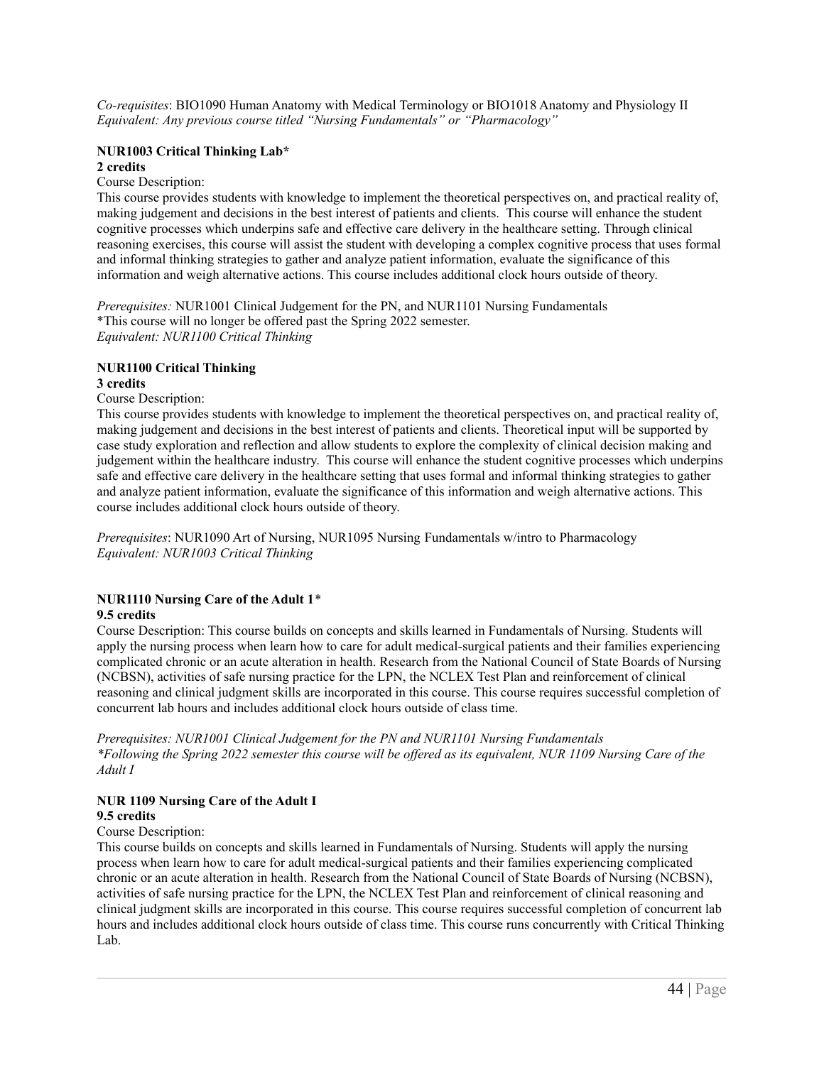*Co-requisites*: BIO1090 Human Anatomy with Medical Terminology or BIO1018 Anatomy and Physiology II
*Equivalent: Any previous course titled "Nursing Fundamentals" or "Pharmacology"*

**NUR1003 Critical Thinking Lab***
**2 credits**
Course Description:
This course provides students with knowledge to implement the theoretical perspectives on, and practical reality of, making judgement and decisions in the best interest of patients and clients. This course will enhance the student cognitive processes which underpins safe and effective care delivery in the healthcare setting. Through clinical reasoning exercises, this course will assist the student with developing a complex cognitive process that uses formal and informal thinking strategies to gather and analyze patient information, evaluate the significance of this information and weigh alternative actions. This course includes additional clock hours outside of theory.

*Prerequisites:* NUR1001 Clinical Judgement for the PN, and NUR1101 Nursing Fundamentals
*This course will no longer be offered past the Spring 2022 semester.
*Equivalent: NUR1100 Critical Thinking*

**NUR1100 Critical Thinking**
**3 credits**
Course Description:
This course provides students with knowledge to implement the theoretical perspectives on, and practical reality of, making judgement and decisions in the best interest of patients and clients. Theoretical input will be supported by case study exploration and reflection and allow students to explore the complexity of clinical decision making and judgement within the healthcare industry. This course will enhance the student cognitive processes which underpins safe and effective care delivery in the healthcare setting that uses formal and informal thinking strategies to gather and analyze patient information, evaluate the significance of this information and weigh alternative actions. This course includes additional clock hours outside of theory.

*Prerequisites*: NUR1090 Art of Nursing, NUR1095 Nursing Fundamentals w/intro to Pharmacology
*Equivalent: NUR1003 Critical Thinking*

**NUR1110 Nursing Care of the Adult 1***
**9.5 credits**
Course Description: This course builds on concepts and skills learned in Fundamentals of Nursing. Students will apply the nursing process when learn how to care for adult medical-surgical patients and their families experiencing complicated chronic or an acute alteration in health. Research from the National Council of State Boards of Nursing (NCBSN), activities of safe nursing practice for the LPN, the NCLEX Test Plan and reinforcement of clinical reasoning and clinical judgment skills are incorporated in this course. This course requires successful completion of concurrent lab hours and includes additional clock hours outside of class time.

*Prerequisites: NUR1001 Clinical Judgement for the PN and NUR1101 Nursing Fundamentals*
**Following the Spring 2022 semester this course will be offered as its equivalent, NUR 1109 Nursing Care of the Adult I*

**NUR 1109 Nursing Care of the Adult I**
**9.5 credits**
Course Description:
This course builds on concepts and skills learned in Fundamentals of Nursing. Students will apply the nursing process when learn how to care for adult medical-surgical patients and their families experiencing complicated chronic or an acute alteration in health. Research from the National Council of State Boards of Nursing (NCBSN), activities of safe nursing practice for the LPN, the NCLEX Test Plan and reinforcement of clinical reasoning and clinical judgment skills are incorporated in this course. This course requires successful completion of concurrent lab hours and includes additional clock hours outside of class time. This course runs concurrently with Critical Thinking Lab.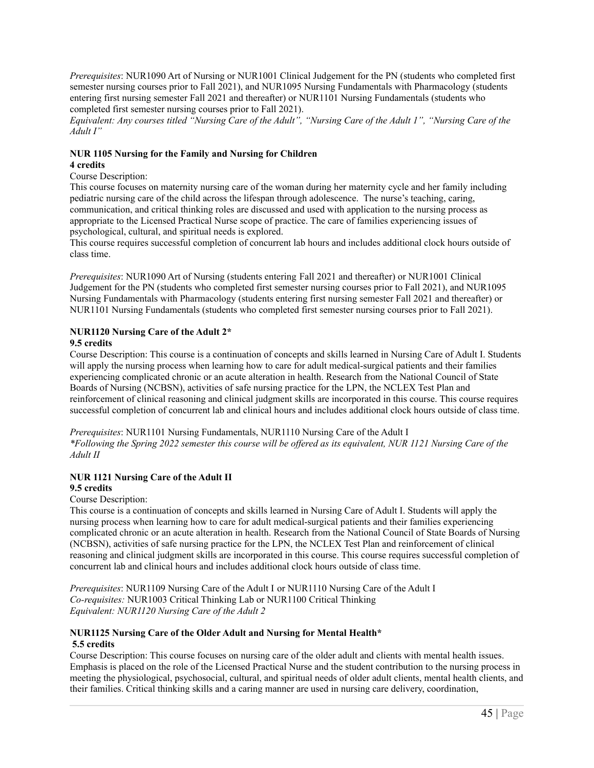*Prerequisites*: NUR1090 Art of Nursing or NUR1001 Clinical Judgement for the PN (students who completed first semester nursing courses prior to Fall 2021), and NUR1095 Nursing Fundamentals with Pharmacology (students entering first nursing semester Fall 2021 and thereafter) or NUR1101 Nursing Fundamentals (students who completed first semester nursing courses prior to Fall 2021).
*Equivalent: Any courses titled "Nursing Care of the Adult", "Nursing Care of the Adult 1", "Nursing Care of the Adult I"*

**NUR 1105 Nursing for the Family and Nursing for Children**
**4 credits**

Course Description:
This course focuses on maternity nursing care of the woman during her maternity cycle and her family including pediatric nursing care of the child across the lifespan through adolescence. The nurse's teaching, caring, communication, and critical thinking roles are discussed and used with application to the nursing process as appropriate to the Licensed Practical Nurse scope of practice. The care of families experiencing issues of psychological, cultural, and spiritual needs is explored.
This course requires successful completion of concurrent lab hours and includes additional clock hours outside of class time.

*Prerequisites*: NUR1090 Art of Nursing (students entering Fall 2021 and thereafter) or NUR1001 Clinical Judgement for the PN (students who completed first semester nursing courses prior to Fall 2021), and NUR1095 Nursing Fundamentals with Pharmacology (students entering first nursing semester Fall 2021 and thereafter) or NUR1101 Nursing Fundamentals (students who completed first semester nursing courses prior to Fall 2021).

**NUR1120 Nursing Care of the Adult 2***
**9.5 credits**

Course Description: This course is a continuation of concepts and skills learned in Nursing Care of Adult I. Students will apply the nursing process when learning how to care for adult medical-surgical patients and their families experiencing complicated chronic or an acute alteration in health. Research from the National Council of State Boards of Nursing (NCBSN), activities of safe nursing practice for the LPN, the NCLEX Test Plan and reinforcement of clinical reasoning and clinical judgment skills are incorporated in this course. This course requires successful completion of concurrent lab and clinical hours and includes additional clock hours outside of class time.

*Prerequisites*: NUR1101 Nursing Fundamentals, NUR1110 Nursing Care of the Adult I
*\*Following the Spring 2022 semester this course will be offered as its equivalent, NUR 1121 Nursing Care of the Adult II*

**NUR 1121 Nursing Care of the Adult II**
**9.5 credits**

Course Description:
This course is a continuation of concepts and skills learned in Nursing Care of Adult I. Students will apply the nursing process when learning how to care for adult medical-surgical patients and their families experiencing complicated chronic or an acute alteration in health. Research from the National Council of State Boards of Nursing (NCBSN), activities of safe nursing practice for the LPN, the NCLEX Test Plan and reinforcement of clinical reasoning and clinical judgment skills are incorporated in this course. This course requires successful completion of concurrent lab and clinical hours and includes additional clock hours outside of class time.

*Prerequisites*: NUR1109 Nursing Care of the Adult I or NUR1110 Nursing Care of the Adult I
*Co-requisites:* NUR1003 Critical Thinking Lab or NUR1100 Critical Thinking
*Equivalent: NUR1120 Nursing Care of the Adult 2*

**NUR1125 Nursing Care of the Older Adult and Nursing for Mental Health***
**5.5 credits**

Course Description: This course focuses on nursing care of the older adult and clients with mental health issues. Emphasis is placed on the role of the Licensed Practical Nurse and the student contribution to the nursing process in meeting the physiological, psychosocial, cultural, and spiritual needs of older adult clients, mental health clients, and their families. Critical thinking skills and a caring manner are used in nursing care delivery, coordination,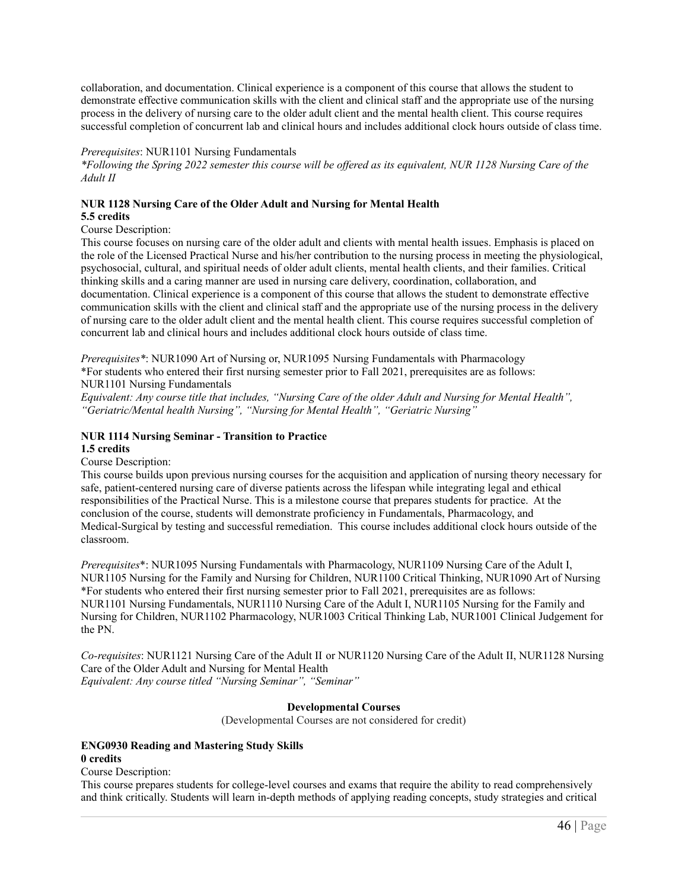collaboration, and documentation. Clinical experience is a component of this course that allows the student to demonstrate effective communication skills with the client and clinical staff and the appropriate use of the nursing process in the delivery of nursing care to the older adult client and the mental health client. This course requires successful completion of concurrent lab and clinical hours and includes additional clock hours outside of class time.

*Prerequisites*: NUR1101 Nursing Fundamentals
*\*Following the Spring 2022 semester this course will be offered as its equivalent, NUR 1128 Nursing Care of the Adult II*

**NUR 1128 Nursing Care of the Older Adult and Nursing for Mental Health**
**5.5 credits**

Course Description:
This course focuses on nursing care of the older adult and clients with mental health issues. Emphasis is placed on the role of the Licensed Practical Nurse and his/her contribution to the nursing process in meeting the physiological, psychosocial, cultural, and spiritual needs of older adult clients, mental health clients, and their families. Critical thinking skills and a caring manner are used in nursing care delivery, coordination, collaboration, and documentation. Clinical experience is a component of this course that allows the student to demonstrate effective communication skills with the client and clinical staff and the appropriate use of the nursing process in the delivery of nursing care to the older adult client and the mental health client. This course requires successful completion of concurrent lab and clinical hours and includes additional clock hours outside of class time.

*Prerequisites*\*: NUR1090 Art of Nursing or, NUR1095 Nursing Fundamentals with Pharmacology
\*For students who entered their first nursing semester prior to Fall 2021, prerequisites are as follows:
NUR1101 Nursing Fundamentals
*Equivalent: Any course title that includes, "Nursing Care of the older Adult and Nursing for Mental Health", "Geriatric/Mental health Nursing", "Nursing for Mental Health", "Geriatric Nursing"*

**NUR 1114 Nursing Seminar - Transition to Practice**
**1.5 credits**

Course Description:
This course builds upon previous nursing courses for the acquisition and application of nursing theory necessary for safe, patient-centered nursing care of diverse patients across the lifespan while integrating legal and ethical responsibilities of the Practical Nurse. This is a milestone course that prepares students for practice. At the conclusion of the course, students will demonstrate proficiency in Fundamentals, Pharmacology, and Medical-Surgical by testing and successful remediation. This course includes additional clock hours outside of the classroom.

*Prerequisites*\*: NUR1095 Nursing Fundamentals with Pharmacology, NUR1109 Nursing Care of the Adult I, NUR1105 Nursing for the Family and Nursing for Children, NUR1100 Critical Thinking, NUR1090 Art of Nursing
\*For students who entered their first nursing semester prior to Fall 2021, prerequisites are as follows:
NUR1101 Nursing Fundamentals, NUR1110 Nursing Care of the Adult I, NUR1105 Nursing for the Family and Nursing for Children, NUR1102 Pharmacology, NUR1003 Critical Thinking Lab, NUR1001 Clinical Judgement for the PN.

*Co-requisites*: NUR1121 Nursing Care of the Adult II or NUR1120 Nursing Care of the Adult II, NUR1128 Nursing Care of the Older Adult and Nursing for Mental Health
*Equivalent: Any course titled "Nursing Seminar", "Seminar"*

## Developmental Courses

(Developmental Courses are not considered for credit)

**ENG0930 Reading and Mastering Study Skills**
**0 credits**

Course Description:
This course prepares students for college-level courses and exams that require the ability to read comprehensively and think critically. Students will learn in-depth methods of applying reading concepts, study strategies and critical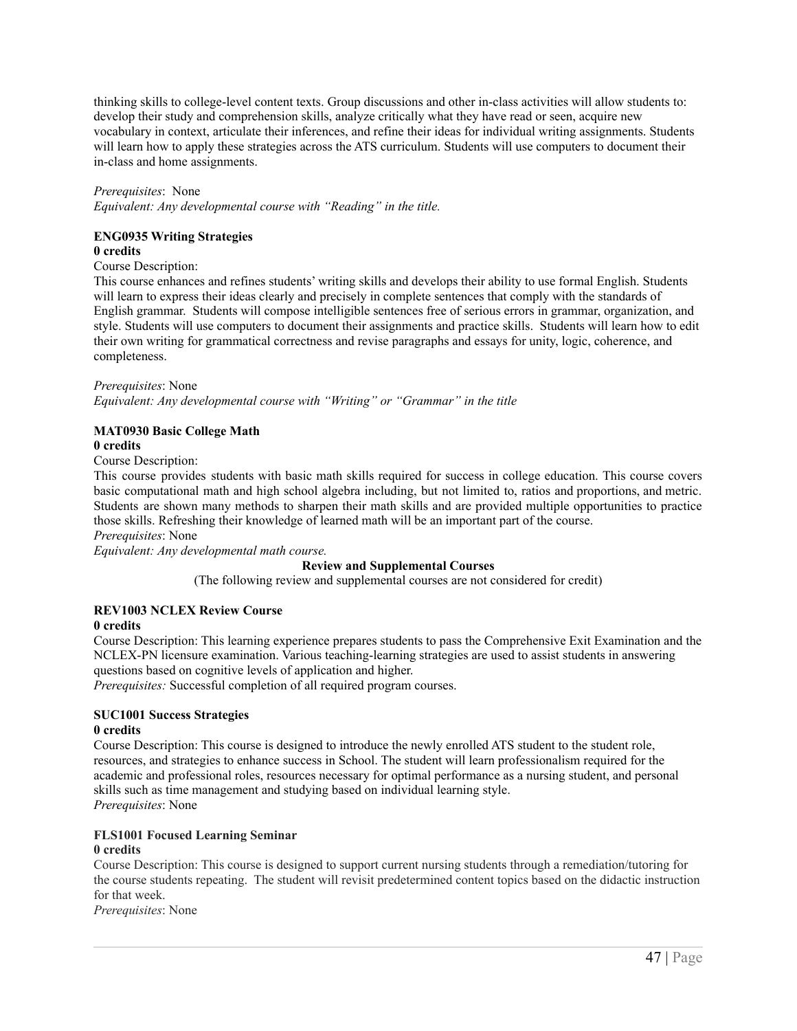thinking skills to college-level content texts. Group discussions and other in-class activities will allow students to: develop their study and comprehension skills, analyze critically what they have read or seen, acquire new vocabulary in context, articulate their inferences, and refine their ideas for individual writing assignments. Students will learn how to apply these strategies across the ATS curriculum. Students will use computers to document their in-class and home assignments.

*Prerequisites*: None
*Equivalent: Any developmental course with "Reading" in the title.*

**ENG0935 Writing Strategies**
**0 credits**
Course Description:
This course enhances and refines students' writing skills and develops their ability to use formal English. Students will learn to express their ideas clearly and precisely in complete sentences that comply with the standards of English grammar. Students will compose intelligible sentences free of serious errors in grammar, organization, and style. Students will use computers to document their assignments and practice skills. Students will learn how to edit their own writing for grammatical correctness and revise paragraphs and essays for unity, logic, coherence, and completeness.

*Prerequisites*: None
*Equivalent: Any developmental course with "Writing" or "Grammar" in the title*

**MAT0930 Basic College Math**
**0 credits**
Course Description:
This course provides students with basic math skills required for success in college education. This course covers basic computational math and high school algebra including, but not limited to, ratios and proportions, and metric. Students are shown many methods to sharpen their math skills and are provided multiple opportunities to practice those skills. Refreshing their knowledge of learned math will be an important part of the course.
*Prerequisites*: None
*Equivalent: Any developmental math course.*

**Review and Supplemental Courses**

(The following review and supplemental courses are not considered for credit)

**REV1003 NCLEX Review Course**
**0 credits**
Course Description: This learning experience prepares students to pass the Comprehensive Exit Examination and the NCLEX-PN licensure examination. Various teaching-learning strategies are used to assist students in answering questions based on cognitive levels of application and higher.
*Prerequisites:* Successful completion of all required program courses.

**SUC1001 Success Strategies**
**0 credits**
Course Description: This course is designed to introduce the newly enrolled ATS student to the student role, resources, and strategies to enhance success in School. The student will learn professionalism required for the academic and professional roles, resources necessary for optimal performance as a nursing student, and personal skills such as time management and studying based on individual learning style.
*Prerequisites*: None

**FLS1001 Focused Learning Seminar**
**0 credits**
Course Description: This course is designed to support current nursing students through a remediation/tutoring for the course students repeating. The student will revisit predetermined content topics based on the didactic instruction for that week.
*Prerequisites*: None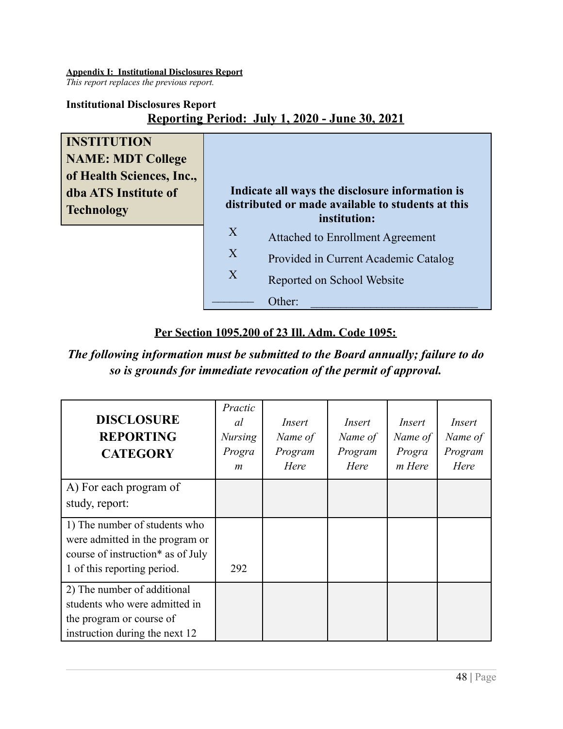**Appendix I: Institutional Disclosures Report**
*This report replaces the previous report.*

**Institutional Disclosures Report**

**Reporting Period: July 1, 2020 - June 30, 2021**

| **INSTITUTION NAME: MDT College of Health Sciences, Inc., dba ATS Institute of Technology** | **Indicate all ways the disclosure information is distributed or made available to students at this institution:** |
|---|---|
| | X Attached to Enrollment Agreement |
| | X Provided in Current Academic Catalog |
| | X Reported on School Website |
| | _______ Other: ___________________________ |

**Per Section 1095.200 of 23 Ill. Adm. Code 1095:**

***The following information must be submitted to the Board annually; failure to do so is grounds for immediate revocation of the permit of approval.***

| **DISCLOSURE REPORTING CATEGORY** | *Practical Nursing Program* | *Insert Name of Program Here* | *Insert Name of Program Here* | *Insert Name of Program Here* | *Insert Name of Program Here* |
|---|---|---|---|---|---|
| A) For each program of study, report: | | | | | |
| 1) The number of students who were admitted in the program or course of instruction* as of July 1 of this reporting period. | 292 | | | | |
| 2) The number of additional students who were admitted in the program or course of instruction during the next 12 | | | | | |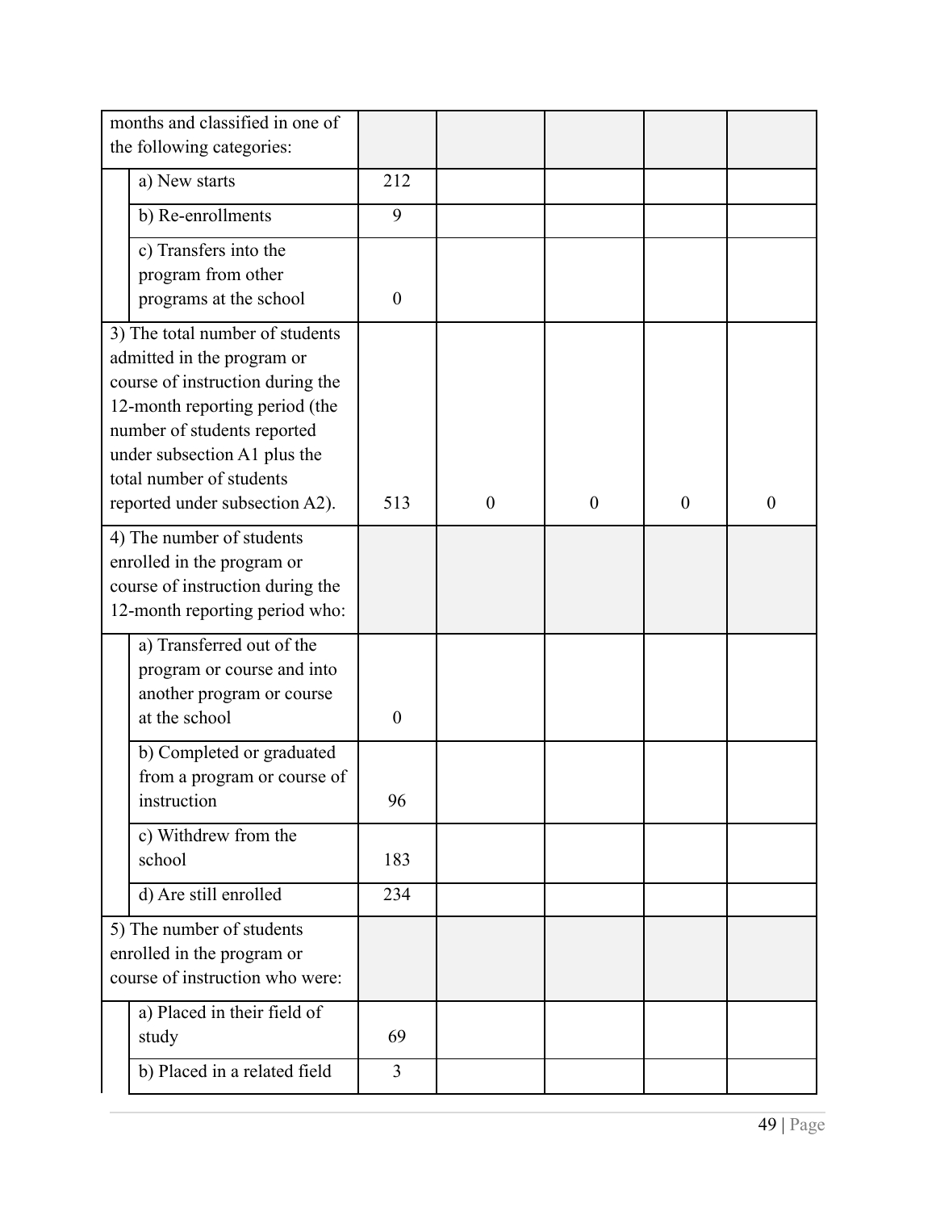| | | | | | |
|---|---|---|---|---|---|
| months and classified in one of the following categories: | | | | | |
| a) New starts | 212 | | | | |
| b) Re-enrollments | 9 | | | | |
| c) Transfers into the program from other programs at the school | 0 | | | | |
| 3) The total number of students admitted in the program or course of instruction during the 12-month reporting period (the number of students reported under subsection A1 plus the total number of students reported under subsection A2). | 513 | 0 | 0 | 0 | 0 |
| 4) The number of students enrolled in the program or course of instruction during the 12-month reporting period who: | | | | | |
| a) Transferred out of the program or course and into another program or course at the school | 0 | | | | |
| b) Completed or graduated from a program or course of instruction | 96 | | | | |
| c) Withdrew from the school | 183 | | | | |
| d) Are still enrolled | 234 | | | | |
| 5) The number of students enrolled in the program or course of instruction who were: | | | | | |
| a) Placed in their field of study | 69 | | | | |
| b) Placed in a related field | 3 | | | | |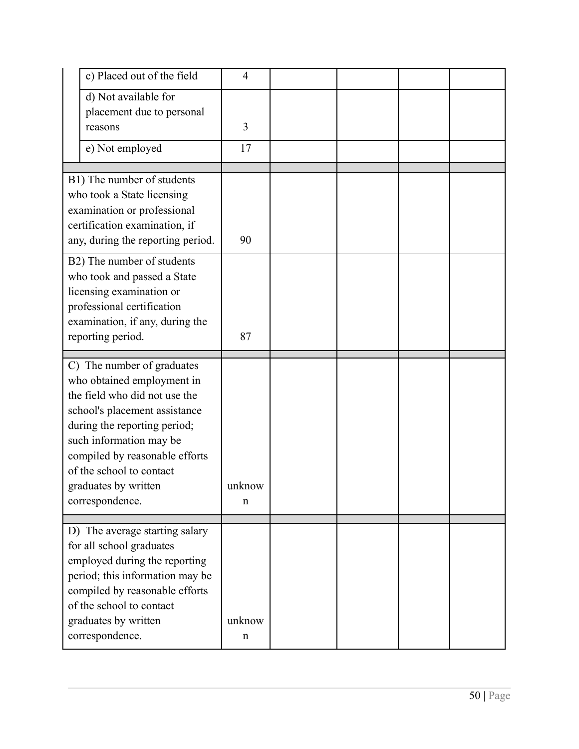| | | | | | |
|---|---|---|---|---|---|
| c) Placed out of the field | 4 | | | | |
| d) Not available for placement due to personal reasons | 3 | | | | |
| e) Not employed | 17 | | | | |
| | | | | | |
| B1) The number of students who took a State licensing examination or professional certification examination, if any, during the reporting period. | 90 | | | | |
| B2) The number of students who took and passed a State licensing examination or professional certification examination, if any, during the reporting period. | 87 | | | | |
| | | | | | |
| C) The number of graduates who obtained employment in the field who did not use the school's placement assistance during the reporting period; such information may be compiled by reasonable efforts of the school to contact graduates by written correspondence. | unknown | | | | |
| | | | | | |
| D) The average starting salary for all school graduates employed during the reporting period; this information may be compiled by reasonable efforts of the school to contact graduates by written correspondence. | unknown | | | | |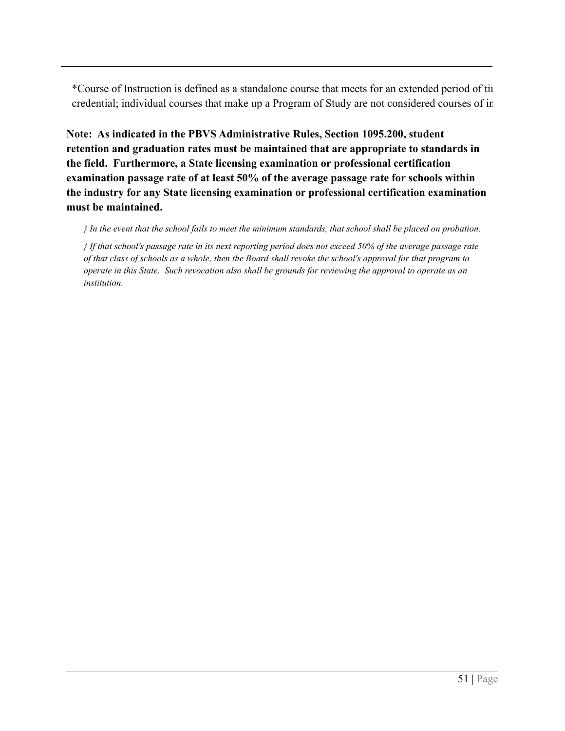*Course of Instruction is defined as a standalone course that meets for an extended period of ti credential; individual courses that make up a Program of Study are not considered courses of in

**Note: As indicated in the PBVS Administrative Rules, Section 1095.200, student retention and graduation rates must be maintained that are appropriate to standards in the field. Furthermore, a State licensing examination or professional certification examination passage rate of at least 50% of the average passage rate for schools within the industry for any State licensing examination or professional certification examination must be maintained.**

*} In the event that the school fails to meet the minimum standards, that school shall be placed on probation.*

*} If that school's passage rate in its next reporting period does not exceed 50% of the average passage rate of that class of schools as a whole, then the Board shall revoke the school's approval for that program to operate in this State. Such revocation also shall be grounds for reviewing the approval to operate as an institution.*